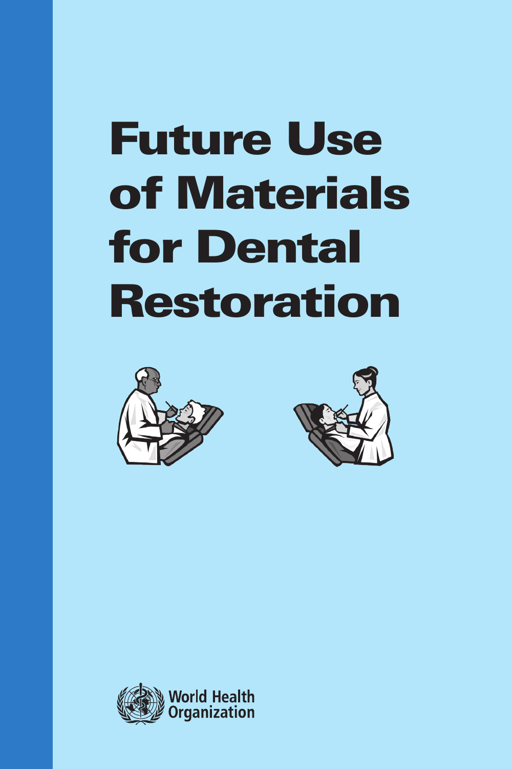# Future Use of Materials for Dental Restoration

World Health Organization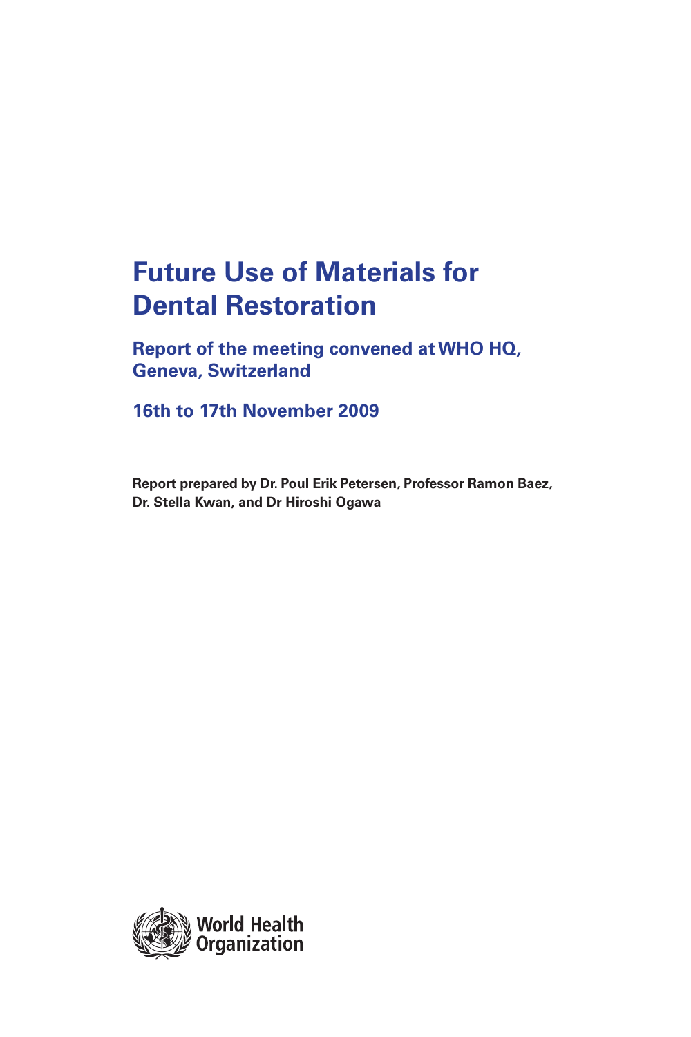# Future Use of Materials for Dental Restoration

## Report of the meeting convened at WHO HQ, Geneva, Switzerland

## 16th to 17th November 2009

**Report prepared by Dr. Poul Erik Petersen, Professor Ramon Baez, Dr. Stella Kwan, and Dr Hiroshi Ogawa**

World Health Organization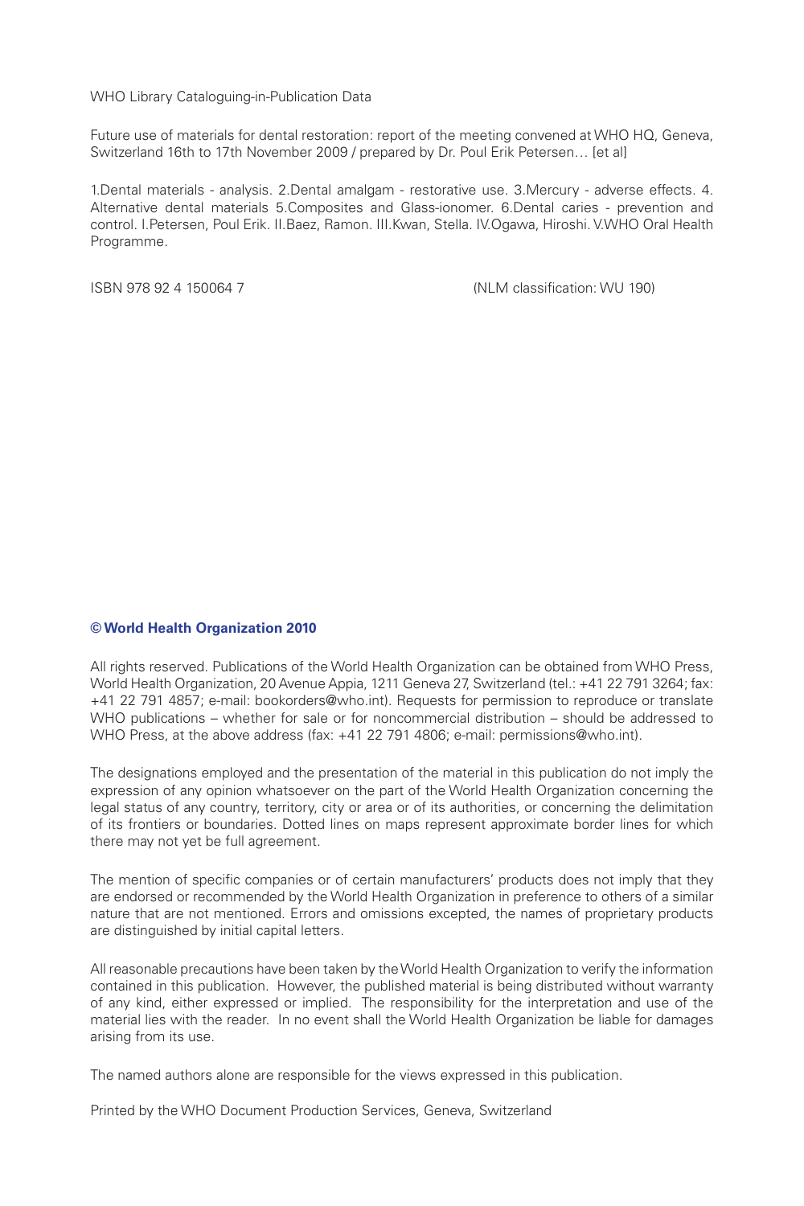WHO Library Cataloguing-in-Publication Data

Future use of materials for dental restoration: report of the meeting convened at WHO HQ, Geneva, Switzerland 16th to 17th November 2009 / prepared by Dr. Poul Erik Petersen… [et al]

1.Dental materials - analysis. 2.Dental amalgam - restorative use. 3.Mercury - adverse effects. 4. Alternative dental materials 5.Composites and Glass-ionomer. 6.Dental caries - prevention and control. I.Petersen, Poul Erik. II.Baez, Ramon. III.Kwan, Stella. IV.Ogawa, Hiroshi. V.WHO Oral Health Programme.

ISBN 978 92 4 150064 7 (NLM classification: WU 190)

**© World Health Organization 2010**

All rights reserved. Publications of the World Health Organization can be obtained from WHO Press, World Health Organization, 20 Avenue Appia, 1211 Geneva 27, Switzerland (tel.: +41 22 791 3264; fax: +41 22 791 4857; e-mail: bookorders@who.int). Requests for permission to reproduce or translate WHO publications – whether for sale or for noncommercial distribution – should be addressed to WHO Press, at the above address (fax: +41 22 791 4806; e-mail: permissions@who.int).

The designations employed and the presentation of the material in this publication do not imply the expression of any opinion whatsoever on the part of the World Health Organization concerning the legal status of any country, territory, city or area or of its authorities, or concerning the delimitation of its frontiers or boundaries. Dotted lines on maps represent approximate border lines for which there may not yet be full agreement.

The mention of specific companies or of certain manufacturers' products does not imply that they are endorsed or recommended by the World Health Organization in preference to others of a similar nature that are not mentioned. Errors and omissions excepted, the names of proprietary products are distinguished by initial capital letters.

All reasonable precautions have been taken by the World Health Organization to verify the information contained in this publication. However, the published material is being distributed without warranty of any kind, either expressed or implied. The responsibility for the interpretation and use of the material lies with the reader. In no event shall the World Health Organization be liable for damages arising from its use.

The named authors alone are responsible for the views expressed in this publication.

Printed by the WHO Document Production Services, Geneva, Switzerland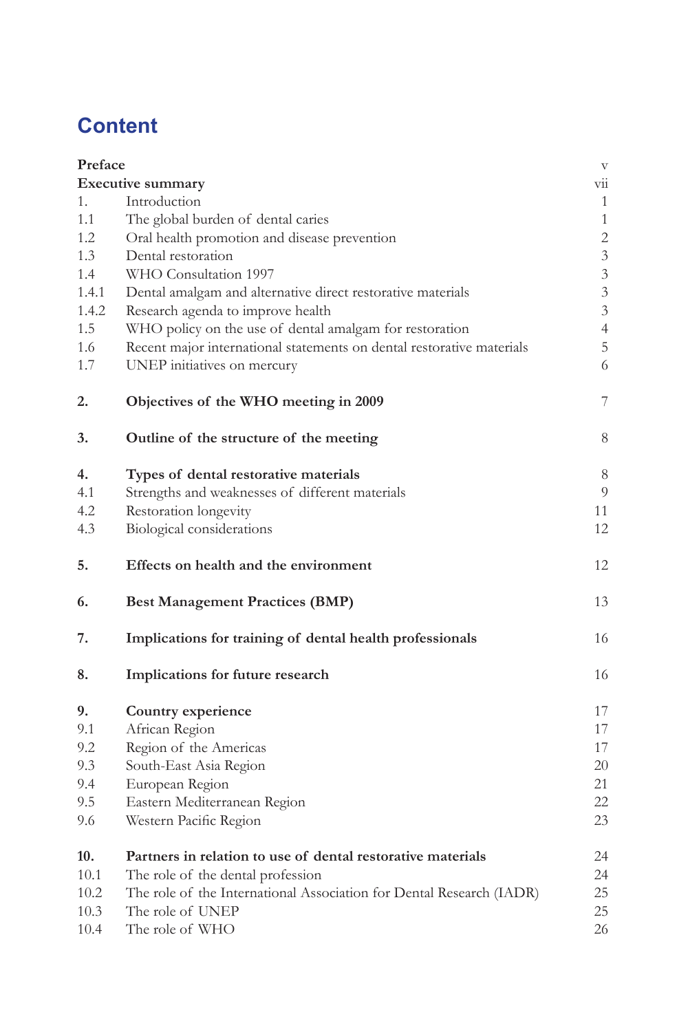# Content

| | | |
|---|---|---|
| **Preface** | | v |
| **Executive summary** | | vii |
| 1. | Introduction | 1 |
| 1.1 | The global burden of dental caries | 1 |
| 1.2 | Oral health promotion and disease prevention | 2 |
| 1.3 | Dental restoration | 3 |
| 1.4 | WHO Consultation 1997 | 3 |
| 1.4.1 | Dental amalgam and alternative direct restorative materials | 3 |
| 1.4.2 | Research agenda to improve health | 3 |
| 1.5 | WHO policy on the use of dental amalgam for restoration | 4 |
| 1.6 | Recent major international statements on dental restorative materials | 5 |
| 1.7 | UNEP initiatives on mercury | 6 |
| **2.** | **Objectives of the WHO meeting in 2009** | 7 |
| **3.** | **Outline of the structure of the meeting** | 8 |
| **4.** | **Types of dental restorative materials** | 8 |
| 4.1 | Strengths and weaknesses of different materials | 9 |
| 4.2 | Restoration longevity | 11 |
| 4.3 | Biological considerations | 12 |
| **5.** | **Effects on health and the environment** | 12 |
| **6.** | **Best Management Practices (BMP)** | 13 |
| **7.** | **Implications for training of dental health professionals** | 16 |
| **8.** | **Implications for future research** | 16 |
| **9.** | **Country experience** | 17 |
| 9.1 | African Region | 17 |
| 9.2 | Region of the Americas | 17 |
| 9.3 | South-East Asia Region | 20 |
| 9.4 | European Region | 21 |
| 9.5 | Eastern Mediterranean Region | 22 |
| 9.6 | Western Pacific Region | 23 |
| **10.** | **Partners in relation to use of dental restorative materials** | 24 |
| 10.1 | The role of the dental profession | 24 |
| 10.2 | The role of the International Association for Dental Research (IADR) | 25 |
| 10.3 | The role of UNEP | 25 |
| 10.4 | The role of WHO | 26 |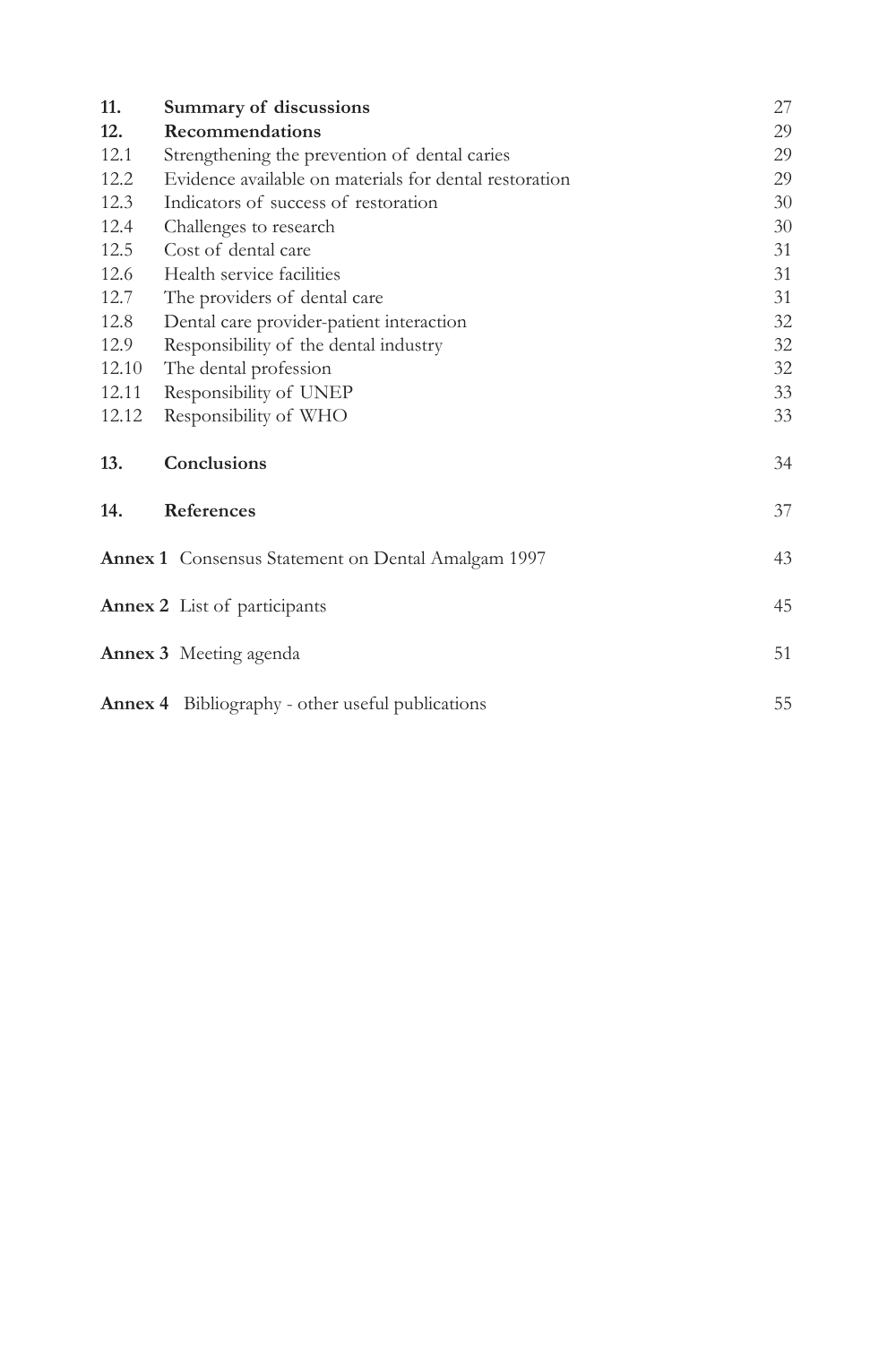| | | |
|---|---|---|
| **11.** | **Summary of discussions** | 27 |
| **12.** | **Recommendations** | 29 |
| 12.1 | Strengthening the prevention of dental caries | 29 |
| 12.2 | Evidence available on materials for dental restoration | 29 |
| 12.3 | Indicators of success of restoration | 30 |
| 12.4 | Challenges to research | 30 |
| 12.5 | Cost of dental care | 31 |
| 12.6 | Health service facilities | 31 |
| 12.7 | The providers of dental care | 31 |
| 12.8 | Dental care provider-patient interaction | 32 |
| 12.9 | Responsibility of the dental industry | 32 |
| 12.10 | The dental profession | 32 |
| 12.11 | Responsibility of UNEP | 33 |
| 12.12 | Responsibility of WHO | 33 |
| **13.** | **Conclusions** | 34 |
| **14.** | **References** | 37 |
| **Annex 1** | Consensus Statement on Dental Amalgam 1997 | 43 |
| **Annex 2** | List of participants | 45 |
| **Annex 3** | Meeting agenda | 51 |
| **Annex 4** | Bibliography - other useful publications | 55 |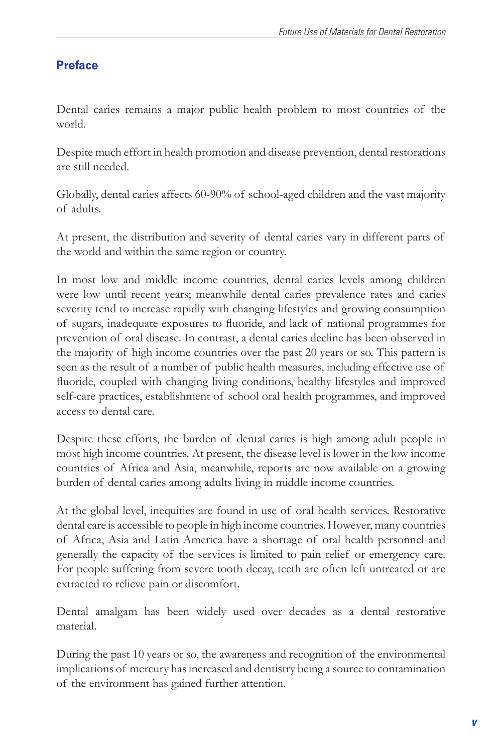## Preface

Dental caries remains a major public health problem to most countries of the world.

Despite much effort in health promotion and disease prevention, dental restorations are still needed.

Globally, dental caries affects 60-90% of school-aged children and the vast majority of adults.

At present, the distribution and severity of dental caries vary in different parts of the world and within the same region or country.

In most low and middle income countries, dental caries levels among children were low until recent years; meanwhile dental caries prevalence rates and caries severity tend to increase rapidly with changing lifestyles and growing consumption of sugars, inadequate exposures to fluoride, and lack of national programmes for prevention of oral disease. In contrast, a dental caries decline has been observed in the majority of high income countries over the past 20 years or so. This pattern is seen as the result of a number of public health measures, including effective use of fluoride, coupled with changing living conditions, healthy lifestyles and improved self-care practices, establishment of school oral health programmes, and improved access to dental care.

Despite these efforts, the burden of dental caries is high among adult people in most high income countries. At present, the disease level is lower in the low income countries of Africa and Asia, meanwhile, reports are now available on a growing burden of dental caries among adults living in middle income countries.

At the global level, inequities are found in use of oral health services. Restorative dental care is accessible to people in high income countries. However, many countries of Africa, Asia and Latin America have a shortage of oral health personnel and generally the capacity of the services is limited to pain relief or emergency care. For people suffering from severe tooth decay, teeth are often left untreated or are extracted to relieve pain or discomfort.

Dental amalgam has been widely used over decades as a dental restorative material.

During the past 10 years or so, the awareness and recognition of the environmental implications of mercury has increased and dentistry being a source to contamination of the environment has gained further attention.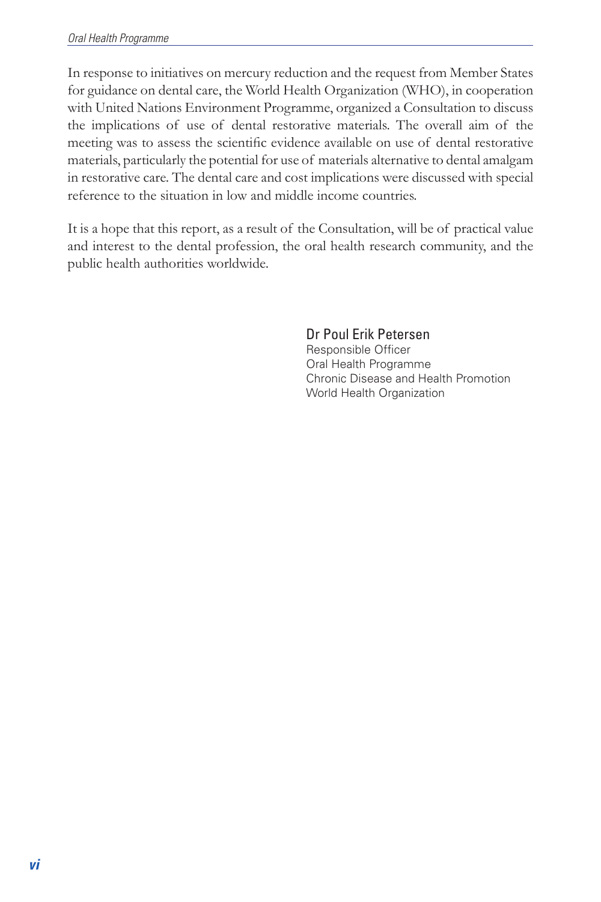In response to initiatives on mercury reduction and the request from Member States for guidance on dental care, the World Health Organization (WHO), in cooperation with United Nations Environment Programme, organized a Consultation to discuss the implications of use of dental restorative materials. The overall aim of the meeting was to assess the scientific evidence available on use of dental restorative materials, particularly the potential for use of materials alternative to dental amalgam in restorative care. The dental care and cost implications were discussed with special reference to the situation in low and middle income countries.

It is a hope that this report, as a result of the Consultation, will be of practical value and interest to the dental profession, the oral health research community, and the public health authorities worldwide.

Dr Poul Erik Petersen
Responsible Officer
Oral Health Programme
Chronic Disease and Health Promotion
World Health Organization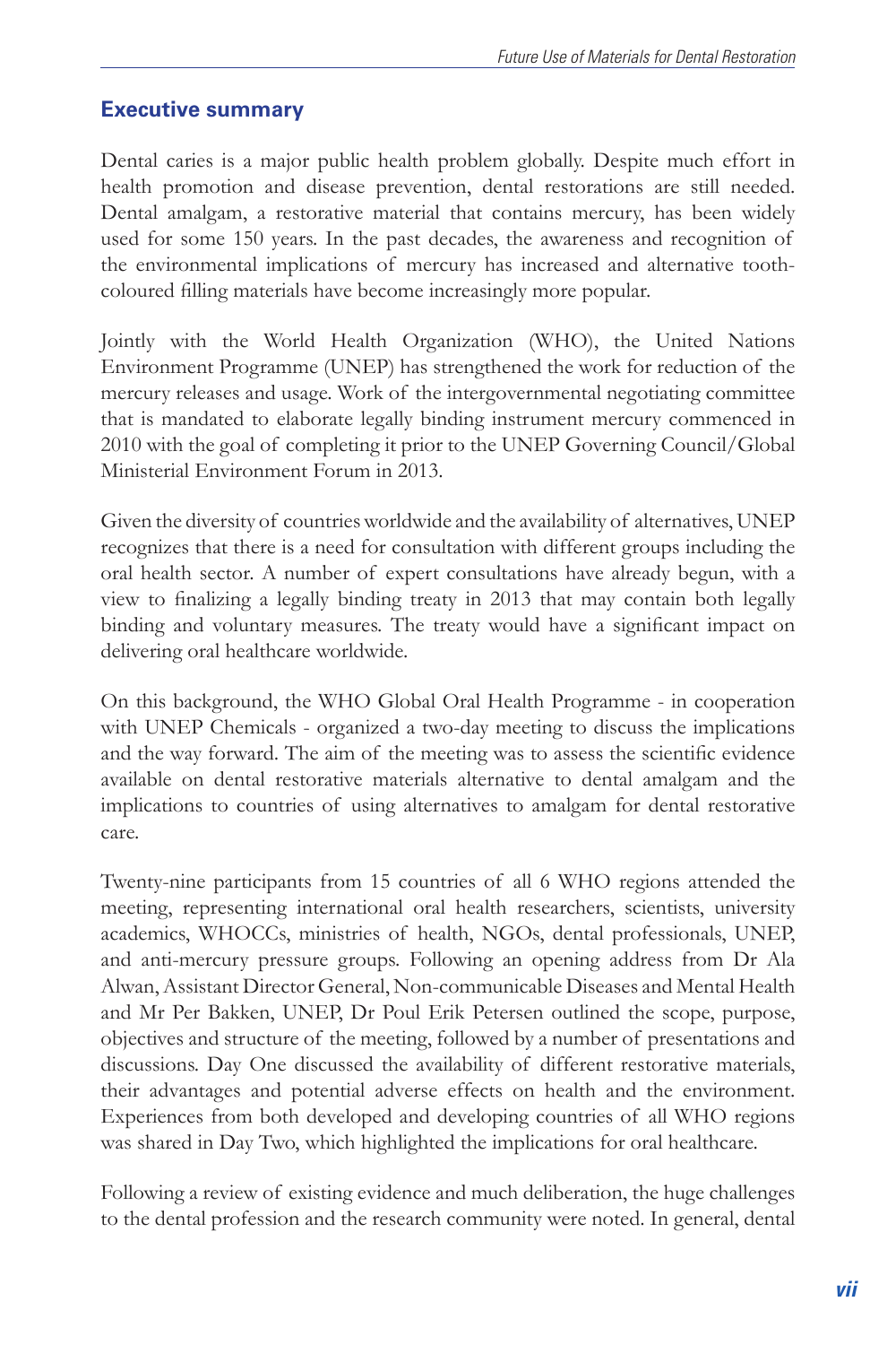## Executive summary

Dental caries is a major public health problem globally. Despite much effort in health promotion and disease prevention, dental restorations are still needed. Dental amalgam, a restorative material that contains mercury, has been widely used for some 150 years. In the past decades, the awareness and recognition of the environmental implications of mercury has increased and alternative tooth-coloured filling materials have become increasingly more popular.

Jointly with the World Health Organization (WHO), the United Nations Environment Programme (UNEP) has strengthened the work for reduction of the mercury releases and usage. Work of the intergovernmental negotiating committee that is mandated to elaborate legally binding instrument mercury commenced in 2010 with the goal of completing it prior to the UNEP Governing Council/Global Ministerial Environment Forum in 2013.

Given the diversity of countries worldwide and the availability of alternatives, UNEP recognizes that there is a need for consultation with different groups including the oral health sector. A number of expert consultations have already begun, with a view to finalizing a legally binding treaty in 2013 that may contain both legally binding and voluntary measures. The treaty would have a significant impact on delivering oral healthcare worldwide.

On this background, the WHO Global Oral Health Programme - in cooperation with UNEP Chemicals - organized a two-day meeting to discuss the implications and the way forward. The aim of the meeting was to assess the scientific evidence available on dental restorative materials alternative to dental amalgam and the implications to countries of using alternatives to amalgam for dental restorative care.

Twenty-nine participants from 15 countries of all 6 WHO regions attended the meeting, representing international oral health researchers, scientists, university academics, WHOCCs, ministries of health, NGOs, dental professionals, UNEP, and anti-mercury pressure groups. Following an opening address from Dr Ala Alwan, Assistant Director General, Non-communicable Diseases and Mental Health and Mr Per Bakken, UNEP, Dr Poul Erik Petersen outlined the scope, purpose, objectives and structure of the meeting, followed by a number of presentations and discussions. Day One discussed the availability of different restorative materials, their advantages and potential adverse effects on health and the environment. Experiences from both developed and developing countries of all WHO regions was shared in Day Two, which highlighted the implications for oral healthcare.

Following a review of existing evidence and much deliberation, the huge challenges to the dental profession and the research community were noted. In general, dental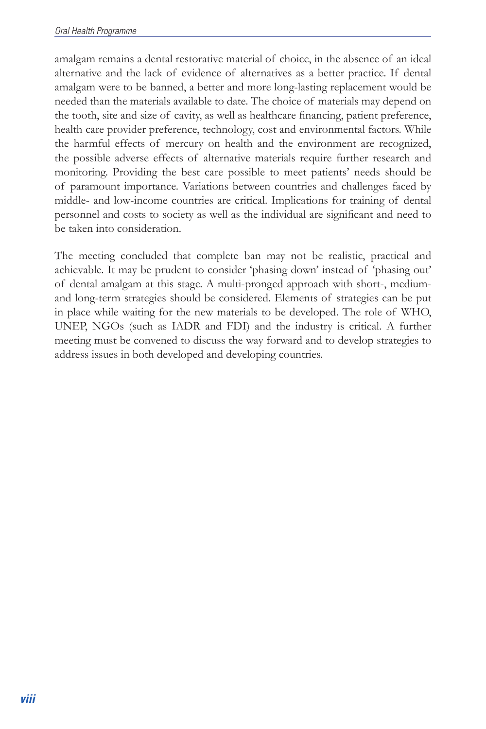amalgam remains a dental restorative material of choice, in the absence of an ideal alternative and the lack of evidence of alternatives as a better practice. If dental amalgam were to be banned, a better and more long-lasting replacement would be needed than the materials available to date. The choice of materials may depend on the tooth, site and size of cavity, as well as healthcare financing, patient preference, health care provider preference, technology, cost and environmental factors. While the harmful effects of mercury on health and the environment are recognized, the possible adverse effects of alternative materials require further research and monitoring. Providing the best care possible to meet patients' needs should be of paramount importance. Variations between countries and challenges faced by middle- and low-income countries are critical. Implications for training of dental personnel and costs to society as well as the individual are significant and need to be taken into consideration.

The meeting concluded that complete ban may not be realistic, practical and achievable. It may be prudent to consider 'phasing down' instead of 'phasing out' of dental amalgam at this stage. A multi-pronged approach with short-, medium- and long-term strategies should be considered. Elements of strategies can be put in place while waiting for the new materials to be developed. The role of WHO, UNEP, NGOs (such as IADR and FDI) and the industry is critical. A further meeting must be convened to discuss the way forward and to develop strategies to address issues in both developed and developing countries.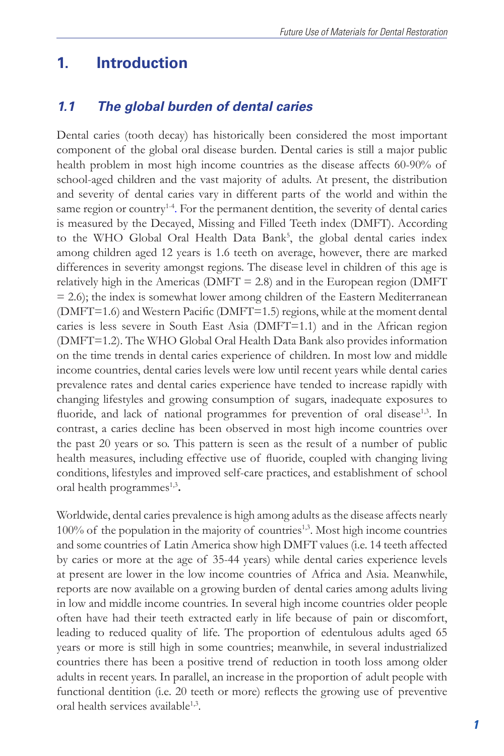# 1. Introduction

## *1.1 The global burden of dental caries*

Dental caries (tooth decay) has historically been considered the most important component of the global oral disease burden. Dental caries is still a major public health problem in most high income countries as the disease affects 60-90% of school-aged children and the vast majority of adults. At present, the distribution and severity of dental caries vary in different parts of the world and within the same region or country[1-4]. For the permanent dentition, the severity of dental caries is measured by the Decayed, Missing and Filled Teeth index (DMFT). According to the WHO Global Oral Health Data Bank[5], the global dental caries index among children aged 12 years is 1.6 teeth on average, however, there are marked differences in severity amongst regions. The disease level in children of this age is relatively high in the Americas (DMFT = 2.8) and in the European region (DMFT = 2.6); the index is somewhat lower among children of the Eastern Mediterranean (DMFT=1.6) and Western Pacific (DMFT=1.5) regions, while at the moment dental caries is less severe in South East Asia (DMFT=1.1) and in the African region (DMFT=1.2). The WHO Global Oral Health Data Bank also provides information on the time trends in dental caries experience of children. In most low and middle income countries, dental caries levels were low until recent years while dental caries prevalence rates and dental caries experience have tended to increase rapidly with changing lifestyles and growing consumption of sugars, inadequate exposures to fluoride, and lack of national programmes for prevention of oral disease[1,3]. In contrast, a caries decline has been observed in most high income countries over the past 20 years or so. This pattern is seen as the result of a number of public health measures, including effective use of fluoride, coupled with changing living conditions, lifestyles and improved self-care practices, and establishment of school oral health programmes[1,3]**.**

Worldwide, dental caries prevalence is high among adults as the disease affects nearly 100% of the population in the majority of countries[1,3]. Most high income countries and some countries of Latin America show high DMFT values (i.e. 14 teeth affected by caries or more at the age of 35-44 years) while dental caries experience levels at present are lower in the low income countries of Africa and Asia. Meanwhile, reports are now available on a growing burden of dental caries among adults living in low and middle income countries. In several high income countries older people often have had their teeth extracted early in life because of pain or discomfort, leading to reduced quality of life. The proportion of edentulous adults aged 65 years or more is still high in some countries; meanwhile, in several industrialized countries there has been a positive trend of reduction in tooth loss among older adults in recent years. In parallel, an increase in the proportion of adult people with functional dentition (i.e. 20 teeth or more) reflects the growing use of preventive oral health services available[1,3].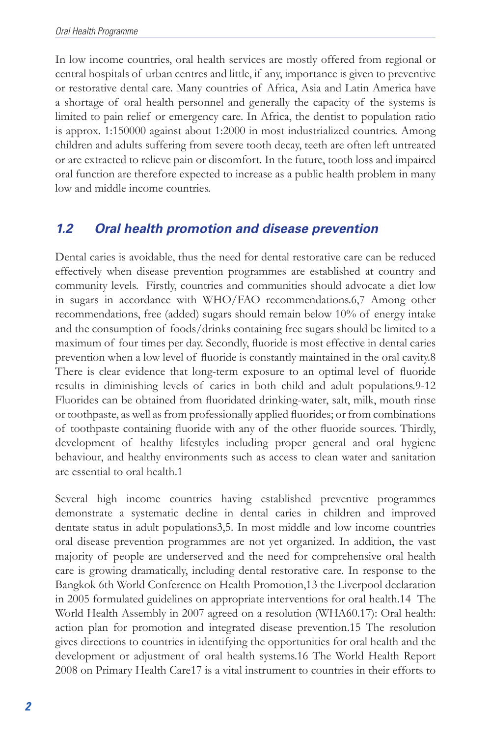In low income countries, oral health services are mostly offered from regional or central hospitals of urban centres and little, if any, importance is given to preventive or restorative dental care. Many countries of Africa, Asia and Latin America have a shortage of oral health personnel and generally the capacity of the systems is limited to pain relief or emergency care. In Africa, the dentist to population ratio is approx. 1:150000 against about 1:2000 in most industrialized countries. Among children and adults suffering from severe tooth decay, teeth are often left untreated or are extracted to relieve pain or discomfort. In the future, tooth loss and impaired oral function are therefore expected to increase as a public health problem in many low and middle income countries.

## 1.2 Oral health promotion and disease prevention

Dental caries is avoidable, thus the need for dental restorative care can be reduced effectively when disease prevention programmes are established at country and community levels. Firstly, countries and communities should advocate a diet low in sugars in accordance with WHO/FAO recommendations.[6,7] Among other recommendations, free (added) sugars should remain below 10% of energy intake and the consumption of foods/drinks containing free sugars should be limited to a maximum of four times per day. Secondly, fluoride is most effective in dental caries prevention when a low level of fluoride is constantly maintained in the oral cavity.[8] There is clear evidence that long-term exposure to an optimal level of fluoride results in diminishing levels of caries in both child and adult populations.[9-12] Fluorides can be obtained from fluoridated drinking-water, salt, milk, mouth rinse or toothpaste, as well as from professionally applied fluorides; or from combinations of toothpaste containing fluoride with any of the other fluoride sources. Thirdly, development of healthy lifestyles including proper general and oral hygiene behaviour, and healthy environments such as access to clean water and sanitation are essential to oral health.[1]

Several high income countries having established preventive programmes demonstrate a systematic decline in dental caries in children and improved dentate status in adult populations[3,5]. In most middle and low income countries oral disease prevention programmes are not yet organized. In addition, the vast majority of people are underserved and the need for comprehensive oral health care is growing dramatically, including dental restorative care. In response to the Bangkok 6th World Conference on Health Promotion,[13] the Liverpool declaration in 2005 formulated guidelines on appropriate interventions for oral health.[14] The World Health Assembly in 2007 agreed on a resolution (WHA60.17): Oral health: action plan for promotion and integrated disease prevention.[15] The resolution gives directions to countries in identifying the opportunities for oral health and the development or adjustment of oral health systems.[16] The World Health Report 2008 on Primary Health Care[17] is a vital instrument to countries in their efforts to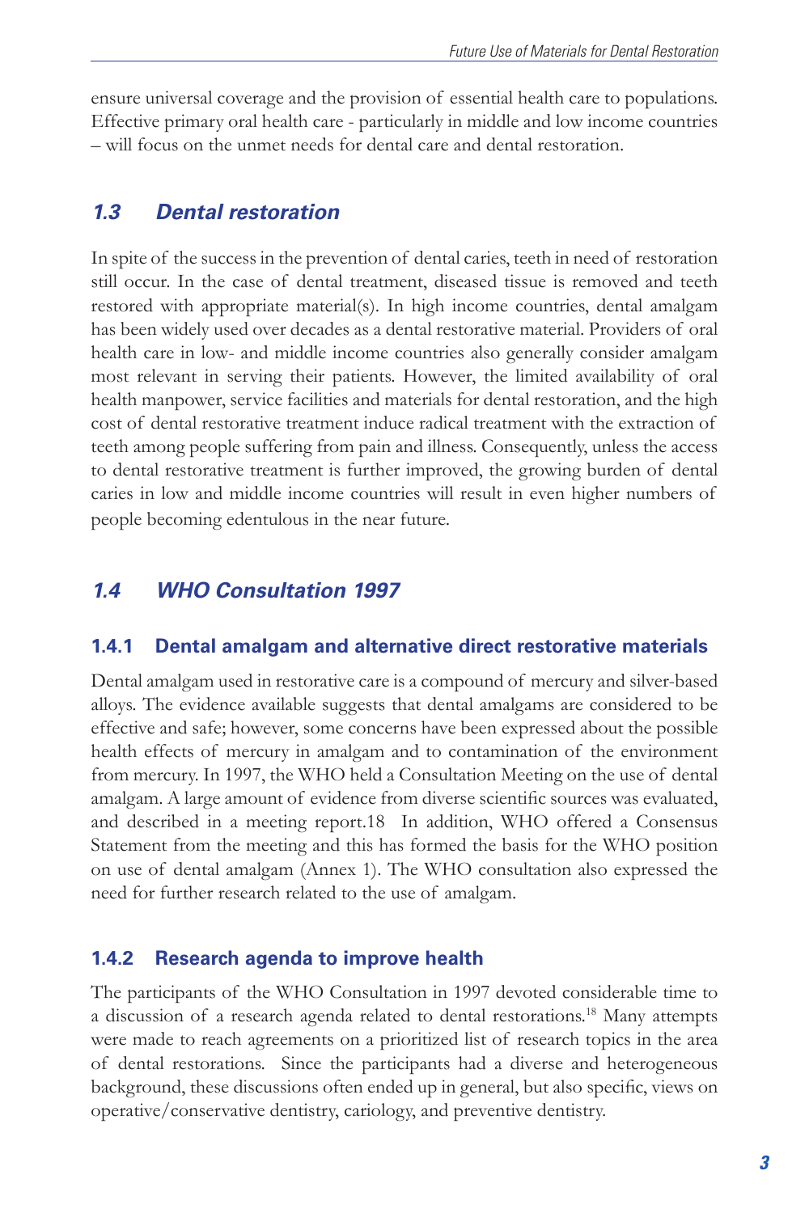ensure universal coverage and the provision of essential health care to populations. Effective primary oral health care - particularly in middle and low income countries – will focus on the unmet needs for dental care and dental restoration.

## 1.3 Dental restoration

In spite of the success in the prevention of dental caries, teeth in need of restoration still occur. In the case of dental treatment, diseased tissue is removed and teeth restored with appropriate material(s). In high income countries, dental amalgam has been widely used over decades as a dental restorative material. Providers of oral health care in low- and middle income countries also generally consider amalgam most relevant in serving their patients. However, the limited availability of oral health manpower, service facilities and materials for dental restoration, and the high cost of dental restorative treatment induce radical treatment with the extraction of teeth among people suffering from pain and illness. Consequently, unless the access to dental restorative treatment is further improved, the growing burden of dental caries in low and middle income countries will result in even higher numbers of people becoming edentulous in the near future.

## 1.4 WHO Consultation 1997

### 1.4.1 Dental amalgam and alternative direct restorative materials

Dental amalgam used in restorative care is a compound of mercury and silver-based alloys. The evidence available suggests that dental amalgams are considered to be effective and safe; however, some concerns have been expressed about the possible health effects of mercury in amalgam and to contamination of the environment from mercury. In 1997, the WHO held a Consultation Meeting on the use of dental amalgam. A large amount of evidence from diverse scientific sources was evaluated, and described in a meeting report.18 In addition, WHO offered a Consensus Statement from the meeting and this has formed the basis for the WHO position on use of dental amalgam (Annex 1). The WHO consultation also expressed the need for further research related to the use of amalgam.

### 1.4.2 Research agenda to improve health

The participants of the WHO Consultation in 1997 devoted considerable time to a discussion of a research agenda related to dental restorations.[18] Many attempts were made to reach agreements on a prioritized list of research topics in the area of dental restorations. Since the participants had a diverse and heterogeneous background, these discussions often ended up in general, but also specific, views on operative/conservative dentistry, cariology, and preventive dentistry.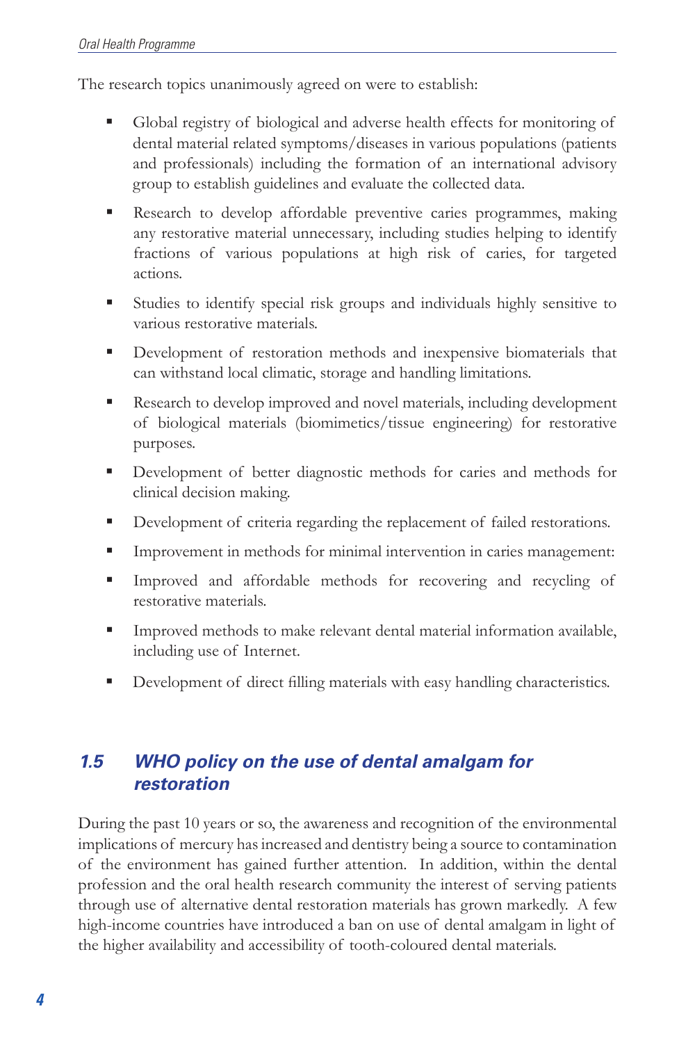The research topics unanimously agreed on were to establish:

- Global registry of biological and adverse health effects for monitoring of dental material related symptoms/diseases in various populations (patients and professionals) including the formation of an international advisory group to establish guidelines and evaluate the collected data.
- Research to develop affordable preventive caries programmes, making any restorative material unnecessary, including studies helping to identify fractions of various populations at high risk of caries, for targeted actions.
- Studies to identify special risk groups and individuals highly sensitive to various restorative materials.
- Development of restoration methods and inexpensive biomaterials that can withstand local climatic, storage and handling limitations.
- Research to develop improved and novel materials, including development of biological materials (biomimetics/tissue engineering) for restorative purposes.
- Development of better diagnostic methods for caries and methods for clinical decision making.
- Development of criteria regarding the replacement of failed restorations.
- Improvement in methods for minimal intervention in caries management:
- Improved and affordable methods for recovering and recycling of restorative materials.
- Improved methods to make relevant dental material information available, including use of Internet.
- Development of direct filling materials with easy handling characteristics.

## 1.5 WHO policy on the use of dental amalgam for restoration

During the past 10 years or so, the awareness and recognition of the environmental implications of mercury has increased and dentistry being a source to contamination of the environment has gained further attention. In addition, within the dental profession and the oral health research community the interest of serving patients through use of alternative dental restoration materials has grown markedly. A few high-income countries have introduced a ban on use of dental amalgam in light of the higher availability and accessibility of tooth-coloured dental materials.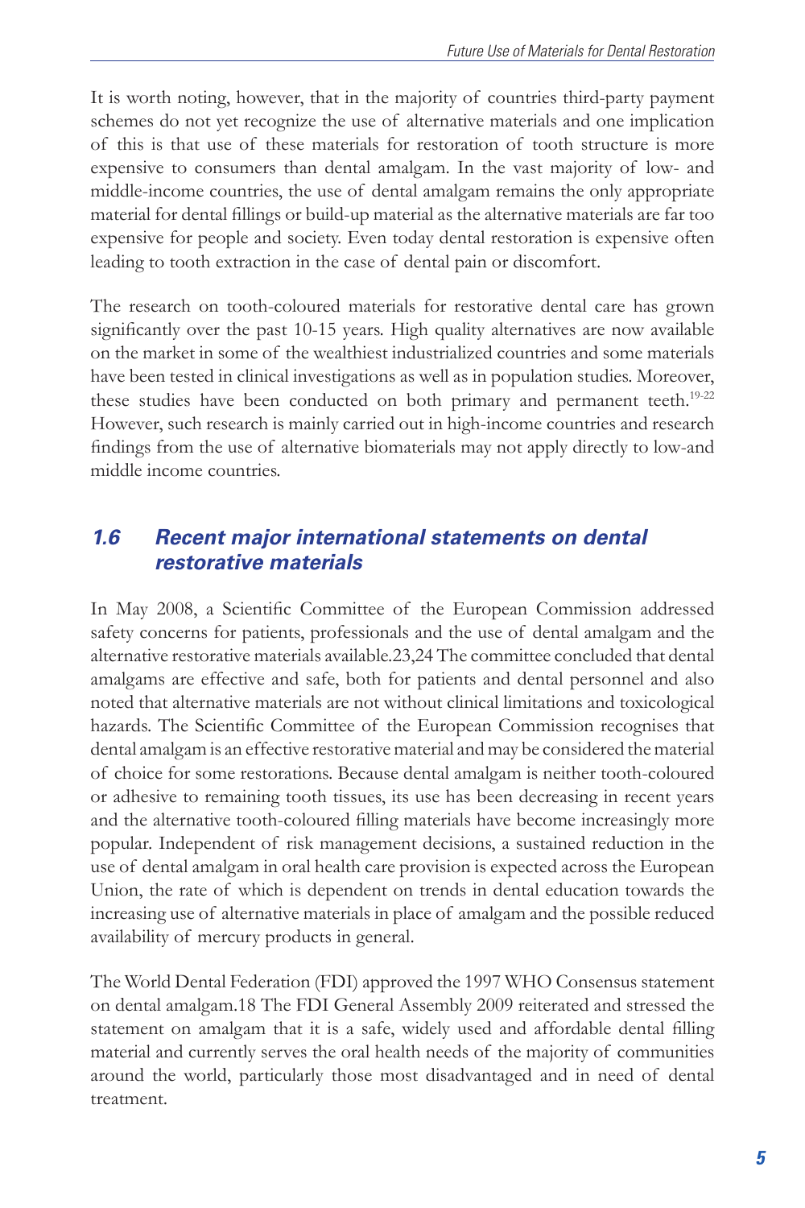It is worth noting, however, that in the majority of countries third-party payment schemes do not yet recognize the use of alternative materials and one implication of this is that use of these materials for restoration of tooth structure is more expensive to consumers than dental amalgam. In the vast majority of low- and middle-income countries, the use of dental amalgam remains the only appropriate material for dental fillings or build-up material as the alternative materials are far too expensive for people and society. Even today dental restoration is expensive often leading to tooth extraction in the case of dental pain or discomfort.

The research on tooth-coloured materials for restorative dental care has grown significantly over the past 10-15 years. High quality alternatives are now available on the market in some of the wealthiest industrialized countries and some materials have been tested in clinical investigations as well as in population studies. Moreover, these studies have been conducted on both primary and permanent teeth.[19-22] However, such research is mainly carried out in high-income countries and research findings from the use of alternative biomaterials may not apply directly to low-and middle income countries.

## 1.6 Recent major international statements on dental restorative materials

In May 2008, a Scientific Committee of the European Commission addressed safety concerns for patients, professionals and the use of dental amalgam and the alternative restorative materials available.23,24 The committee concluded that dental amalgams are effective and safe, both for patients and dental personnel and also noted that alternative materials are not without clinical limitations and toxicological hazards. The Scientific Committee of the European Commission recognises that dental amalgam is an effective restorative material and may be considered the material of choice for some restorations. Because dental amalgam is neither tooth-coloured or adhesive to remaining tooth tissues, its use has been decreasing in recent years and the alternative tooth-coloured filling materials have become increasingly more popular. Independent of risk management decisions, a sustained reduction in the use of dental amalgam in oral health care provision is expected across the European Union, the rate of which is dependent on trends in dental education towards the increasing use of alternative materials in place of amalgam and the possible reduced availability of mercury products in general.

The World Dental Federation (FDI) approved the 1997 WHO Consensus statement on dental amalgam.18 The FDI General Assembly 2009 reiterated and stressed the statement on amalgam that it is a safe, widely used and affordable dental filling material and currently serves the oral health needs of the majority of communities around the world, particularly those most disadvantaged and in need of dental treatment.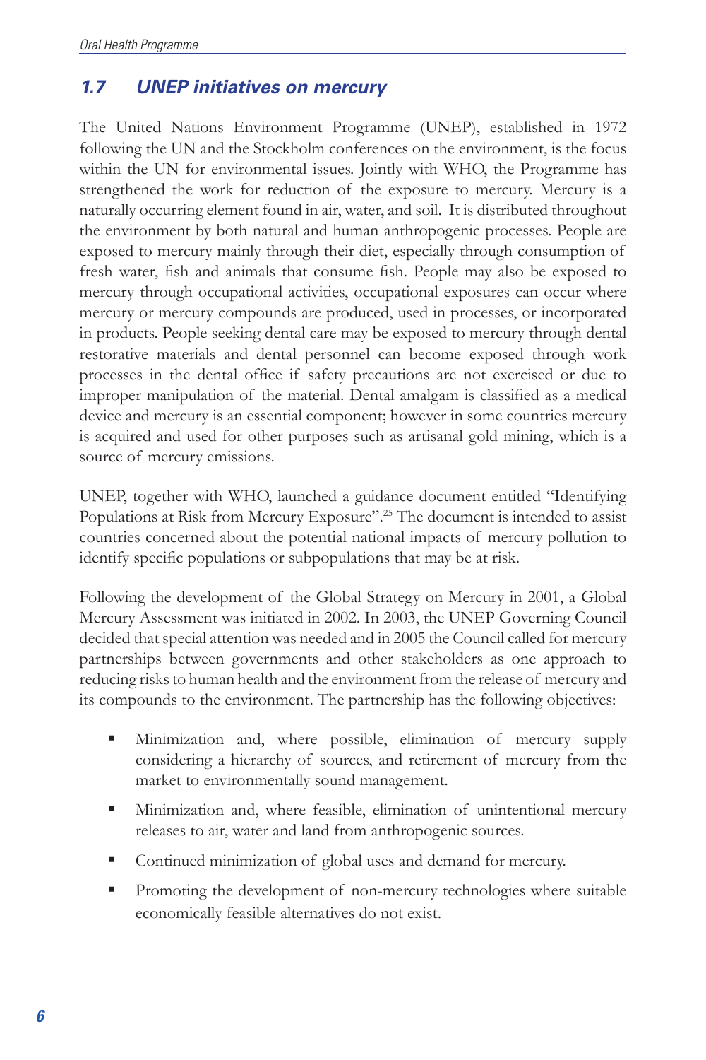## 1.7 UNEP initiatives on mercury

The United Nations Environment Programme (UNEP), established in 1972 following the UN and the Stockholm conferences on the environment, is the focus within the UN for environmental issues. Jointly with WHO, the Programme has strengthened the work for reduction of the exposure to mercury. Mercury is a naturally occurring element found in air, water, and soil. It is distributed throughout the environment by both natural and human anthropogenic processes. People are exposed to mercury mainly through their diet, especially through consumption of fresh water, fish and animals that consume fish. People may also be exposed to mercury through occupational activities, occupational exposures can occur where mercury or mercury compounds are produced, used in processes, or incorporated in products. People seeking dental care may be exposed to mercury through dental restorative materials and dental personnel can become exposed through work processes in the dental office if safety precautions are not exercised or due to improper manipulation of the material. Dental amalgam is classified as a medical device and mercury is an essential component; however in some countries mercury is acquired and used for other purposes such as artisanal gold mining, which is a source of mercury emissions.

UNEP, together with WHO, launched a guidance document entitled "Identifying Populations at Risk from Mercury Exposure".[25] The document is intended to assist countries concerned about the potential national impacts of mercury pollution to identify specific populations or subpopulations that may be at risk.

Following the development of the Global Strategy on Mercury in 2001, a Global Mercury Assessment was initiated in 2002. In 2003, the UNEP Governing Council decided that special attention was needed and in 2005 the Council called for mercury partnerships between governments and other stakeholders as one approach to reducing risks to human health and the environment from the release of mercury and its compounds to the environment. The partnership has the following objectives:

- Minimization and, where possible, elimination of mercury supply considering a hierarchy of sources, and retirement of mercury from the market to environmentally sound management.
- Minimization and, where feasible, elimination of unintentional mercury releases to air, water and land from anthropogenic sources.
- Continued minimization of global uses and demand for mercury.
- Promoting the development of non-mercury technologies where suitable economically feasible alternatives do not exist.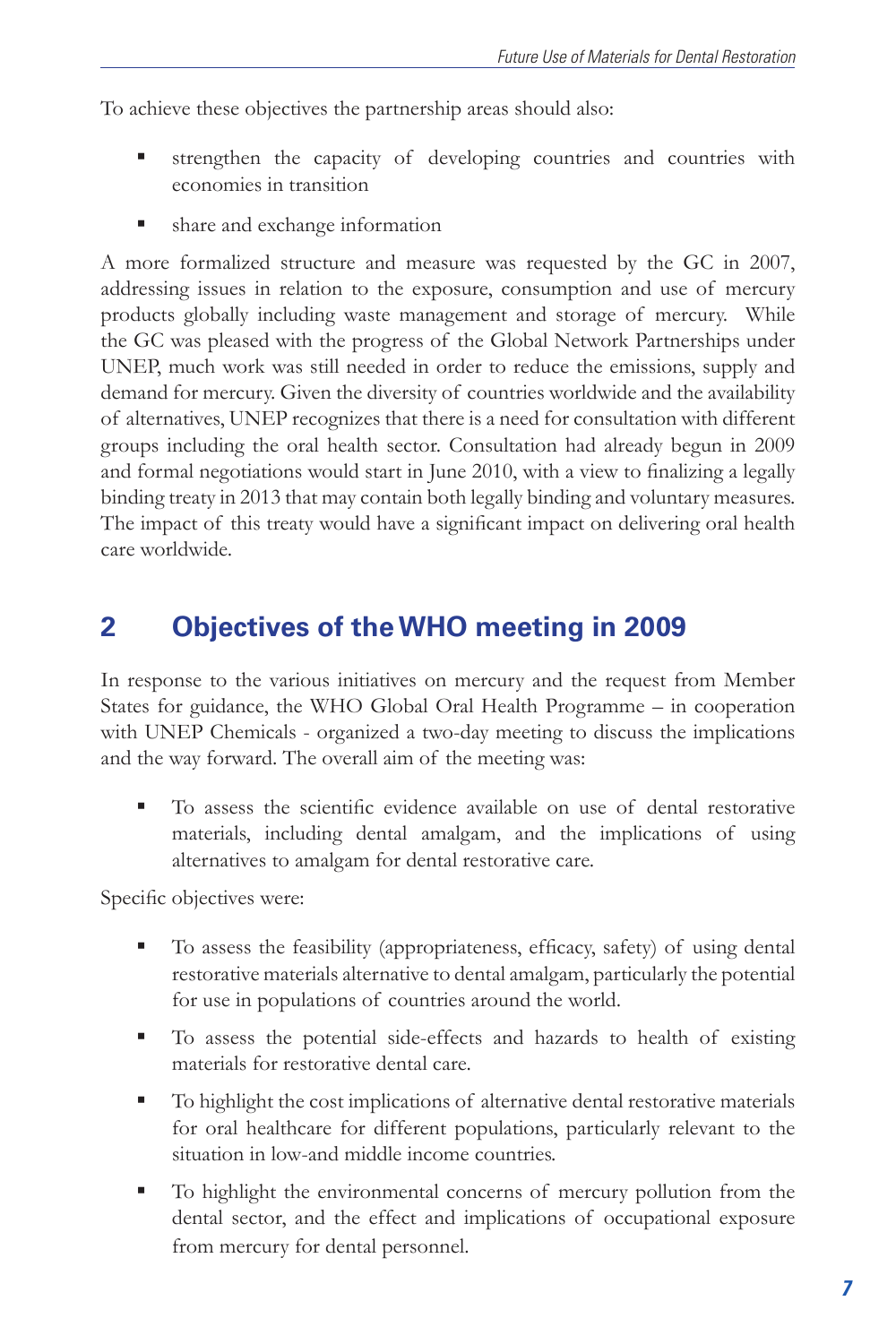To achieve these objectives the partnership areas should also:

- strengthen the capacity of developing countries and countries with economies in transition
- share and exchange information

A more formalized structure and measure was requested by the GC in 2007, addressing issues in relation to the exposure, consumption and use of mercury products globally including waste management and storage of mercury. While the GC was pleased with the progress of the Global Network Partnerships under UNEP, much work was still needed in order to reduce the emissions, supply and demand for mercury. Given the diversity of countries worldwide and the availability of alternatives, UNEP recognizes that there is a need for consultation with different groups including the oral health sector. Consultation had already begun in 2009 and formal negotiations would start in June 2010, with a view to finalizing a legally binding treaty in 2013 that may contain both legally binding and voluntary measures. The impact of this treaty would have a significant impact on delivering oral health care worldwide.

## 2 Objectives of the WHO meeting in 2009

In response to the various initiatives on mercury and the request from Member States for guidance, the WHO Global Oral Health Programme – in cooperation with UNEP Chemicals - organized a two-day meeting to discuss the implications and the way forward. The overall aim of the meeting was:

- To assess the scientific evidence available on use of dental restorative materials, including dental amalgam, and the implications of using alternatives to amalgam for dental restorative care.

Specific objectives were:

- To assess the feasibility (appropriateness, efficacy, safety) of using dental restorative materials alternative to dental amalgam, particularly the potential for use in populations of countries around the world.
- To assess the potential side-effects and hazards to health of existing materials for restorative dental care.
- To highlight the cost implications of alternative dental restorative materials for oral healthcare for different populations, particularly relevant to the situation in low-and middle income countries.
- To highlight the environmental concerns of mercury pollution from the dental sector, and the effect and implications of occupational exposure from mercury for dental personnel.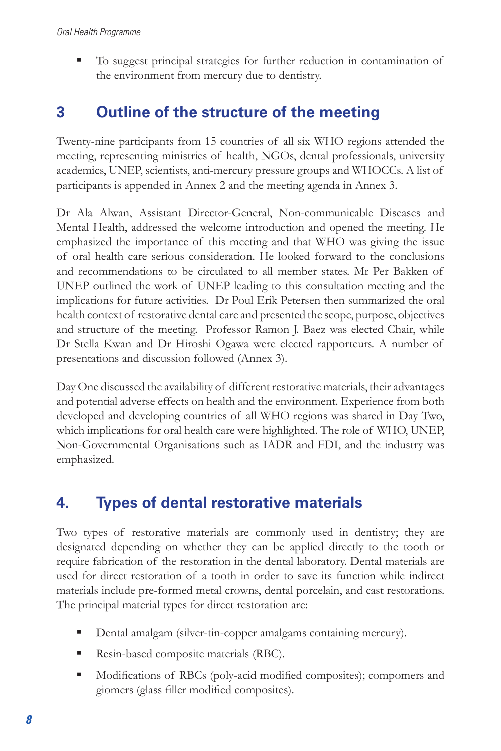- To suggest principal strategies for further reduction in contamination of the environment from mercury due to dentistry.

## 3 Outline of the structure of the meeting

Twenty-nine participants from 15 countries of all six WHO regions attended the meeting, representing ministries of health, NGOs, dental professionals, university academics, UNEP, scientists, anti-mercury pressure groups and WHOCCs. A list of participants is appended in Annex 2 and the meeting agenda in Annex 3.

Dr Ala Alwan, Assistant Director-General, Non-communicable Diseases and Mental Health, addressed the welcome introduction and opened the meeting. He emphasized the importance of this meeting and that WHO was giving the issue of oral health care serious consideration. He looked forward to the conclusions and recommendations to be circulated to all member states. Mr Per Bakken of UNEP outlined the work of UNEP leading to this consultation meeting and the implications for future activities. Dr Poul Erik Petersen then summarized the oral health context of restorative dental care and presented the scope, purpose, objectives and structure of the meeting. Professor Ramon J. Baez was elected Chair, while Dr Stella Kwan and Dr Hiroshi Ogawa were elected rapporteurs. A number of presentations and discussion followed (Annex 3).

Day One discussed the availability of different restorative materials, their advantages and potential adverse effects on health and the environment. Experience from both developed and developing countries of all WHO regions was shared in Day Two, which implications for oral health care were highlighted. The role of WHO, UNEP, Non-Governmental Organisations such as IADR and FDI, and the industry was emphasized.

## 4. Types of dental restorative materials

Two types of restorative materials are commonly used in dentistry; they are designated depending on whether they can be applied directly to the tooth or require fabrication of the restoration in the dental laboratory. Dental materials are used for direct restoration of a tooth in order to save its function while indirect materials include pre-formed metal crowns, dental porcelain, and cast restorations. The principal material types for direct restoration are:

- Dental amalgam (silver-tin-copper amalgams containing mercury).
- Resin-based composite materials (RBC).
- Modifications of RBCs (poly-acid modified composites); compomers and giomers (glass filler modified composites).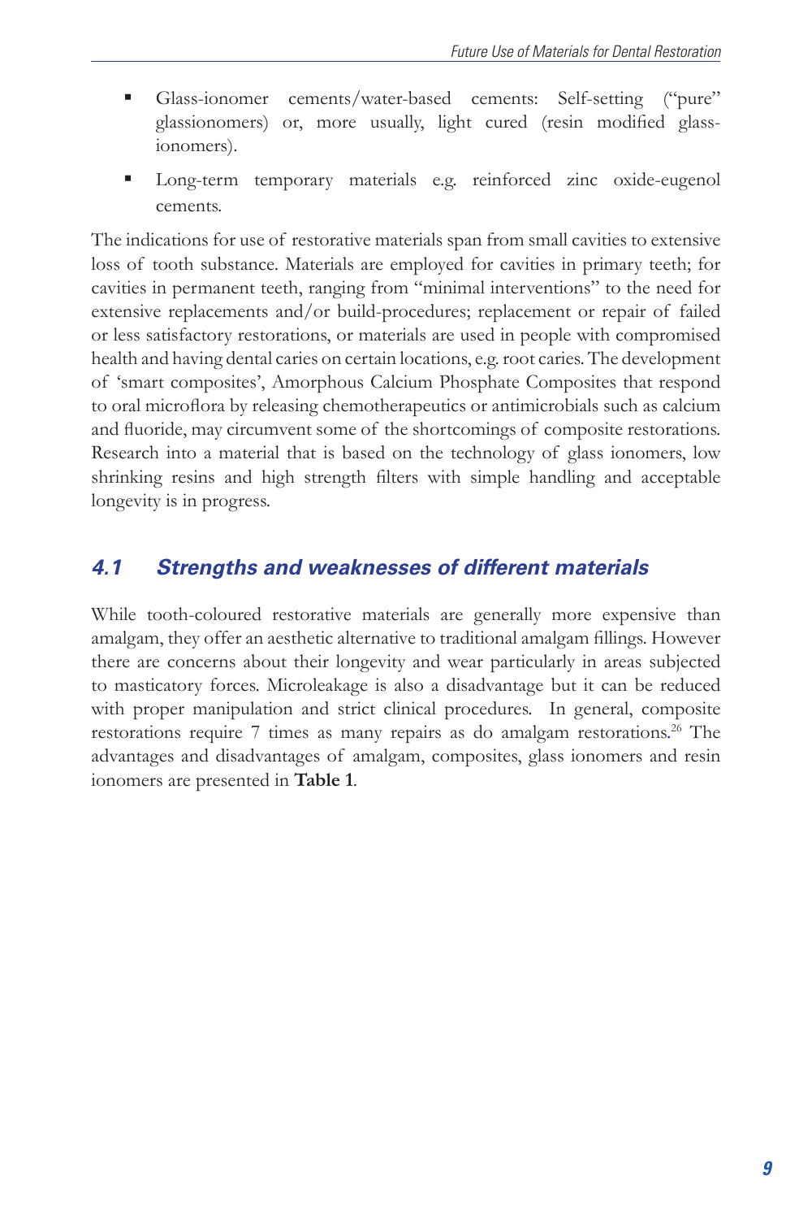- Glass-ionomer cements/water-based cements: Self-setting ("pure" glassionomers) or, more usually, light cured (resin modified glass-ionomers).
- Long-term temporary materials e.g. reinforced zinc oxide-eugenol cements.

The indications for use of restorative materials span from small cavities to extensive loss of tooth substance. Materials are employed for cavities in primary teeth; for cavities in permanent teeth, ranging from "minimal interventions" to the need for extensive replacements and/or build-procedures; replacement or repair of failed or less satisfactory restorations, or materials are used in people with compromised health and having dental caries on certain locations, e.g. root caries. The development of 'smart composites', Amorphous Calcium Phosphate Composites that respond to oral microflora by releasing chemotherapeutics or antimicrobials such as calcium and fluoride, may circumvent some of the shortcomings of composite restorations. Research into a material that is based on the technology of glass ionomers, low shrinking resins and high strength filters with simple handling and acceptable longevity is in progress.

## 4.1 Strengths and weaknesses of different materials

While tooth-coloured restorative materials are generally more expensive than amalgam, they offer an aesthetic alternative to traditional amalgam fillings. However there are concerns about their longevity and wear particularly in areas subjected to masticatory forces. Microleakage is also a disadvantage but it can be reduced with proper manipulation and strict clinical procedures. In general, composite restorations require 7 times as many repairs as do amalgam restorations.[26] The advantages and disadvantages of amalgam, composites, glass ionomers and resin ionomers are presented in **Table 1**.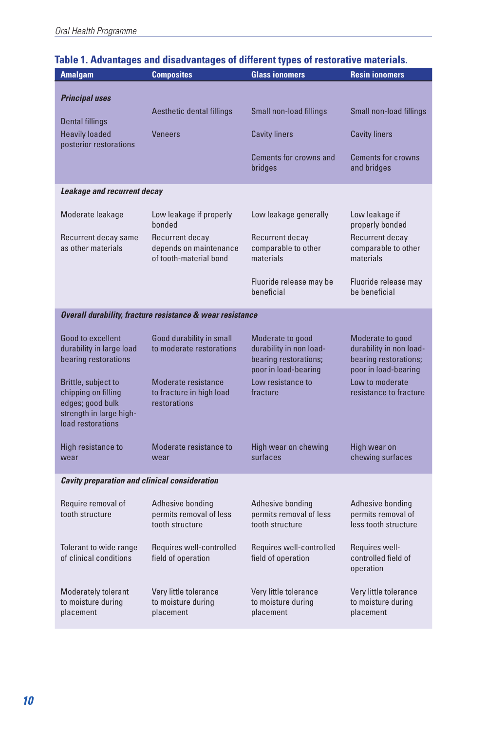**Table 1. Advantages and disadvantages of different types of restorative materials.**

| Amalgam | Composites | Glass ionomers | Resin ionomers |
|---|---|---|---|
| ***Principal uses*** | | | |
| Dental fillings | Aesthetic dental fillings | Small non-load fillings | Small non-load fillings |
| Heavily loaded posterior restorations | Veneers | Cavity liners | Cavity liners |
| | | Cements for crowns and bridges | Cements for crowns and bridges |
| ***Leakage and recurrent decay*** | | | |
| Moderate leakage | Low leakage if properly bonded | Low leakage generally | Low leakage if properly bonded |
| Recurrent decay same as other materials | Recurrent decay depends on maintenance of tooth-material bond | Recurrent decay comparable to other materials | Recurrent decay comparable to other materials |
| | | Fluoride release may be beneficial | Fluoride release may be beneficial |
| ***Overall durability, fracture resistance & wear resistance*** | | | |
| Good to excellent durability in large load bearing restorations | Good durability in small to moderate restorations | Moderate to good durability in non load-bearing restorations; poor in load-bearing | Moderate to good durability in non load-bearing restorations; poor in load-bearing |
| Brittle, subject to chipping on filling edges; good bulk strength in large high-load restorations | Moderate resistance to fracture in high load restorations | Low resistance to fracture | Low to moderate resistance to fracture |
| High resistance to wear | Moderate resistance to wear | High wear on chewing surfaces | High wear on chewing surfaces |
| ***Cavity preparation and clinical consideration*** | | | |
| Require removal of tooth structure | Adhesive bonding permits removal of less tooth structure | Adhesive bonding permits removal of less tooth structure | Adhesive bonding permits removal of less tooth structure |
| Tolerant to wide range of clinical conditions | Requires well-controlled field of operation | Requires well-controlled field of operation | Requires well-controlled field of operation |
| Moderately tolerant to moisture during placement | Very little tolerance to moisture during placement | Very little tolerance to moisture during placement | Very little tolerance to moisture during placement |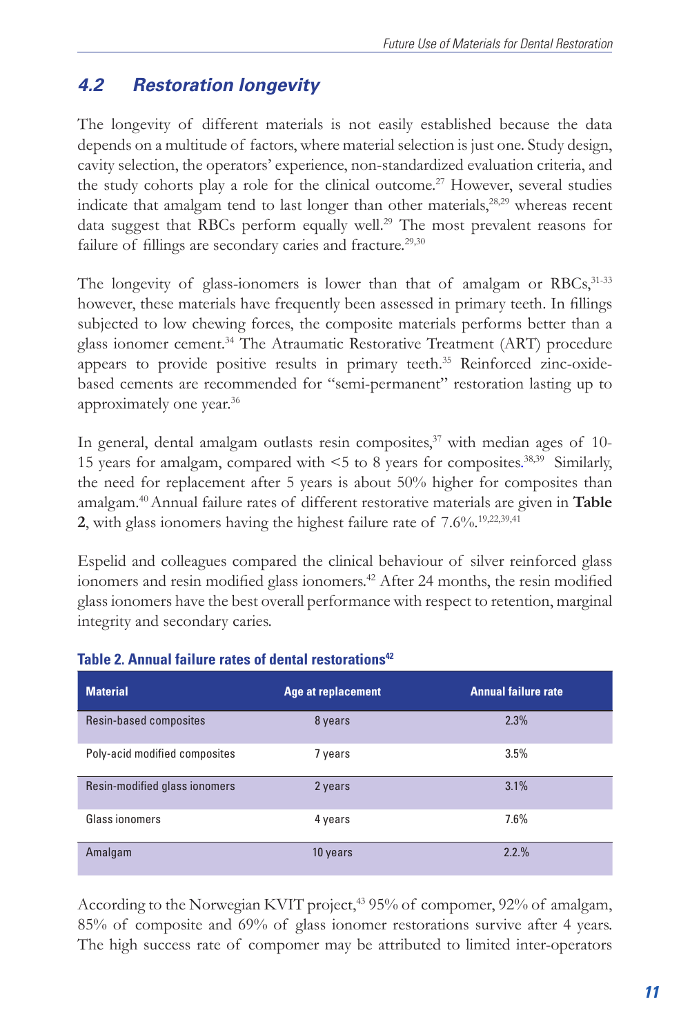## 4.2 Restoration longevity

The longevity of different materials is not easily established because the data depends on a multitude of factors, where material selection is just one. Study design, cavity selection, the operators' experience, non-standardized evaluation criteria, and the study cohorts play a role for the clinical outcome.[27] However, several studies indicate that amalgam tend to last longer than other materials,[28,29] whereas recent data suggest that RBCs perform equally well.[29] The most prevalent reasons for failure of fillings are secondary caries and fracture.[29,30]

The longevity of glass-ionomers is lower than that of amalgam or RBCs,[31-33] however, these materials have frequently been assessed in primary teeth. In fillings subjected to low chewing forces, the composite materials performs better than a glass ionomer cement.[34] The Atraumatic Restorative Treatment (ART) procedure appears to provide positive results in primary teeth.[35] Reinforced zinc-oxide-based cements are recommended for "semi-permanent" restoration lasting up to approximately one year.[36]

In general, dental amalgam outlasts resin composites,[37] with median ages of 10-15 years for amalgam, compared with <5 to 8 years for composites.[38,39] Similarly, the need for replacement after 5 years is about 50% higher for composites than amalgam.[40] Annual failure rates of different restorative materials are given in **Table 2**, with glass ionomers having the highest failure rate of 7.6%.[19,22,39,41]

Espelid and colleagues compared the clinical behaviour of silver reinforced glass ionomers and resin modified glass ionomers.[42] After 24 months, the resin modified glass ionomers have the best overall performance with respect to retention, marginal integrity and secondary caries.

**Table 2. Annual failure rates of dental restorations[42]**

| Material | Age at replacement | Annual failure rate |
|---|---|---|
| Resin-based composites | 8 years | 2.3% |
| Poly-acid modified composites | 7 years | 3.5% |
| Resin-modified glass ionomers | 2 years | 3.1% |
| Glass ionomers | 4 years | 7.6% |
| Amalgam | 10 years | 2.2.% |

According to the Norwegian KVIT project,[43] 95% of compomer, 92% of amalgam, 85% of composite and 69% of glass ionomer restorations survive after 4 years. The high success rate of compomer may be attributed to limited inter-operators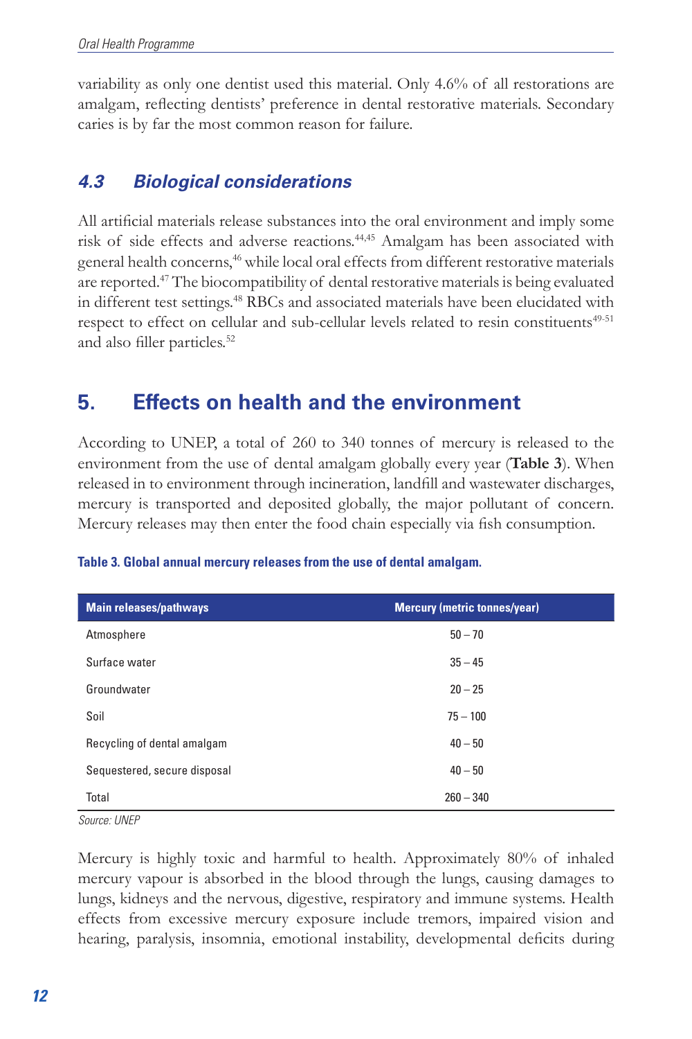variability as only one dentist used this material. Only 4.6% of all restorations are amalgam, reflecting dentists' preference in dental restorative materials. Secondary caries is by far the most common reason for failure.

### *4.3 Biological considerations*

All artificial materials release substances into the oral environment and imply some risk of side effects and adverse reactions.[44,45] Amalgam has been associated with general health concerns,[46] while local oral effects from different restorative materials are reported.[47] The biocompatibility of dental restorative materials is being evaluated in different test settings.[48] RBCs and associated materials have been elucidated with respect to effect on cellular and sub-cellular levels related to resin constituents[49-51] and also filler particles.[52]

## 5. Effects on health and the environment

According to UNEP, a total of 260 to 340 tonnes of mercury is released to the environment from the use of dental amalgam globally every year (**Table 3**). When released in to environment through incineration, landfill and wastewater discharges, mercury is transported and deposited globally, the major pollutant of concern. Mercury releases may then enter the food chain especially via fish consumption.

**Table 3. Global annual mercury releases from the use of dental amalgam.**

| Main releases/pathways | Mercury (metric tonnes/year) |
|---|---|
| Atmosphere | 50 – 70 |
| Surface water | 35 – 45 |
| Groundwater | 20 – 25 |
| Soil | 75 – 100 |
| Recycling of dental amalgam | 40 – 50 |
| Sequestered, secure disposal | 40 – 50 |
| Total | 260 – 340 |

*Source: UNEP*

Mercury is highly toxic and harmful to health. Approximately 80% of inhaled mercury vapour is absorbed in the blood through the lungs, causing damages to lungs, kidneys and the nervous, digestive, respiratory and immune systems. Health effects from excessive mercury exposure include tremors, impaired vision and hearing, paralysis, insomnia, emotional instability, developmental deficits during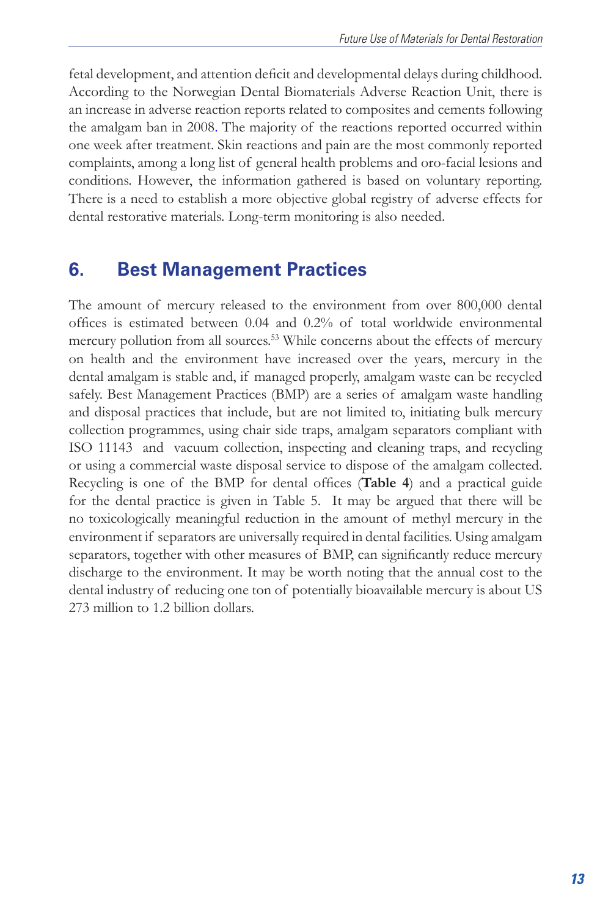fetal development, and attention deficit and developmental delays during childhood. According to the Norwegian Dental Biomaterials Adverse Reaction Unit, there is an increase in adverse reaction reports related to composites and cements following the amalgam ban in 2008. The majority of the reactions reported occurred within one week after treatment. Skin reactions and pain are the most commonly reported complaints, among a long list of general health problems and oro-facial lesions and conditions. However, the information gathered is based on voluntary reporting. There is a need to establish a more objective global registry of adverse effects for dental restorative materials. Long-term monitoring is also needed.

## 6. Best Management Practices

The amount of mercury released to the environment from over 800,000 dental offices is estimated between 0.04 and 0.2% of total worldwide environmental mercury pollution from all sources.[53] While concerns about the effects of mercury on health and the environment have increased over the years, mercury in the dental amalgam is stable and, if managed properly, amalgam waste can be recycled safely. Best Management Practices (BMP) are a series of amalgam waste handling and disposal practices that include, but are not limited to, initiating bulk mercury collection programmes, using chair side traps, amalgam separators compliant with ISO 11143 and vacuum collection, inspecting and cleaning traps, and recycling or using a commercial waste disposal service to dispose of the amalgam collected. Recycling is one of the BMP for dental offices (**Table 4**) and a practical guide for the dental practice is given in Table 5. It may be argued that there will be no toxicologically meaningful reduction in the amount of methyl mercury in the environment if separators are universally required in dental facilities. Using amalgam separators, together with other measures of BMP, can significantly reduce mercury discharge to the environment. It may be worth noting that the annual cost to the dental industry of reducing one ton of potentially bioavailable mercury is about US 273 million to 1.2 billion dollars.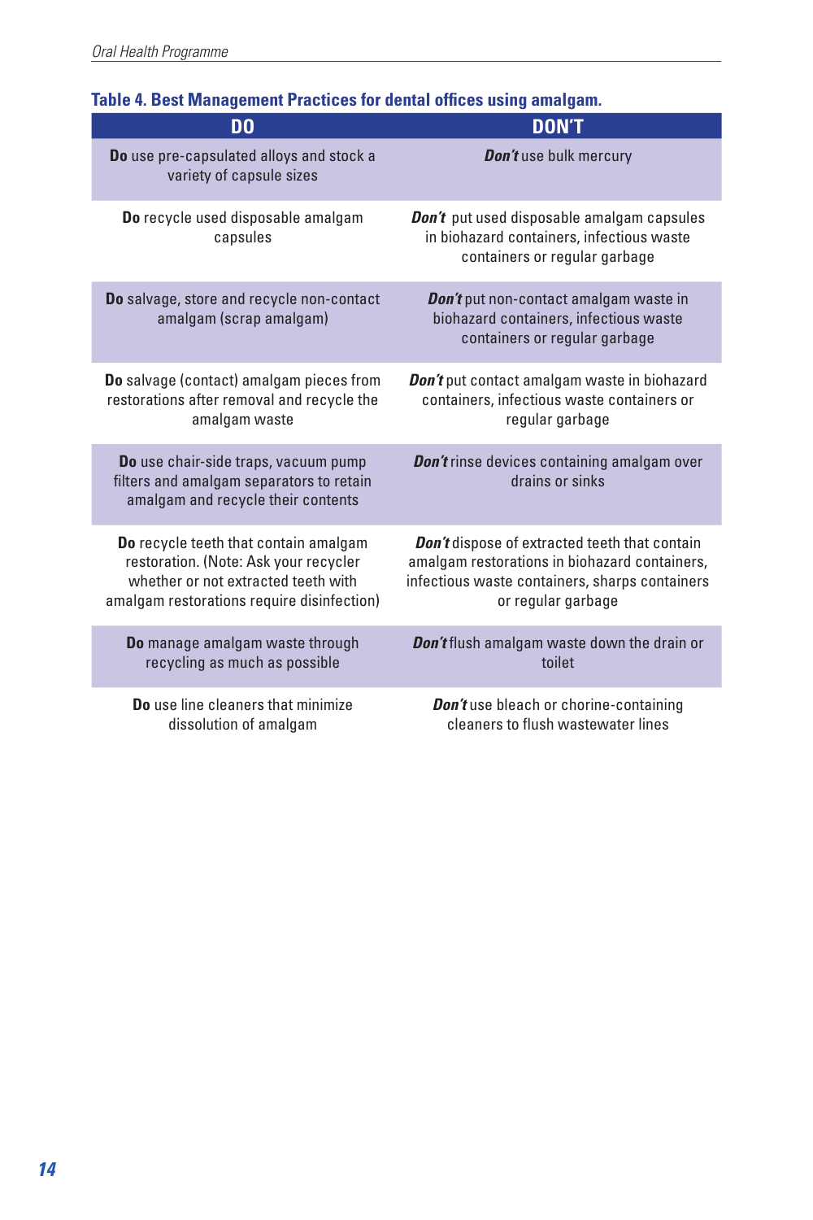**Table 4. Best Management Practices for dental offices using amalgam.**

| DO | DON'T |
|---|---|
| **Do** use pre-capsulated alloys and stock a variety of capsule sizes | ***Don't*** use bulk mercury |
| **Do** recycle used disposable amalgam capsules | ***Don't*** put used disposable amalgam capsules in biohazard containers, infectious waste containers or regular garbage |
| **Do** salvage, store and recycle non-contact amalgam (scrap amalgam) | ***Don't*** put non-contact amalgam waste in biohazard containers, infectious waste containers or regular garbage |
| **Do** salvage (contact) amalgam pieces from restorations after removal and recycle the amalgam waste | ***Don't*** put contact amalgam waste in biohazard containers, infectious waste containers or regular garbage |
| **Do** use chair-side traps, vacuum pump filters and amalgam separators to retain amalgam and recycle their contents | ***Don't*** rinse devices containing amalgam over drains or sinks |
| **Do** recycle teeth that contain amalgam restoration. (Note: Ask your recycler whether or not extracted teeth with amalgam restorations require disinfection) | ***Don't*** dispose of extracted teeth that contain amalgam restorations in biohazard containers, infectious waste containers, sharps containers or regular garbage |
| **Do** manage amalgam waste through recycling as much as possible | ***Don't*** flush amalgam waste down the drain or toilet |
| **Do** use line cleaners that minimize dissolution of amalgam | ***Don't*** use bleach or chorine-containing cleaners to flush wastewater lines |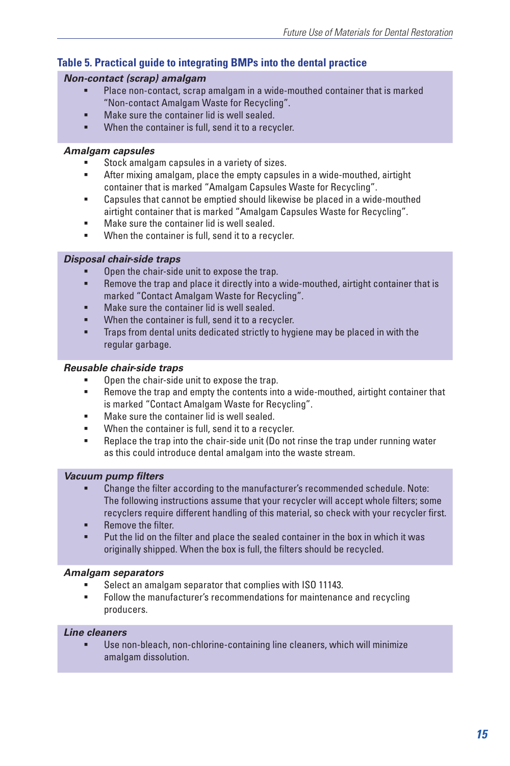## Table 5. Practical guide to integrating BMPs into the dental practice

***Non-contact (scrap) amalgam***

- Place non-contact, scrap amalgam in a wide-mouthed container that is marked "Non-contact Amalgam Waste for Recycling".
- Make sure the container lid is well sealed.
- When the container is full, send it to a recycler.

***Amalgam capsules***

- Stock amalgam capsules in a variety of sizes.
- After mixing amalgam, place the empty capsules in a wide-mouthed, airtight container that is marked "Amalgam Capsules Waste for Recycling".
- Capsules that cannot be emptied should likewise be placed in a wide-mouthed airtight container that is marked "Amalgam Capsules Waste for Recycling".
- Make sure the container lid is well sealed.
- When the container is full, send it to a recycler.

***Disposal chair-side traps***

- Open the chair-side unit to expose the trap.
- Remove the trap and place it directly into a wide-mouthed, airtight container that is marked "Contact Amalgam Waste for Recycling".
- Make sure the container lid is well sealed.
- When the container is full, send it to a recycler.
- Traps from dental units dedicated strictly to hygiene may be placed in with the regular garbage.

***Reusable chair-side traps***

- Open the chair-side unit to expose the trap.
- Remove the trap and empty the contents into a wide-mouthed, airtight container that is marked "Contact Amalgam Waste for Recycling".
- Make sure the container lid is well sealed.
- When the container is full, send it to a recycler.
- Replace the trap into the chair-side unit (Do not rinse the trap under running water as this could introduce dental amalgam into the waste stream.

***Vacuum pump filters***

- Change the filter according to the manufacturer's recommended schedule. Note: The following instructions assume that your recycler will accept whole filters; some recyclers require different handling of this material, so check with your recycler first.
- Remove the filter.
- Put the lid on the filter and place the sealed container in the box in which it was originally shipped. When the box is full, the filters should be recycled.

***Amalgam separators***

- Select an amalgam separator that complies with ISO 11143.
- Follow the manufacturer's recommendations for maintenance and recycling producers.

***Line cleaners***

- Use non-bleach, non-chlorine-containing line cleaners, which will minimize amalgam dissolution.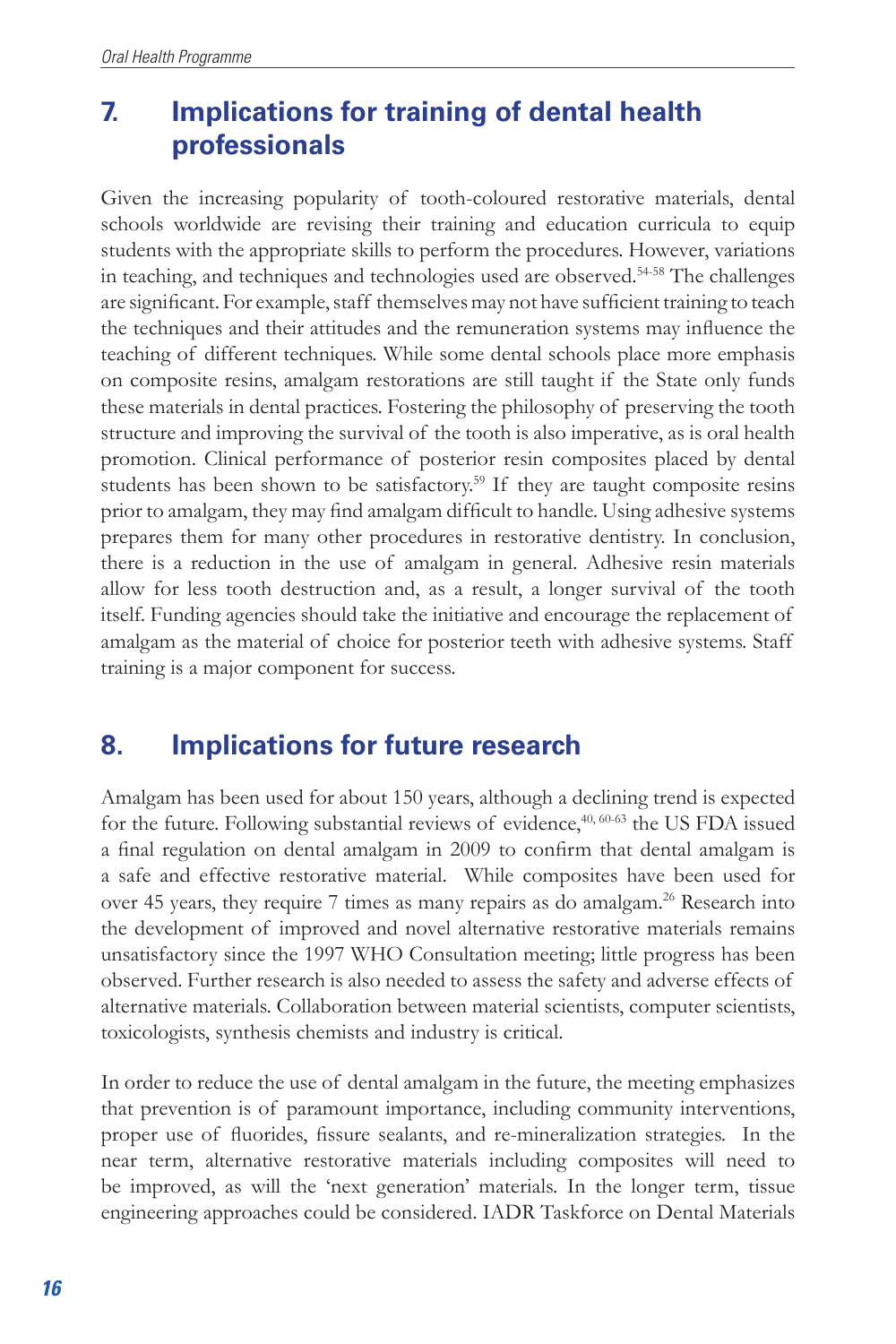## 7. Implications for training of dental health professionals

Given the increasing popularity of tooth-coloured restorative materials, dental schools worldwide are revising their training and education curricula to equip students with the appropriate skills to perform the procedures. However, variations in teaching, and techniques and technologies used are observed.[54-58] The challenges are significant. For example, staff themselves may not have sufficient training to teach the techniques and their attitudes and the remuneration systems may influence the teaching of different techniques. While some dental schools place more emphasis on composite resins, amalgam restorations are still taught if the State only funds these materials in dental practices. Fostering the philosophy of preserving the tooth structure and improving the survival of the tooth is also imperative, as is oral health promotion. Clinical performance of posterior resin composites placed by dental students has been shown to be satisfactory.[59] If they are taught composite resins prior to amalgam, they may find amalgam difficult to handle. Using adhesive systems prepares them for many other procedures in restorative dentistry. In conclusion, there is a reduction in the use of amalgam in general. Adhesive resin materials allow for less tooth destruction and, as a result, a longer survival of the tooth itself. Funding agencies should take the initiative and encourage the replacement of amalgam as the material of choice for posterior teeth with adhesive systems. Staff training is a major component for success.

## 8. Implications for future research

Amalgam has been used for about 150 years, although a declining trend is expected for the future. Following substantial reviews of evidence,[40, 60-63] the US FDA issued a final regulation on dental amalgam in 2009 to confirm that dental amalgam is a safe and effective restorative material. While composites have been used for over 45 years, they require 7 times as many repairs as do amalgam.[26] Research into the development of improved and novel alternative restorative materials remains unsatisfactory since the 1997 WHO Consultation meeting; little progress has been observed. Further research is also needed to assess the safety and adverse effects of alternative materials. Collaboration between material scientists, computer scientists, toxicologists, synthesis chemists and industry is critical.

In order to reduce the use of dental amalgam in the future, the meeting emphasizes that prevention is of paramount importance, including community interventions, proper use of fluorides, fissure sealants, and re-mineralization strategies. In the near term, alternative restorative materials including composites will need to be improved, as will the 'next generation' materials. In the longer term, tissue engineering approaches could be considered. IADR Taskforce on Dental Materials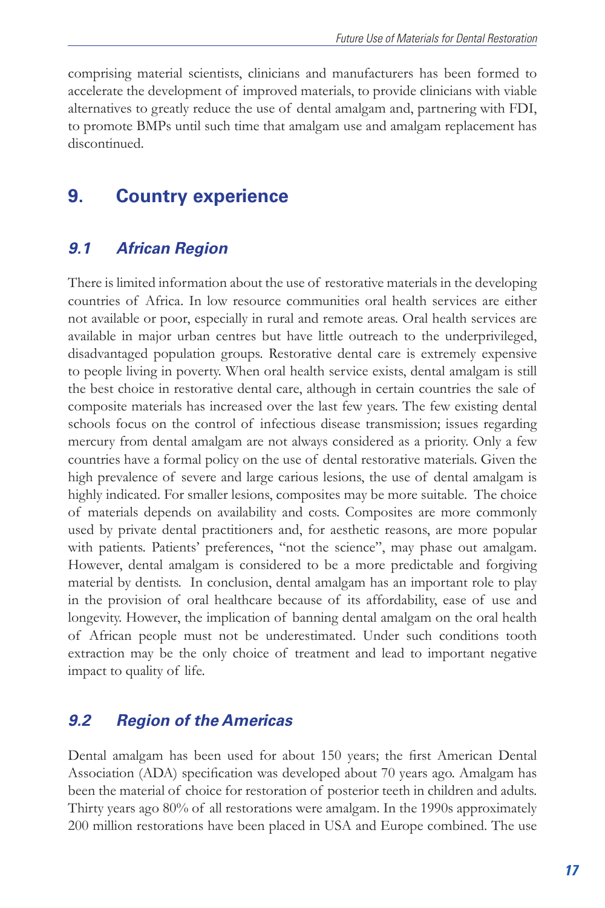comprising material scientists, clinicians and manufacturers has been formed to accelerate the development of improved materials, to provide clinicians with viable alternatives to greatly reduce the use of dental amalgam and, partnering with FDI, to promote BMPs until such time that amalgam use and amalgam replacement has discontinued.

# 9. Country experience

## *9.1 African Region*

There is limited information about the use of restorative materials in the developing countries of Africa. In low resource communities oral health services are either not available or poor, especially in rural and remote areas. Oral health services are available in major urban centres but have little outreach to the underprivileged, disadvantaged population groups. Restorative dental care is extremely expensive to people living in poverty. When oral health service exists, dental amalgam is still the best choice in restorative dental care, although in certain countries the sale of composite materials has increased over the last few years. The few existing dental schools focus on the control of infectious disease transmission; issues regarding mercury from dental amalgam are not always considered as a priority. Only a few countries have a formal policy on the use of dental restorative materials. Given the high prevalence of severe and large carious lesions, the use of dental amalgam is highly indicated. For smaller lesions, composites may be more suitable. The choice of materials depends on availability and costs. Composites are more commonly used by private dental practitioners and, for aesthetic reasons, are more popular with patients. Patients' preferences, "not the science", may phase out amalgam. However, dental amalgam is considered to be a more predictable and forgiving material by dentists. In conclusion, dental amalgam has an important role to play in the provision of oral healthcare because of its affordability, ease of use and longevity. However, the implication of banning dental amalgam on the oral health of African people must not be underestimated. Under such conditions tooth extraction may be the only choice of treatment and lead to important negative impact to quality of life.

## *9.2 Region of the Americas*

Dental amalgam has been used for about 150 years; the first American Dental Association (ADA) specification was developed about 70 years ago. Amalgam has been the material of choice for restoration of posterior teeth in children and adults. Thirty years ago 80% of all restorations were amalgam. In the 1990s approximately 200 million restorations have been placed in USA and Europe combined. The use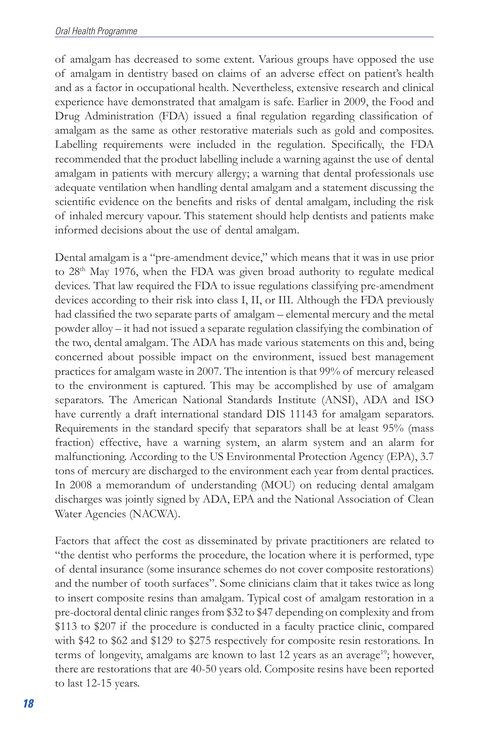of amalgam has decreased to some extent. Various groups have opposed the use of amalgam in dentistry based on claims of an adverse effect on patient's health and as a factor in occupational health. Nevertheless, extensive research and clinical experience have demonstrated that amalgam is safe. Earlier in 2009, the Food and Drug Administration (FDA) issued a final regulation regarding classification of amalgam as the same as other restorative materials such as gold and composites. Labelling requirements were included in the regulation. Specifically, the FDA recommended that the product labelling include a warning against the use of dental amalgam in patients with mercury allergy; a warning that dental professionals use adequate ventilation when handling dental amalgam and a statement discussing the scientific evidence on the benefits and risks of dental amalgam, including the risk of inhaled mercury vapour. This statement should help dentists and patients make informed decisions about the use of dental amalgam.

Dental amalgam is a "pre-amendment device," which means that it was in use prior to 28th May 1976, when the FDA was given broad authority to regulate medical devices. That law required the FDA to issue regulations classifying pre-amendment devices according to their risk into class I, II, or III. Although the FDA previously had classified the two separate parts of amalgam – elemental mercury and the metal powder alloy – it had not issued a separate regulation classifying the combination of the two, dental amalgam. The ADA has made various statements on this and, being concerned about possible impact on the environment, issued best management practices for amalgam waste in 2007. The intention is that 99% of mercury released to the environment is captured. This may be accomplished by use of amalgam separators. The American National Standards Institute (ANSI), ADA and ISO have currently a draft international standard DIS 11143 for amalgam separators. Requirements in the standard specify that separators shall be at least 95% (mass fraction) effective, have a warning system, an alarm system and an alarm for malfunctioning. According to the US Environmental Protection Agency (EPA), 3.7 tons of mercury are discharged to the environment each year from dental practices. In 2008 a memorandum of understanding (MOU) on reducing dental amalgam discharges was jointly signed by ADA, EPA and the National Association of Clean Water Agencies (NACWA).

Factors that affect the cost as disseminated by private practitioners are related to "the dentist who performs the procedure, the location where it is performed, type of dental insurance (some insurance schemes do not cover composite restorations) and the number of tooth surfaces". Some clinicians claim that it takes twice as long to insert composite resins than amalgam. Typical cost of amalgam restoration in a pre-doctoral dental clinic ranges from $32 to $47 depending on complexity and from $113 to $207 if the procedure is conducted in a faculty practice clinic, compared with $42 to $62 and $129 to $275 respectively for composite resin restorations. In terms of longevity, amalgams are known to last 12 years as an average[19]; however, there are restorations that are 40-50 years old. Composite resins have been reported to last 12-15 years.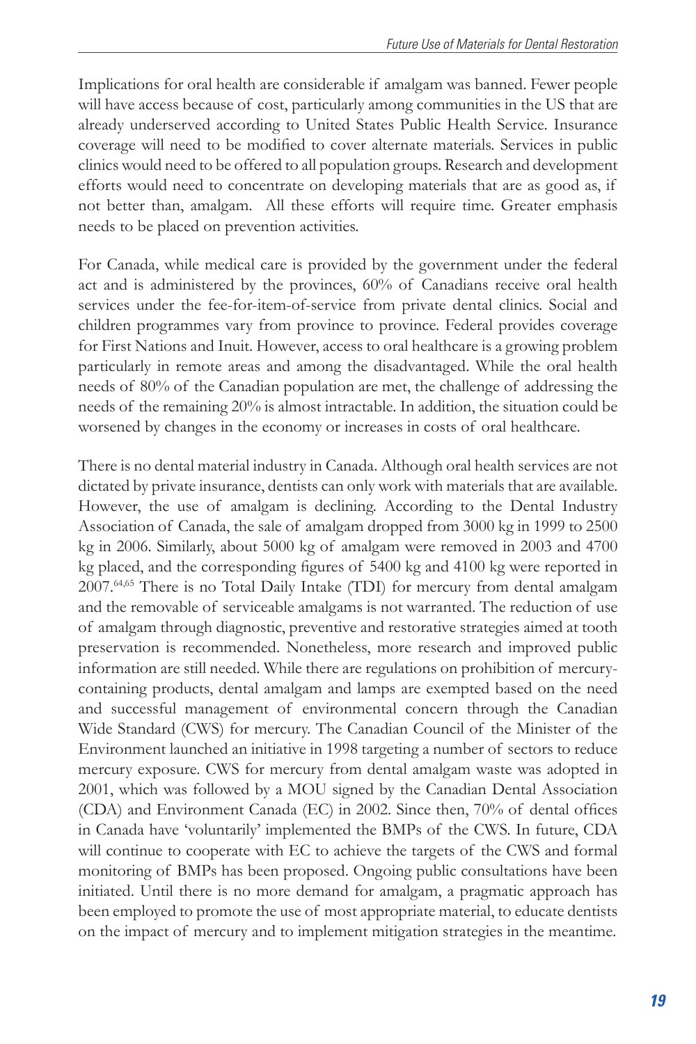Implications for oral health are considerable if amalgam was banned. Fewer people will have access because of cost, particularly among communities in the US that are already underserved according to United States Public Health Service. Insurance coverage will need to be modified to cover alternate materials. Services in public clinics would need to be offered to all population groups. Research and development efforts would need to concentrate on developing materials that are as good as, if not better than, amalgam. All these efforts will require time. Greater emphasis needs to be placed on prevention activities.

For Canada, while medical care is provided by the government under the federal act and is administered by the provinces, 60% of Canadians receive oral health services under the fee-for-item-of-service from private dental clinics. Social and children programmes vary from province to province. Federal provides coverage for First Nations and Inuit. However, access to oral healthcare is a growing problem particularly in remote areas and among the disadvantaged. While the oral health needs of 80% of the Canadian population are met, the challenge of addressing the needs of the remaining 20% is almost intractable. In addition, the situation could be worsened by changes in the economy or increases in costs of oral healthcare.

There is no dental material industry in Canada. Although oral health services are not dictated by private insurance, dentists can only work with materials that are available. However, the use of amalgam is declining. According to the Dental Industry Association of Canada, the sale of amalgam dropped from 3000 kg in 1999 to 2500 kg in 2006. Similarly, about 5000 kg of amalgam were removed in 2003 and 4700 kg placed, and the corresponding figures of 5400 kg and 4100 kg were reported in 2007.[64,65] There is no Total Daily Intake (TDI) for mercury from dental amalgam and the removable of serviceable amalgams is not warranted. The reduction of use of amalgam through diagnostic, preventive and restorative strategies aimed at tooth preservation is recommended. Nonetheless, more research and improved public information are still needed. While there are regulations on prohibition of mercury-containing products, dental amalgam and lamps are exempted based on the need and successful management of environmental concern through the Canadian Wide Standard (CWS) for mercury. The Canadian Council of the Minister of the Environment launched an initiative in 1998 targeting a number of sectors to reduce mercury exposure. CWS for mercury from dental amalgam waste was adopted in 2001, which was followed by a MOU signed by the Canadian Dental Association (CDA) and Environment Canada (EC) in 2002. Since then, 70% of dental offices in Canada have 'voluntarily' implemented the BMPs of the CWS. In future, CDA will continue to cooperate with EC to achieve the targets of the CWS and formal monitoring of BMPs has been proposed. Ongoing public consultations have been initiated. Until there is no more demand for amalgam, a pragmatic approach has been employed to promote the use of most appropriate material, to educate dentists on the impact of mercury and to implement mitigation strategies in the meantime.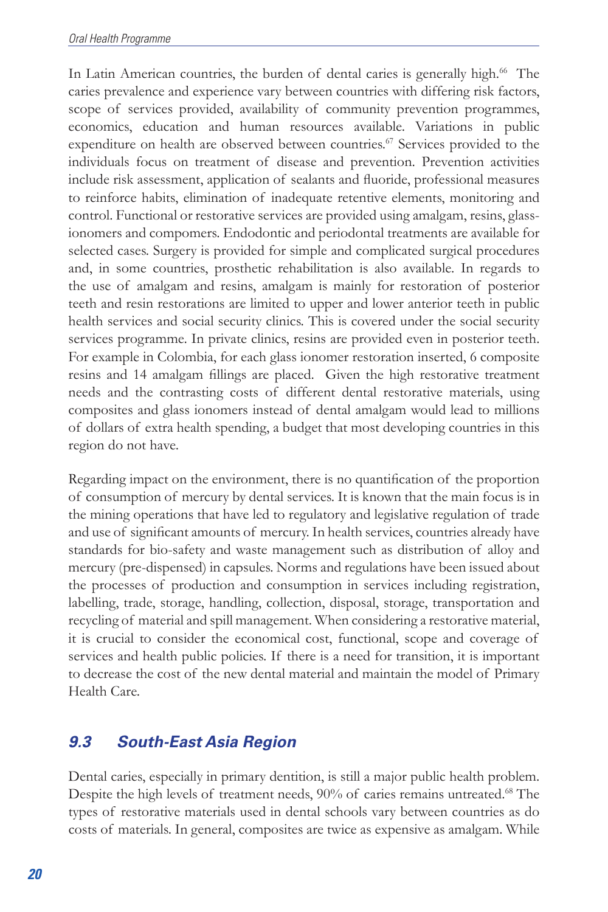In Latin American countries, the burden of dental caries is generally high.[66] The caries prevalence and experience vary between countries with differing risk factors, scope of services provided, availability of community prevention programmes, economics, education and human resources available. Variations in public expenditure on health are observed between countries.[67] Services provided to the individuals focus on treatment of disease and prevention. Prevention activities include risk assessment, application of sealants and fluoride, professional measures to reinforce habits, elimination of inadequate retentive elements, monitoring and control. Functional or restorative services are provided using amalgam, resins, glass-ionomers and compomers. Endodontic and periodontal treatments are available for selected cases. Surgery is provided for simple and complicated surgical procedures and, in some countries, prosthetic rehabilitation is also available. In regards to the use of amalgam and resins, amalgam is mainly for restoration of posterior teeth and resin restorations are limited to upper and lower anterior teeth in public health services and social security clinics. This is covered under the social security services programme. In private clinics, resins are provided even in posterior teeth. For example in Colombia, for each glass ionomer restoration inserted, 6 composite resins and 14 amalgam fillings are placed. Given the high restorative treatment needs and the contrasting costs of different dental restorative materials, using composites and glass ionomers instead of dental amalgam would lead to millions of dollars of extra health spending, a budget that most developing countries in this region do not have.

Regarding impact on the environment, there is no quantification of the proportion of consumption of mercury by dental services. It is known that the main focus is in the mining operations that have led to regulatory and legislative regulation of trade and use of significant amounts of mercury. In health services, countries already have standards for bio-safety and waste management such as distribution of alloy and mercury (pre-dispensed) in capsules. Norms and regulations have been issued about the processes of production and consumption in services including registration, labelling, trade, storage, handling, collection, disposal, storage, transportation and recycling of material and spill management. When considering a restorative material, it is crucial to consider the economical cost, functional, scope and coverage of services and health public policies. If there is a need for transition, it is important to decrease the cost of the new dental material and maintain the model of Primary Health Care.

## *9.3 South-East Asia Region*

Dental caries, especially in primary dentition, is still a major public health problem. Despite the high levels of treatment needs, 90% of caries remains untreated.[68] The types of restorative materials used in dental schools vary between countries as do costs of materials. In general, composites are twice as expensive as amalgam. While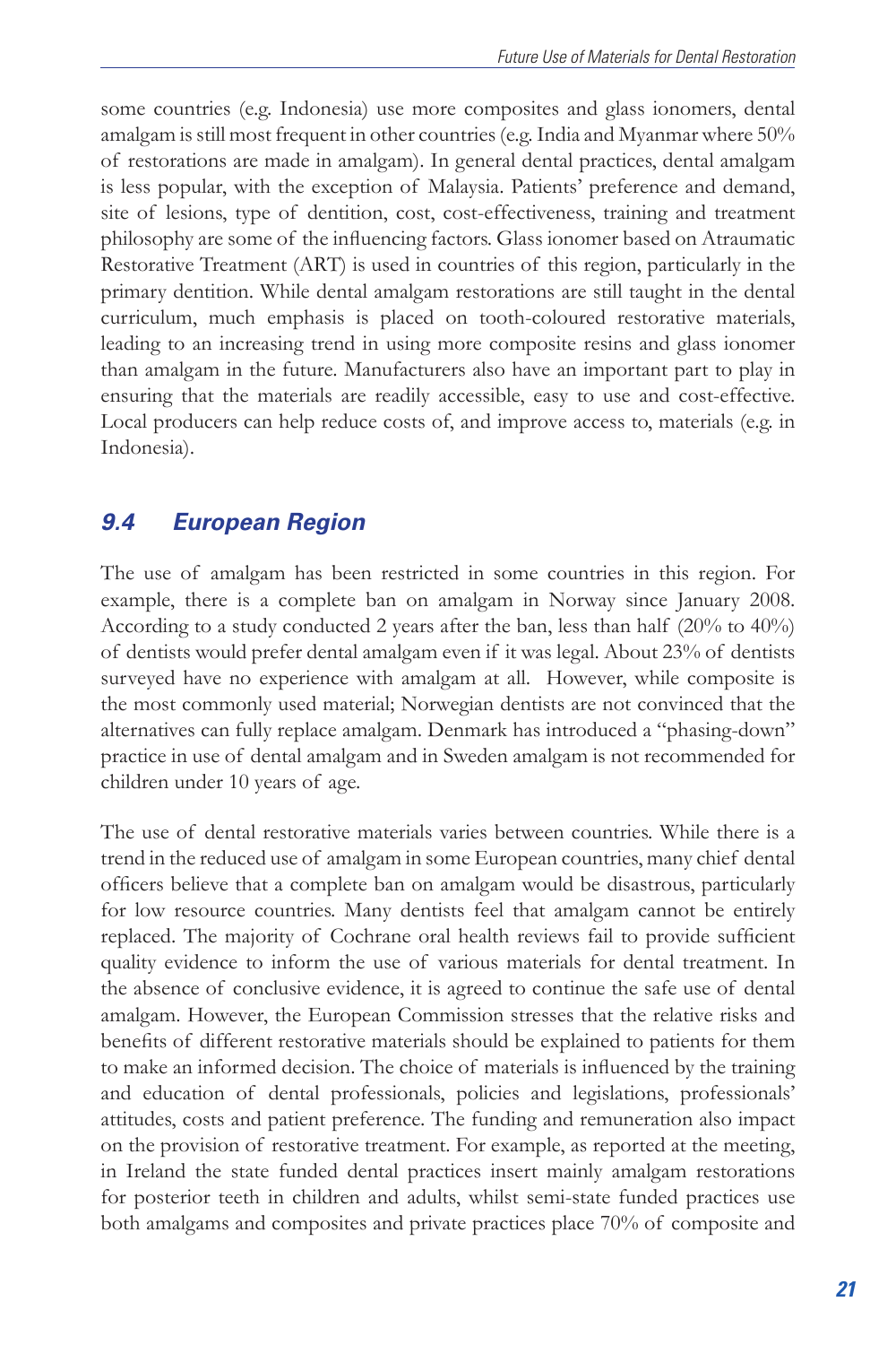some countries (e.g. Indonesia) use more composites and glass ionomers, dental amalgam is still most frequent in other countries (e.g. India and Myanmar where 50% of restorations are made in amalgam). In general dental practices, dental amalgam is less popular, with the exception of Malaysia. Patients' preference and demand, site of lesions, type of dentition, cost, cost-effectiveness, training and treatment philosophy are some of the influencing factors. Glass ionomer based on Atraumatic Restorative Treatment (ART) is used in countries of this region, particularly in the primary dentition. While dental amalgam restorations are still taught in the dental curriculum, much emphasis is placed on tooth-coloured restorative materials, leading to an increasing trend in using more composite resins and glass ionomer than amalgam in the future. Manufacturers also have an important part to play in ensuring that the materials are readily accessible, easy to use and cost-effective. Local producers can help reduce costs of, and improve access to, materials (e.g. in Indonesia).

## *9.4 European Region*

The use of amalgam has been restricted in some countries in this region. For example, there is a complete ban on amalgam in Norway since January 2008. According to a study conducted 2 years after the ban, less than half (20% to 40%) of dentists would prefer dental amalgam even if it was legal. About 23% of dentists surveyed have no experience with amalgam at all. However, while composite is the most commonly used material; Norwegian dentists are not convinced that the alternatives can fully replace amalgam. Denmark has introduced a "phasing-down" practice in use of dental amalgam and in Sweden amalgam is not recommended for children under 10 years of age.

The use of dental restorative materials varies between countries. While there is a trend in the reduced use of amalgam in some European countries, many chief dental officers believe that a complete ban on amalgam would be disastrous, particularly for low resource countries. Many dentists feel that amalgam cannot be entirely replaced. The majority of Cochrane oral health reviews fail to provide sufficient quality evidence to inform the use of various materials for dental treatment. In the absence of conclusive evidence, it is agreed to continue the safe use of dental amalgam. However, the European Commission stresses that the relative risks and benefits of different restorative materials should be explained to patients for them to make an informed decision. The choice of materials is influenced by the training and education of dental professionals, policies and legislations, professionals' attitudes, costs and patient preference. The funding and remuneration also impact on the provision of restorative treatment. For example, as reported at the meeting, in Ireland the state funded dental practices insert mainly amalgam restorations for posterior teeth in children and adults, whilst semi-state funded practices use both amalgams and composites and private practices place 70% of composite and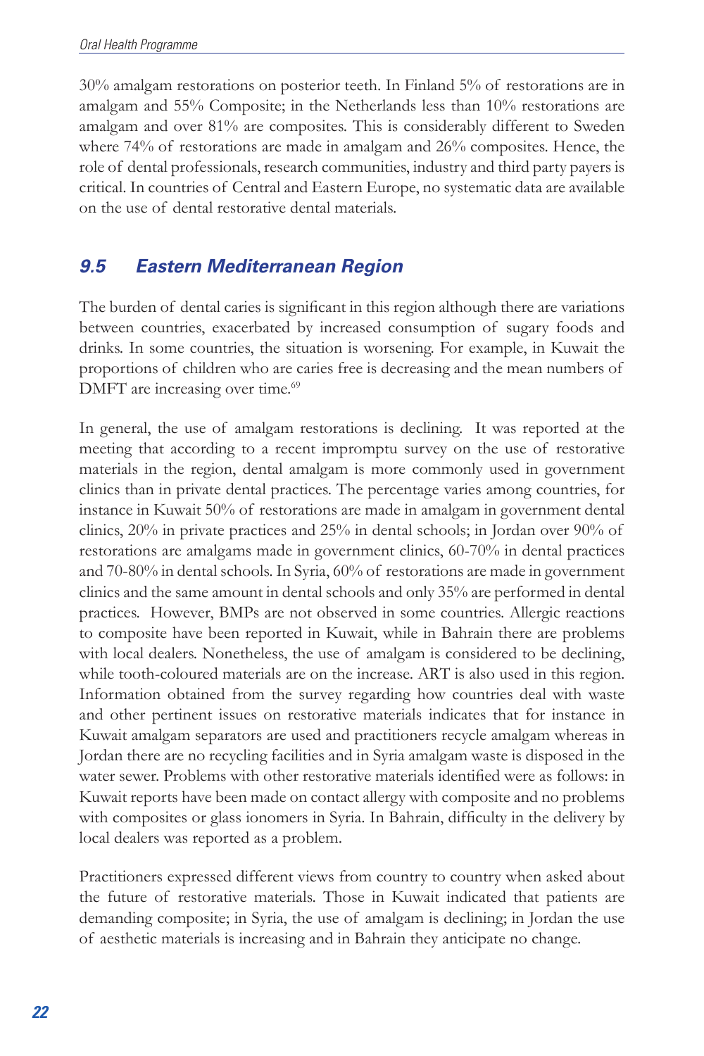30% amalgam restorations on posterior teeth. In Finland 5% of restorations are in amalgam and 55% Composite; in the Netherlands less than 10% restorations are amalgam and over 81% are composites. This is considerably different to Sweden where 74% of restorations are made in amalgam and 26% composites. Hence, the role of dental professionals, research communities, industry and third party payers is critical. In countries of Central and Eastern Europe, no systematic data are available on the use of dental restorative dental materials.

## 9.5 Eastern Mediterranean Region

The burden of dental caries is significant in this region although there are variations between countries, exacerbated by increased consumption of sugary foods and drinks. In some countries, the situation is worsening. For example, in Kuwait the proportions of children who are caries free is decreasing and the mean numbers of DMFT are increasing over time.[69]

In general, the use of amalgam restorations is declining. It was reported at the meeting that according to a recent impromptu survey on the use of restorative materials in the region, dental amalgam is more commonly used in government clinics than in private dental practices. The percentage varies among countries, for instance in Kuwait 50% of restorations are made in amalgam in government dental clinics, 20% in private practices and 25% in dental schools; in Jordan over 90% of restorations are amalgams made in government clinics, 60-70% in dental practices and 70-80% in dental schools. In Syria, 60% of restorations are made in government clinics and the same amount in dental schools and only 35% are performed in dental practices. However, BMPs are not observed in some countries. Allergic reactions to composite have been reported in Kuwait, while in Bahrain there are problems with local dealers. Nonetheless, the use of amalgam is considered to be declining, while tooth-coloured materials are on the increase. ART is also used in this region. Information obtained from the survey regarding how countries deal with waste and other pertinent issues on restorative materials indicates that for instance in Kuwait amalgam separators are used and practitioners recycle amalgam whereas in Jordan there are no recycling facilities and in Syria amalgam waste is disposed in the water sewer. Problems with other restorative materials identified were as follows: in Kuwait reports have been made on contact allergy with composite and no problems with composites or glass ionomers in Syria. In Bahrain, difficulty in the delivery by local dealers was reported as a problem.

Practitioners expressed different views from country to country when asked about the future of restorative materials. Those in Kuwait indicated that patients are demanding composite; in Syria, the use of amalgam is declining; in Jordan the use of aesthetic materials is increasing and in Bahrain they anticipate no change.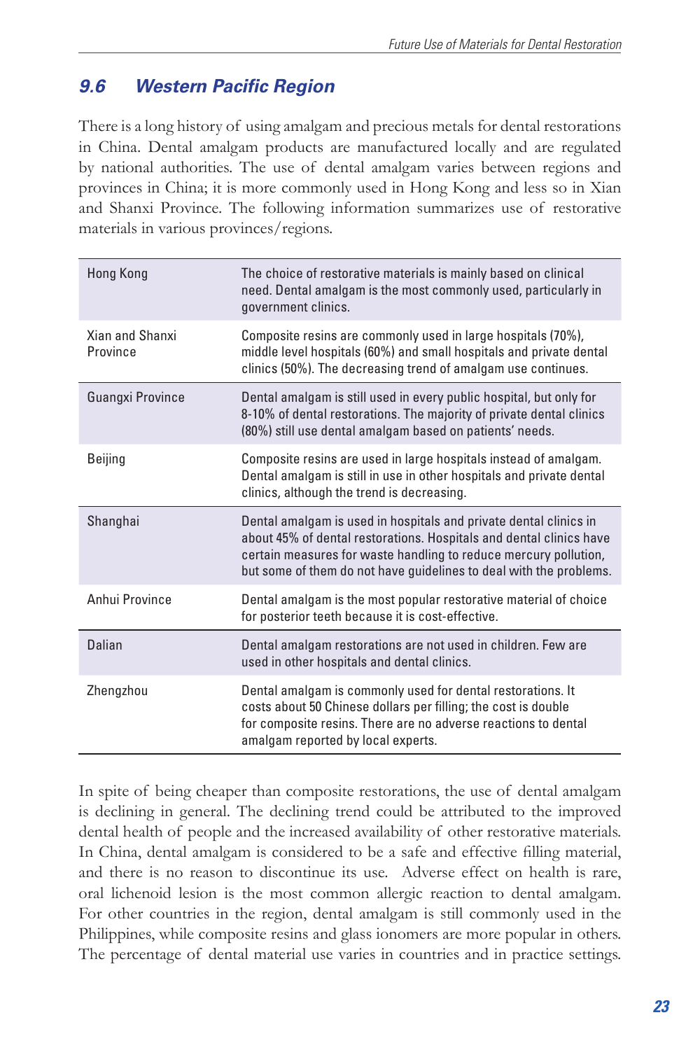## 9.6 Western Pacific Region

There is a long history of using amalgam and precious metals for dental restorations in China. Dental amalgam products are manufactured locally and are regulated by national authorities. The use of dental amalgam varies between regions and provinces in China; it is more commonly used in Hong Kong and less so in Xian and Shanxi Province. The following information summarizes use of restorative materials in various provinces/regions.

| | |
|---|---|
| Hong Kong | The choice of restorative materials is mainly based on clinical need. Dental amalgam is the most commonly used, particularly in government clinics. |
| Xian and Shanxi Province | Composite resins are commonly used in large hospitals (70%), middle level hospitals (60%) and small hospitals and private dental clinics (50%). The decreasing trend of amalgam use continues. |
| Guangxi Province | Dental amalgam is still used in every public hospital, but only for 8-10% of dental restorations. The majority of private dental clinics (80%) still use dental amalgam based on patients' needs. |
| Beijing | Composite resins are used in large hospitals instead of amalgam. Dental amalgam is still in use in other hospitals and private dental clinics, although the trend is decreasing. |
| Shanghai | Dental amalgam is used in hospitals and private dental clinics in about 45% of dental restorations. Hospitals and dental clinics have certain measures for waste handling to reduce mercury pollution, but some of them do not have guidelines to deal with the problems. |
| Anhui Province | Dental amalgam is the most popular restorative material of choice for posterior teeth because it is cost-effective. |
| Dalian | Dental amalgam restorations are not used in children. Few are used in other hospitals and dental clinics. |
| Zhengzhou | Dental amalgam is commonly used for dental restorations. It costs about 50 Chinese dollars per filling; the cost is double for composite resins. There are no adverse reactions to dental amalgam reported by local experts. |

In spite of being cheaper than composite restorations, the use of dental amalgam is declining in general. The declining trend could be attributed to the improved dental health of people and the increased availability of other restorative materials. In China, dental amalgam is considered to be a safe and effective filling material, and there is no reason to discontinue its use. Adverse effect on health is rare, oral lichenoid lesion is the most common allergic reaction to dental amalgam. For other countries in the region, dental amalgam is still commonly used in the Philippines, while composite resins and glass ionomers are more popular in others. The percentage of dental material use varies in countries and in practice settings.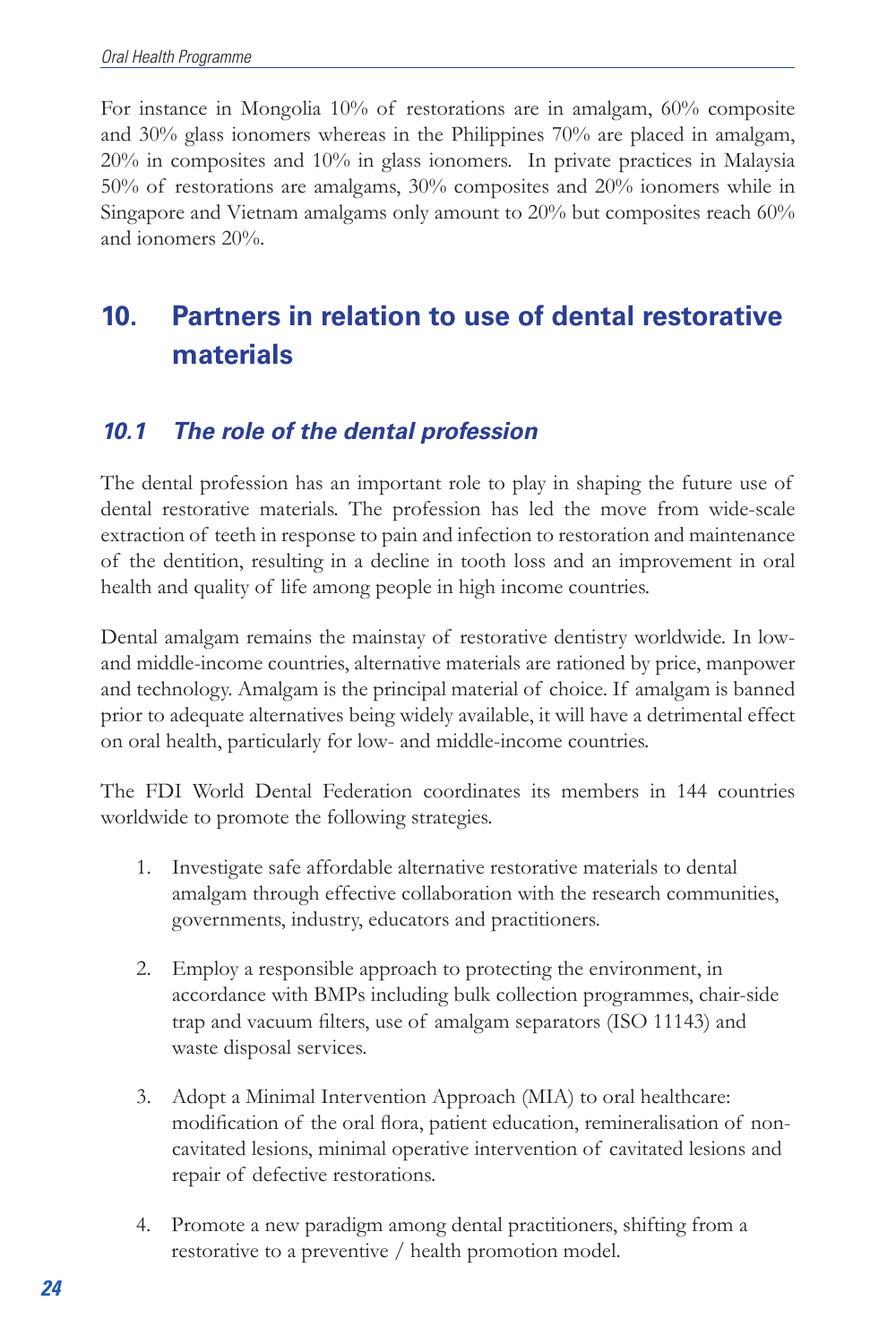For instance in Mongolia 10% of restorations are in amalgam, 60% composite and 30% glass ionomers whereas in the Philippines 70% are placed in amalgam, 20% in composites and 10% in glass ionomers. In private practices in Malaysia 50% of restorations are amalgams, 30% composites and 20% ionomers while in Singapore and Vietnam amalgams only amount to 20% but composites reach 60% and ionomers 20%.

## 10. Partners in relation to use of dental restorative materials

### *10.1 The role of the dental profession*

The dental profession has an important role to play in shaping the future use of dental restorative materials. The profession has led the move from wide-scale extraction of teeth in response to pain and infection to restoration and maintenance of the dentition, resulting in a decline in tooth loss and an improvement in oral health and quality of life among people in high income countries.

Dental amalgam remains the mainstay of restorative dentistry worldwide. In low- and middle-income countries, alternative materials are rationed by price, manpower and technology. Amalgam is the principal material of choice. If amalgam is banned prior to adequate alternatives being widely available, it will have a detrimental effect on oral health, particularly for low- and middle-income countries.

The FDI World Dental Federation coordinates its members in 144 countries worldwide to promote the following strategies.

1. Investigate safe affordable alternative restorative materials to dental amalgam through effective collaboration with the research communities, governments, industry, educators and practitioners.

2. Employ a responsible approach to protecting the environment, in accordance with BMPs including bulk collection programmes, chair-side trap and vacuum filters, use of amalgam separators (ISO 11143) and waste disposal services.

3. Adopt a Minimal Intervention Approach (MIA) to oral healthcare: modification of the oral flora, patient education, remineralisation of non-cavitated lesions, minimal operative intervention of cavitated lesions and repair of defective restorations.

4. Promote a new paradigm among dental practitioners, shifting from a restorative to a preventive / health promotion model.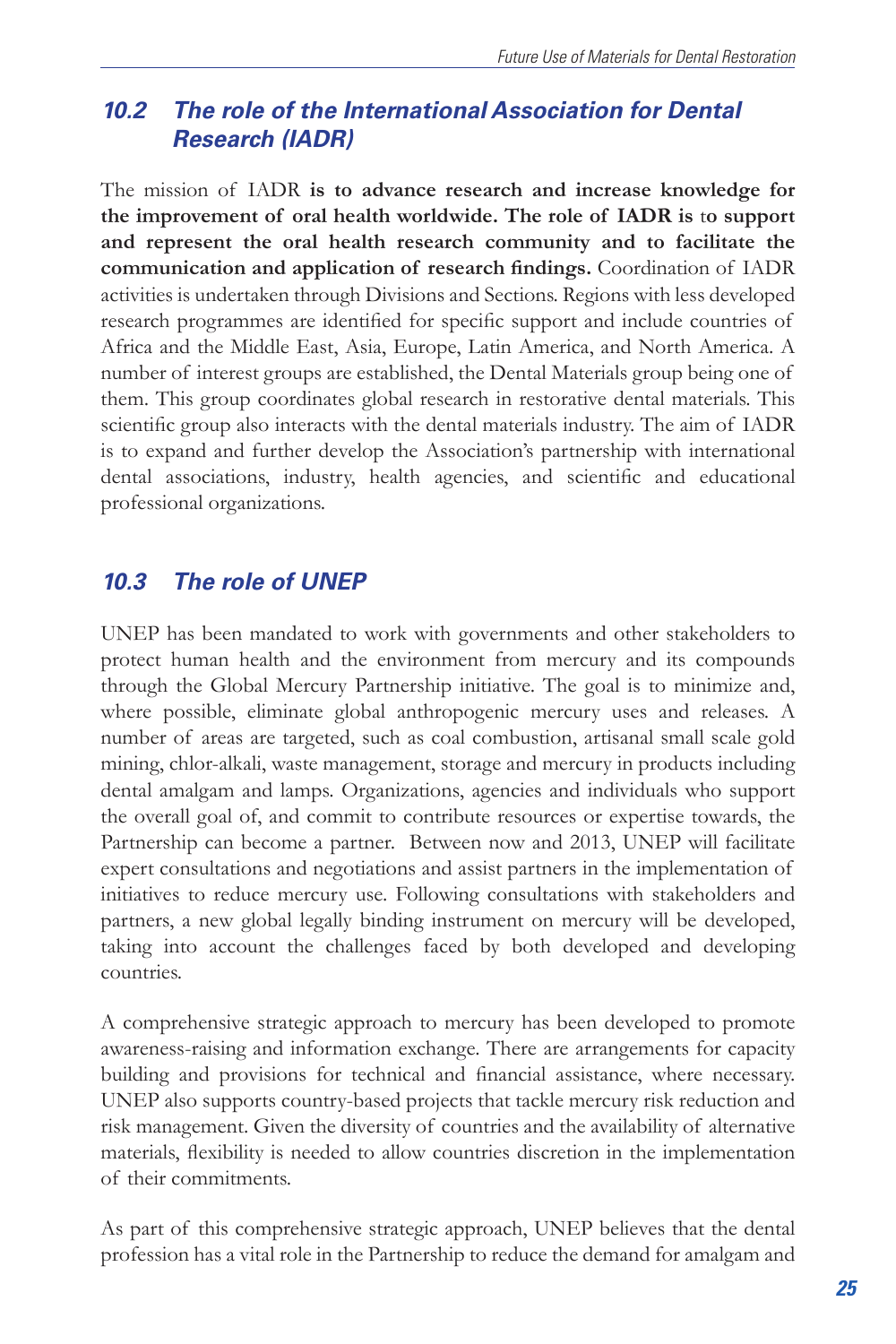## 10.2 The role of the International Association for Dental Research (IADR)

The mission of IADR **is to advance research and increase knowledge for the improvement of oral health worldwide. The role of IADR is** to **support and represent the oral health research community and to facilitate the communication and application of research findings.** Coordination of IADR activities is undertaken through Divisions and Sections. Regions with less developed research programmes are identified for specific support and include countries of Africa and the Middle East, Asia, Europe, Latin America, and North America. A number of interest groups are established, the Dental Materials group being one of them. This group coordinates global research in restorative dental materials. This scientific group also interacts with the dental materials industry. The aim of IADR is to expand and further develop the Association's partnership with international dental associations, industry, health agencies, and scientific and educational professional organizations.

## 10.3 The role of UNEP

UNEP has been mandated to work with governments and other stakeholders to protect human health and the environment from mercury and its compounds through the Global Mercury Partnership initiative. The goal is to minimize and, where possible, eliminate global anthropogenic mercury uses and releases. A number of areas are targeted, such as coal combustion, artisanal small scale gold mining, chlor-alkali, waste management, storage and mercury in products including dental amalgam and lamps. Organizations, agencies and individuals who support the overall goal of, and commit to contribute resources or expertise towards, the Partnership can become a partner. Between now and 2013, UNEP will facilitate expert consultations and negotiations and assist partners in the implementation of initiatives to reduce mercury use. Following consultations with stakeholders and partners, a new global legally binding instrument on mercury will be developed, taking into account the challenges faced by both developed and developing countries.

A comprehensive strategic approach to mercury has been developed to promote awareness-raising and information exchange. There are arrangements for capacity building and provisions for technical and financial assistance, where necessary. UNEP also supports country-based projects that tackle mercury risk reduction and risk management. Given the diversity of countries and the availability of alternative materials, flexibility is needed to allow countries discretion in the implementation of their commitments.

As part of this comprehensive strategic approach, UNEP believes that the dental profession has a vital role in the Partnership to reduce the demand for amalgam and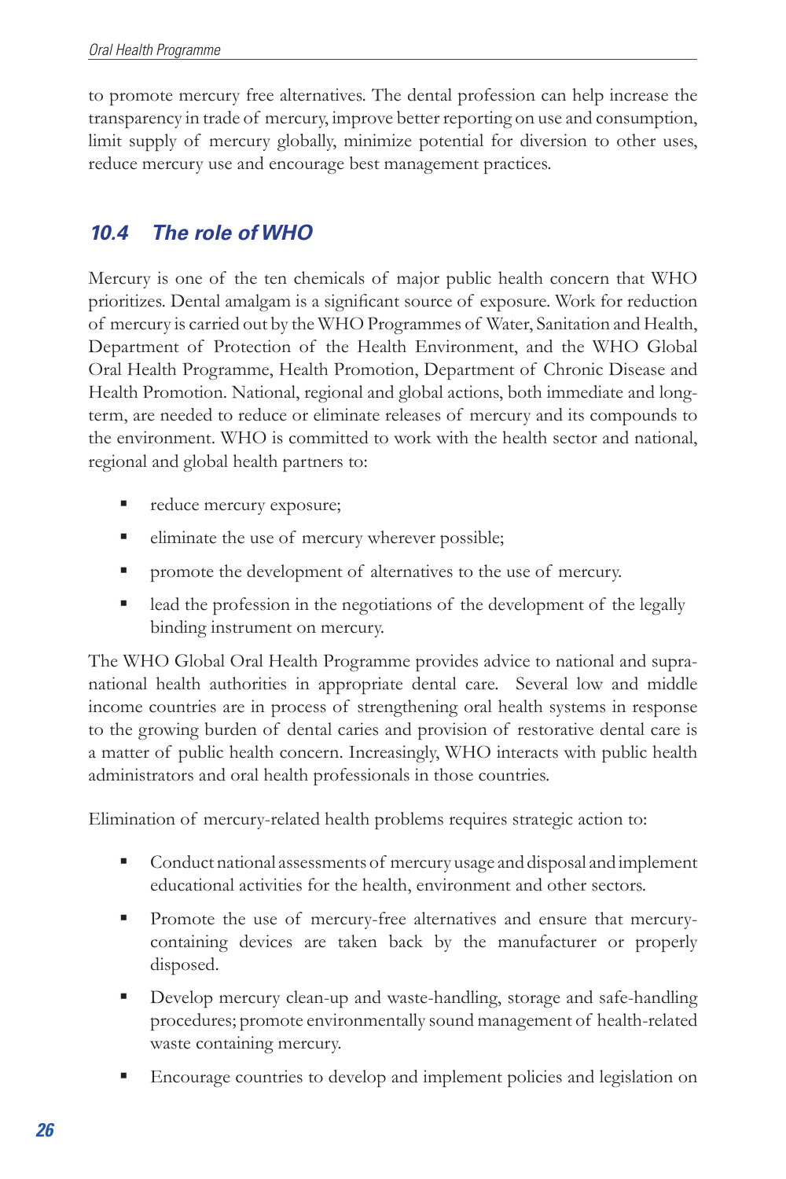to promote mercury free alternatives. The dental profession can help increase the transparency in trade of mercury, improve better reporting on use and consumption, limit supply of mercury globally, minimize potential for diversion to other uses, reduce mercury use and encourage best management practices.

## *10.4 The role of WHO*

Mercury is one of the ten chemicals of major public health concern that WHO prioritizes. Dental amalgam is a significant source of exposure. Work for reduction of mercury is carried out by the WHO Programmes of Water, Sanitation and Health, Department of Protection of the Health Environment, and the WHO Global Oral Health Programme, Health Promotion, Department of Chronic Disease and Health Promotion. National, regional and global actions, both immediate and long-term, are needed to reduce or eliminate releases of mercury and its compounds to the environment. WHO is committed to work with the health sector and national, regional and global health partners to:

- reduce mercury exposure;
- eliminate the use of mercury wherever possible;
- promote the development of alternatives to the use of mercury.
- lead the profession in the negotiations of the development of the legally binding instrument on mercury.

The WHO Global Oral Health Programme provides advice to national and supra-national health authorities in appropriate dental care. Several low and middle income countries are in process of strengthening oral health systems in response to the growing burden of dental caries and provision of restorative dental care is a matter of public health concern. Increasingly, WHO interacts with public health administrators and oral health professionals in those countries.

Elimination of mercury-related health problems requires strategic action to:

- Conduct national assessments of mercury usage and disposal and implement educational activities for the health, environment and other sectors.
- Promote the use of mercury-free alternatives and ensure that mercury-containing devices are taken back by the manufacturer or properly disposed.
- Develop mercury clean-up and waste-handling, storage and safe-handling procedures; promote environmentally sound management of health-related waste containing mercury.
- Encourage countries to develop and implement policies and legislation on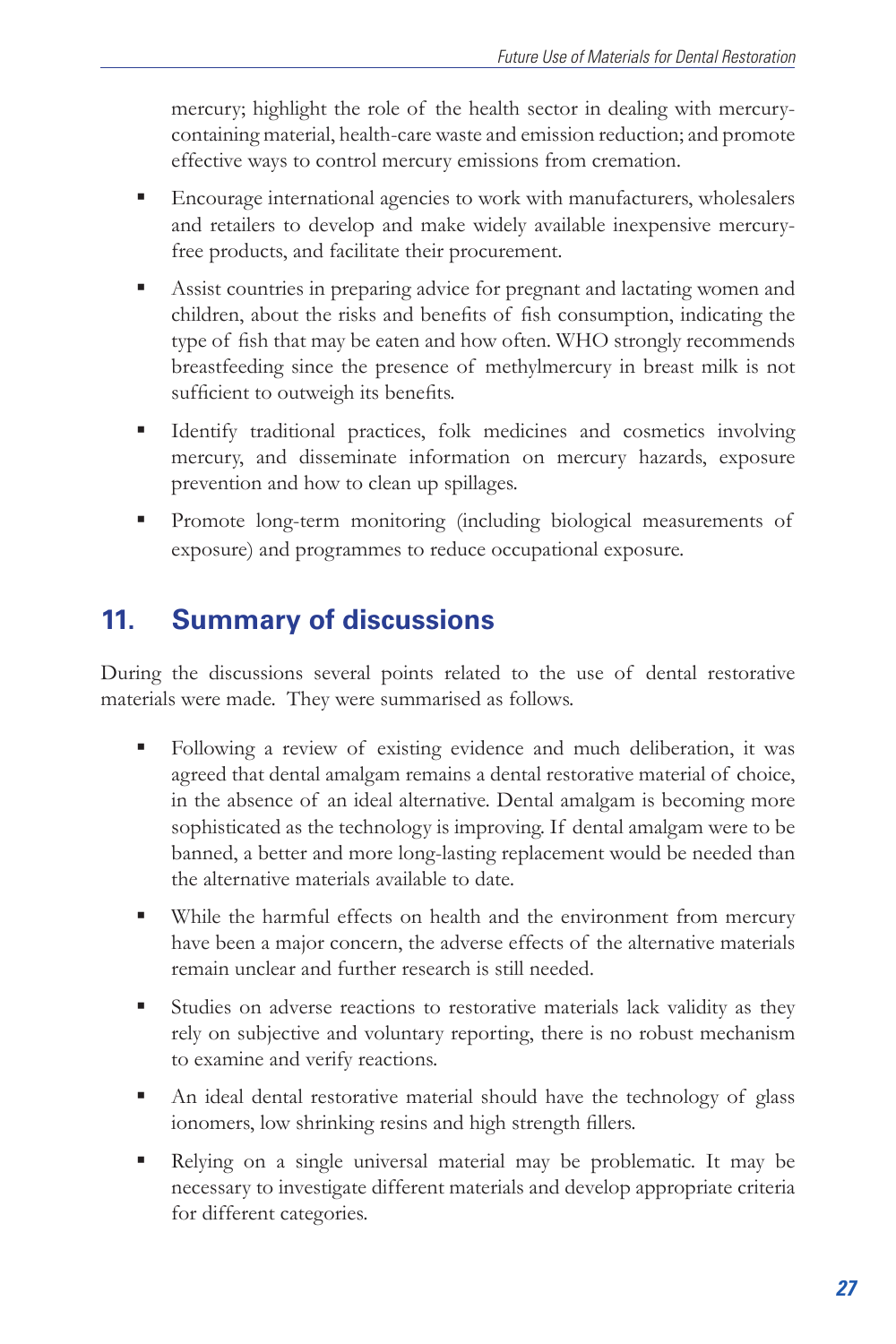mercury; highlight the role of the health sector in dealing with mercury-containing material, health-care waste and emission reduction; and promote effective ways to control mercury emissions from cremation.

- Encourage international agencies to work with manufacturers, wholesalers and retailers to develop and make widely available inexpensive mercury-free products, and facilitate their procurement.
- Assist countries in preparing advice for pregnant and lactating women and children, about the risks and benefits of fish consumption, indicating the type of fish that may be eaten and how often. WHO strongly recommends breastfeeding since the presence of methylmercury in breast milk is not sufficient to outweigh its benefits.
- Identify traditional practices, folk medicines and cosmetics involving mercury, and disseminate information on mercury hazards, exposure prevention and how to clean up spillages.
- Promote long-term monitoring (including biological measurements of exposure) and programmes to reduce occupational exposure.

## 11. Summary of discussions

During the discussions several points related to the use of dental restorative materials were made. They were summarised as follows.

- Following a review of existing evidence and much deliberation, it was agreed that dental amalgam remains a dental restorative material of choice, in the absence of an ideal alternative. Dental amalgam is becoming more sophisticated as the technology is improving. If dental amalgam were to be banned, a better and more long-lasting replacement would be needed than the alternative materials available to date.
- While the harmful effects on health and the environment from mercury have been a major concern, the adverse effects of the alternative materials remain unclear and further research is still needed.
- Studies on adverse reactions to restorative materials lack validity as they rely on subjective and voluntary reporting, there is no robust mechanism to examine and verify reactions.
- An ideal dental restorative material should have the technology of glass ionomers, low shrinking resins and high strength fillers.
- Relying on a single universal material may be problematic. It may be necessary to investigate different materials and develop appropriate criteria for different categories.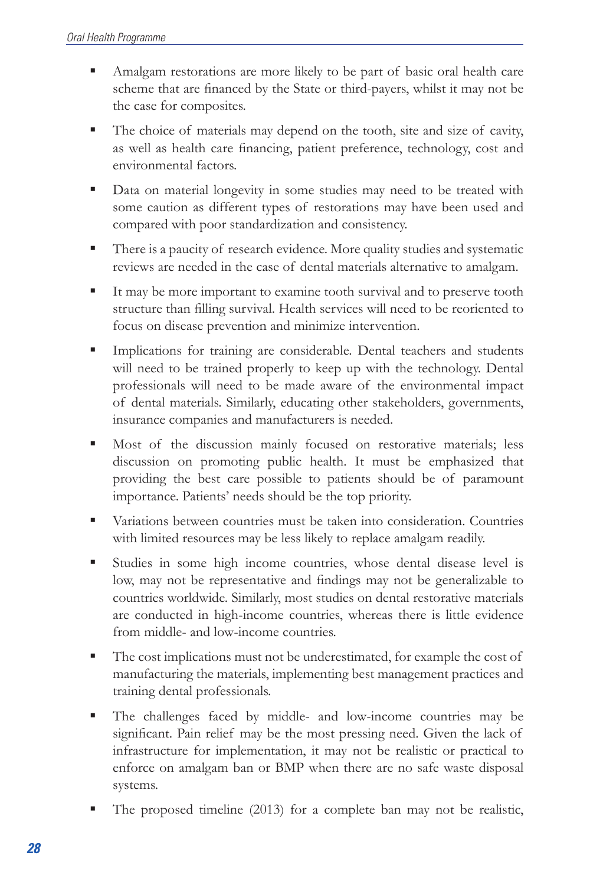- Amalgam restorations are more likely to be part of basic oral health care scheme that are financed by the State or third-payers, whilst it may not be the case for composites.
- The choice of materials may depend on the tooth, site and size of cavity, as well as health care financing, patient preference, technology, cost and environmental factors.
- Data on material longevity in some studies may need to be treated with some caution as different types of restorations may have been used and compared with poor standardization and consistency.
- There is a paucity of research evidence. More quality studies and systematic reviews are needed in the case of dental materials alternative to amalgam.
- It may be more important to examine tooth survival and to preserve tooth structure than filling survival. Health services will need to be reoriented to focus on disease prevention and minimize intervention.
- Implications for training are considerable. Dental teachers and students will need to be trained properly to keep up with the technology. Dental professionals will need to be made aware of the environmental impact of dental materials. Similarly, educating other stakeholders, governments, insurance companies and manufacturers is needed.
- Most of the discussion mainly focused on restorative materials; less discussion on promoting public health. It must be emphasized that providing the best care possible to patients should be of paramount importance. Patients' needs should be the top priority.
- Variations between countries must be taken into consideration. Countries with limited resources may be less likely to replace amalgam readily.
- Studies in some high income countries, whose dental disease level is low, may not be representative and findings may not be generalizable to countries worldwide. Similarly, most studies on dental restorative materials are conducted in high-income countries, whereas there is little evidence from middle- and low-income countries.
- The cost implications must not be underestimated, for example the cost of manufacturing the materials, implementing best management practices and training dental professionals.
- The challenges faced by middle- and low-income countries may be significant. Pain relief may be the most pressing need. Given the lack of infrastructure for implementation, it may not be realistic or practical to enforce on amalgam ban or BMP when there are no safe waste disposal systems.
- The proposed timeline (2013) for a complete ban may not be realistic,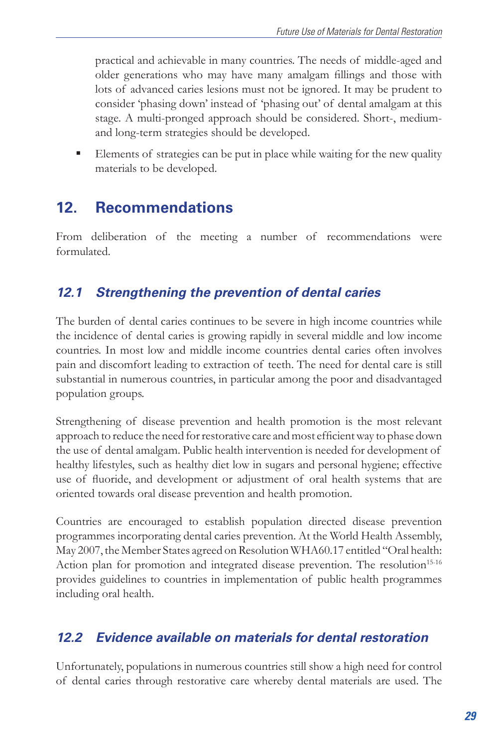practical and achievable in many countries. The needs of middle-aged and older generations who may have many amalgam fillings and those with lots of advanced caries lesions must not be ignored. It may be prudent to consider 'phasing down' instead of 'phasing out' of dental amalgam at this stage. A multi-pronged approach should be considered. Short-, medium- and long-term strategies should be developed.

- Elements of strategies can be put in place while waiting for the new quality materials to be developed.

## 12. Recommendations

From deliberation of the meeting a number of recommendations were formulated.

### *12.1 Strengthening the prevention of dental caries*

The burden of dental caries continues to be severe in high income countries while the incidence of dental caries is growing rapidly in several middle and low income countries. In most low and middle income countries dental caries often involves pain and discomfort leading to extraction of teeth. The need for dental care is still substantial in numerous countries, in particular among the poor and disadvantaged population groups.

Strengthening of disease prevention and health promotion is the most relevant approach to reduce the need for restorative care and most efficient way to phase down the use of dental amalgam. Public health intervention is needed for development of healthy lifestyles, such as healthy diet low in sugars and personal hygiene; effective use of fluoride, and development or adjustment of oral health systems that are oriented towards oral disease prevention and health promotion.

Countries are encouraged to establish population directed disease prevention programmes incorporating dental caries prevention. At the World Health Assembly, May 2007, the Member States agreed on Resolution WHA60.17 entitled "Oral health: Action plan for promotion and integrated disease prevention. The resolution[15-16] provides guidelines to countries in implementation of public health programmes including oral health.

### *12.2 Evidence available on materials for dental restoration*

Unfortunately, populations in numerous countries still show a high need for control of dental caries through restorative care whereby dental materials are used. The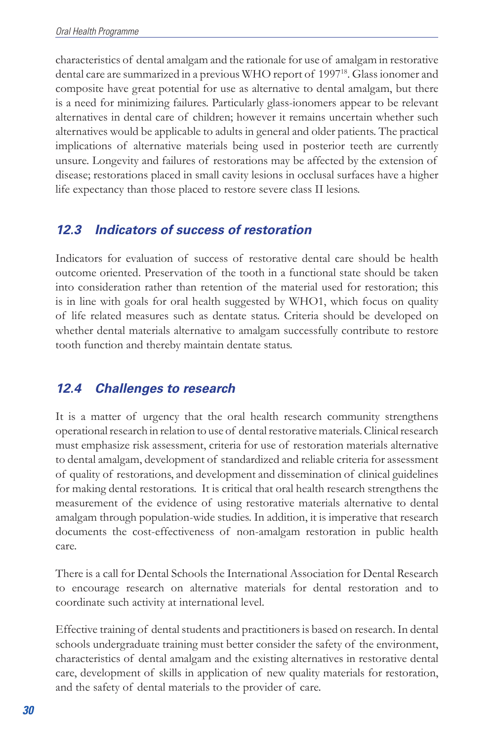characteristics of dental amalgam and the rationale for use of amalgam in restorative dental care are summarized in a previous WHO report of 1997[18]. Glass ionomer and composite have great potential for use as alternative to dental amalgam, but there is a need for minimizing failures. Particularly glass-ionomers appear to be relevant alternatives in dental care of children; however it remains uncertain whether such alternatives would be applicable to adults in general and older patients. The practical implications of alternative materials being used in posterior teeth are currently unsure. Longevity and failures of restorations may be affected by the extension of disease; restorations placed in small cavity lesions in occlusal surfaces have a higher life expectancy than those placed to restore severe class II lesions.

## 12.3 Indicators of success of restoration

Indicators for evaluation of success of restorative dental care should be health outcome oriented. Preservation of the tooth in a functional state should be taken into consideration rather than retention of the material used for restoration; this is in line with goals for oral health suggested by WHO1, which focus on quality of life related measures such as dentate status. Criteria should be developed on whether dental materials alternative to amalgam successfully contribute to restore tooth function and thereby maintain dentate status.

## 12.4 Challenges to research

It is a matter of urgency that the oral health research community strengthens operational research in relation to use of dental restorative materials. Clinical research must emphasize risk assessment, criteria for use of restoration materials alternative to dental amalgam, development of standardized and reliable criteria for assessment of quality of restorations, and development and dissemination of clinical guidelines for making dental restorations. It is critical that oral health research strengthens the measurement of the evidence of using restorative materials alternative to dental amalgam through population-wide studies. In addition, it is imperative that research documents the cost-effectiveness of non-amalgam restoration in public health care.

There is a call for Dental Schools the International Association for Dental Research to encourage research on alternative materials for dental restoration and to coordinate such activity at international level.

Effective training of dental students and practitioners is based on research. In dental schools undergraduate training must better consider the safety of the environment, characteristics of dental amalgam and the existing alternatives in restorative dental care, development of skills in application of new quality materials for restoration, and the safety of dental materials to the provider of care.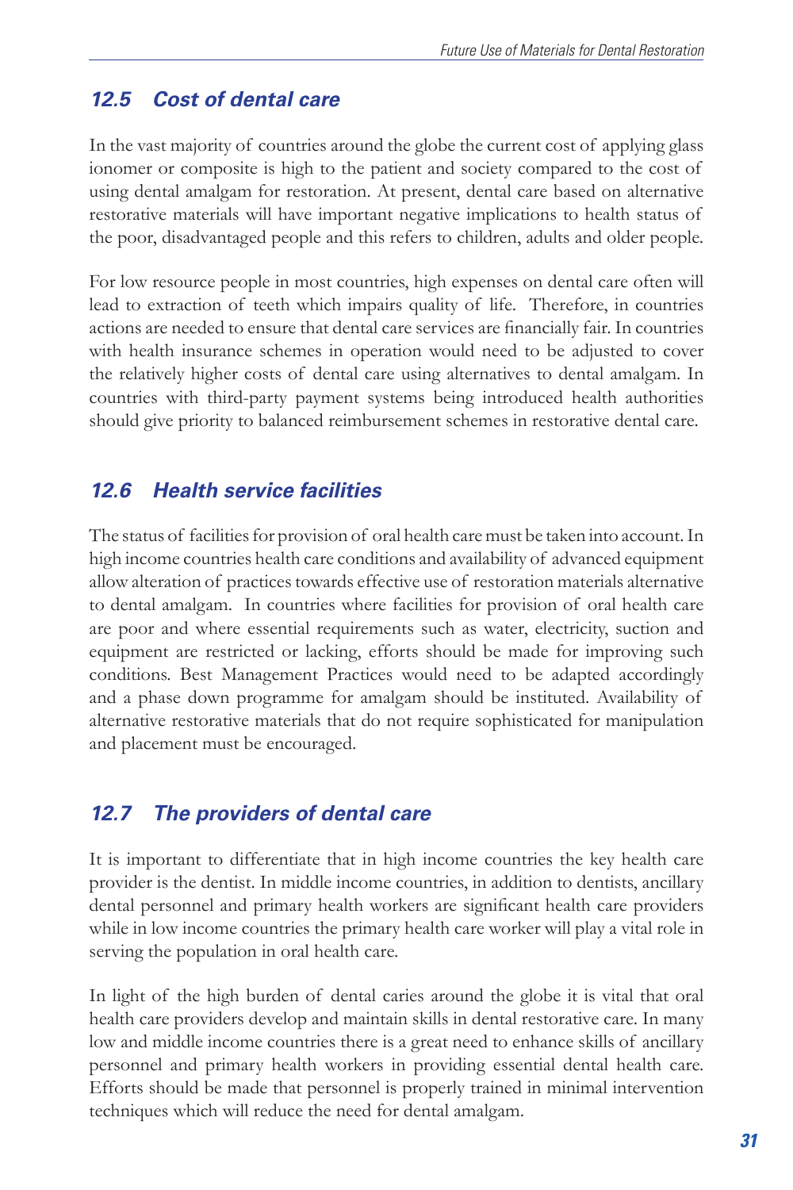## 12.5 Cost of dental care

In the vast majority of countries around the globe the current cost of applying glass ionomer or composite is high to the patient and society compared to the cost of using dental amalgam for restoration. At present, dental care based on alternative restorative materials will have important negative implications to health status of the poor, disadvantaged people and this refers to children, adults and older people.

For low resource people in most countries, high expenses on dental care often will lead to extraction of teeth which impairs quality of life. Therefore, in countries actions are needed to ensure that dental care services are financially fair. In countries with health insurance schemes in operation would need to be adjusted to cover the relatively higher costs of dental care using alternatives to dental amalgam. In countries with third-party payment systems being introduced health authorities should give priority to balanced reimbursement schemes in restorative dental care.

## 12.6 Health service facilities

The status of facilities for provision of oral health care must be taken into account. In high income countries health care conditions and availability of advanced equipment allow alteration of practices towards effective use of restoration materials alternative to dental amalgam. In countries where facilities for provision of oral health care are poor and where essential requirements such as water, electricity, suction and equipment are restricted or lacking, efforts should be made for improving such conditions. Best Management Practices would need to be adapted accordingly and a phase down programme for amalgam should be instituted. Availability of alternative restorative materials that do not require sophisticated for manipulation and placement must be encouraged.

## 12.7 The providers of dental care

It is important to differentiate that in high income countries the key health care provider is the dentist. In middle income countries, in addition to dentists, ancillary dental personnel and primary health workers are significant health care providers while in low income countries the primary health care worker will play a vital role in serving the population in oral health care.

In light of the high burden of dental caries around the globe it is vital that oral health care providers develop and maintain skills in dental restorative care. In many low and middle income countries there is a great need to enhance skills of ancillary personnel and primary health workers in providing essential dental health care. Efforts should be made that personnel is properly trained in minimal intervention techniques which will reduce the need for dental amalgam.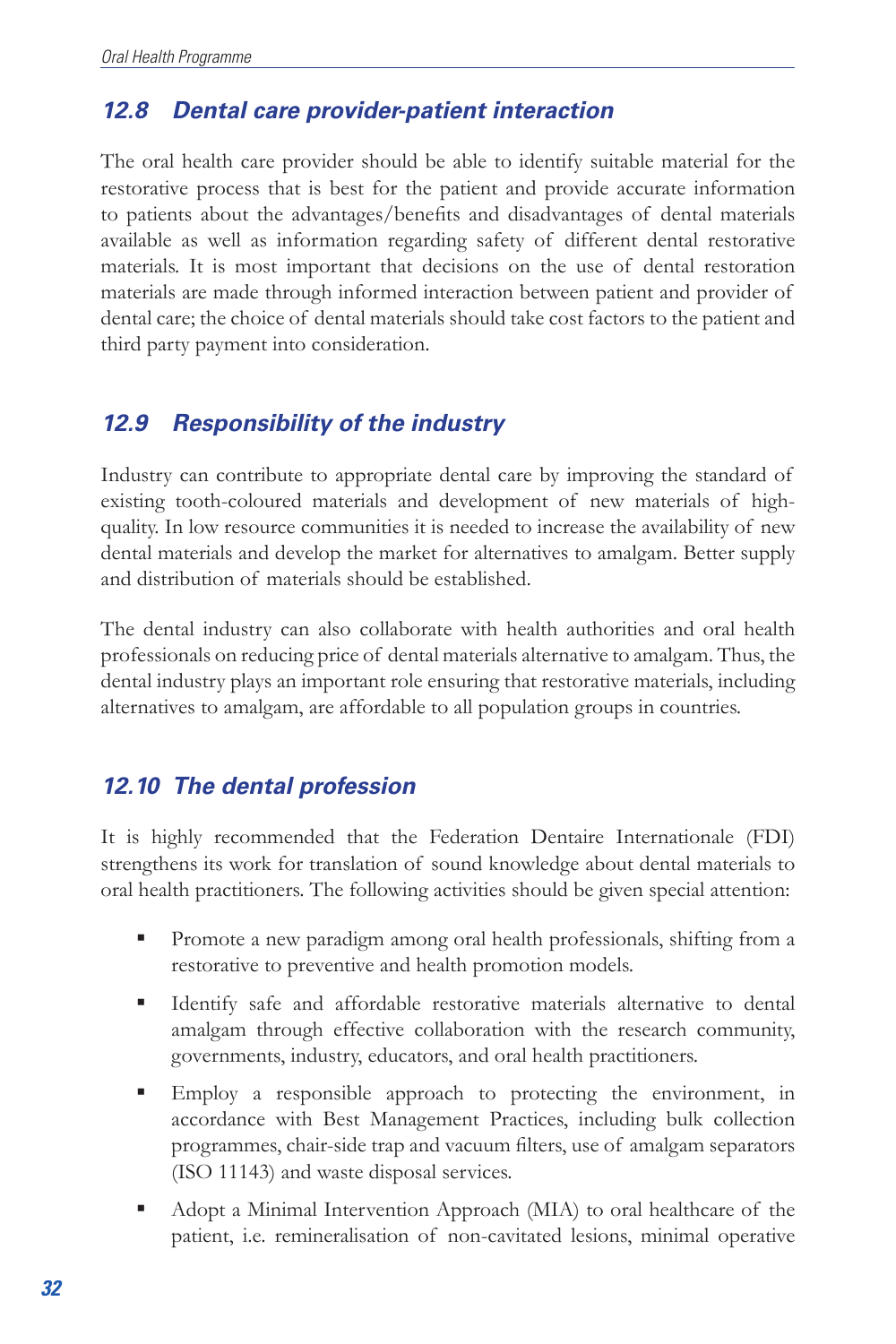## 12.8 Dental care provider-patient interaction

The oral health care provider should be able to identify suitable material for the restorative process that is best for the patient and provide accurate information to patients about the advantages/benefits and disadvantages of dental materials available as well as information regarding safety of different dental restorative materials. It is most important that decisions on the use of dental restoration materials are made through informed interaction between patient and provider of dental care; the choice of dental materials should take cost factors to the patient and third party payment into consideration.

## 12.9 Responsibility of the industry

Industry can contribute to appropriate dental care by improving the standard of existing tooth-coloured materials and development of new materials of high-quality. In low resource communities it is needed to increase the availability of new dental materials and develop the market for alternatives to amalgam. Better supply and distribution of materials should be established.

The dental industry can also collaborate with health authorities and oral health professionals on reducing price of dental materials alternative to amalgam. Thus, the dental industry plays an important role ensuring that restorative materials, including alternatives to amalgam, are affordable to all population groups in countries.

## 12.10 The dental profession

It is highly recommended that the Federation Dentaire Internationale (FDI) strengthens its work for translation of sound knowledge about dental materials to oral health practitioners. The following activities should be given special attention:

- Promote a new paradigm among oral health professionals, shifting from a restorative to preventive and health promotion models.
- Identify safe and affordable restorative materials alternative to dental amalgam through effective collaboration with the research community, governments, industry, educators, and oral health practitioners.
- Employ a responsible approach to protecting the environment, in accordance with Best Management Practices, including bulk collection programmes, chair-side trap and vacuum filters, use of amalgam separators (ISO 11143) and waste disposal services.
- Adopt a Minimal Intervention Approach (MIA) to oral healthcare of the patient, i.e. remineralisation of non-cavitated lesions, minimal operative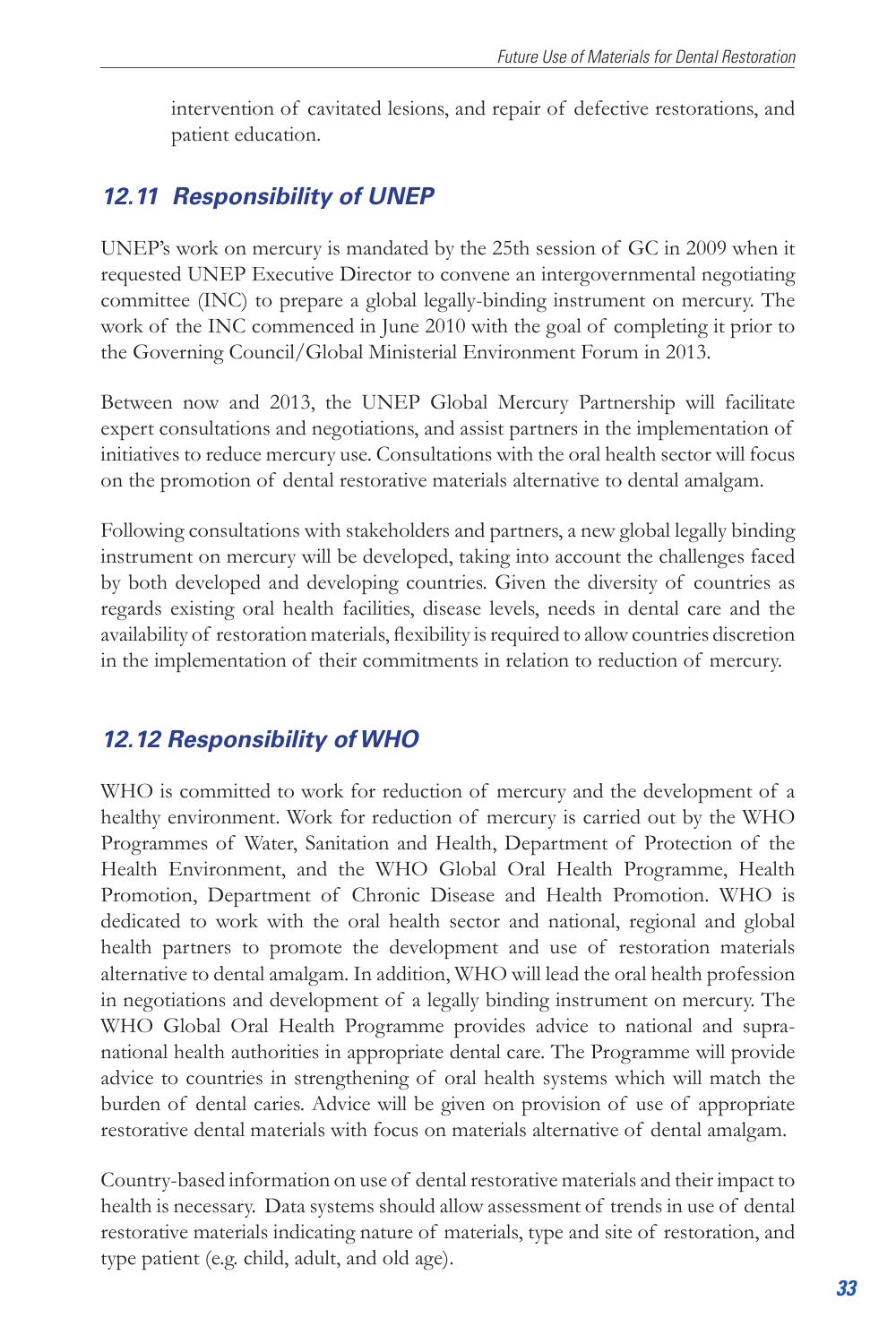intervention of cavitated lesions, and repair of defective restorations, and patient education.

## 12.11 Responsibility of UNEP

UNEP's work on mercury is mandated by the 25th session of GC in 2009 when it requested UNEP Executive Director to convene an intergovernmental negotiating committee (INC) to prepare a global legally-binding instrument on mercury. The work of the INC commenced in June 2010 with the goal of completing it prior to the Governing Council/Global Ministerial Environment Forum in 2013.

Between now and 2013, the UNEP Global Mercury Partnership will facilitate expert consultations and negotiations, and assist partners in the implementation of initiatives to reduce mercury use. Consultations with the oral health sector will focus on the promotion of dental restorative materials alternative to dental amalgam.

Following consultations with stakeholders and partners, a new global legally binding instrument on mercury will be developed, taking into account the challenges faced by both developed and developing countries. Given the diversity of countries as regards existing oral health facilities, disease levels, needs in dental care and the availability of restoration materials, flexibility is required to allow countries discretion in the implementation of their commitments in relation to reduction of mercury.

## 12.12 Responsibility of WHO

WHO is committed to work for reduction of mercury and the development of a healthy environment. Work for reduction of mercury is carried out by the WHO Programmes of Water, Sanitation and Health, Department of Protection of the Health Environment, and the WHO Global Oral Health Programme, Health Promotion, Department of Chronic Disease and Health Promotion. WHO is dedicated to work with the oral health sector and national, regional and global health partners to promote the development and use of restoration materials alternative to dental amalgam. In addition, WHO will lead the oral health profession in negotiations and development of a legally binding instrument on mercury. The WHO Global Oral Health Programme provides advice to national and supra-national health authorities in appropriate dental care. The Programme will provide advice to countries in strengthening of oral health systems which will match the burden of dental caries. Advice will be given on provision of use of appropriate restorative dental materials with focus on materials alternative of dental amalgam.

Country-based information on use of dental restorative materials and their impact to health is necessary. Data systems should allow assessment of trends in use of dental restorative materials indicating nature of materials, type and site of restoration, and type patient (e.g. child, adult, and old age).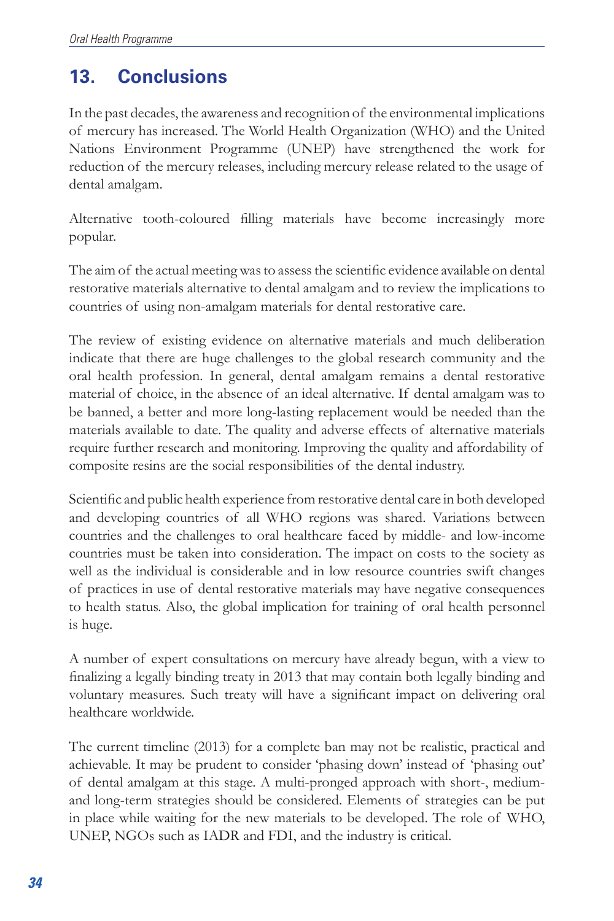## 13. Conclusions

In the past decades, the awareness and recognition of the environmental implications of mercury has increased. The World Health Organization (WHO) and the United Nations Environment Programme (UNEP) have strengthened the work for reduction of the mercury releases, including mercury release related to the usage of dental amalgam.

Alternative tooth-coloured filling materials have become increasingly more popular.

The aim of the actual meeting was to assess the scientific evidence available on dental restorative materials alternative to dental amalgam and to review the implications to countries of using non-amalgam materials for dental restorative care.

The review of existing evidence on alternative materials and much deliberation indicate that there are huge challenges to the global research community and the oral health profession. In general, dental amalgam remains a dental restorative material of choice, in the absence of an ideal alternative. If dental amalgam was to be banned, a better and more long-lasting replacement would be needed than the materials available to date. The quality and adverse effects of alternative materials require further research and monitoring. Improving the quality and affordability of composite resins are the social responsibilities of the dental industry.

Scientific and public health experience from restorative dental care in both developed and developing countries of all WHO regions was shared. Variations between countries and the challenges to oral healthcare faced by middle- and low-income countries must be taken into consideration. The impact on costs to the society as well as the individual is considerable and in low resource countries swift changes of practices in use of dental restorative materials may have negative consequences to health status. Also, the global implication for training of oral health personnel is huge.

A number of expert consultations on mercury have already begun, with a view to finalizing a legally binding treaty in 2013 that may contain both legally binding and voluntary measures. Such treaty will have a significant impact on delivering oral healthcare worldwide.

The current timeline (2013) for a complete ban may not be realistic, practical and achievable. It may be prudent to consider 'phasing down' instead of 'phasing out' of dental amalgam at this stage. A multi-pronged approach with short-, medium- and long-term strategies should be considered. Elements of strategies can be put in place while waiting for the new materials to be developed. The role of WHO, UNEP, NGOs such as IADR and FDI, and the industry is critical.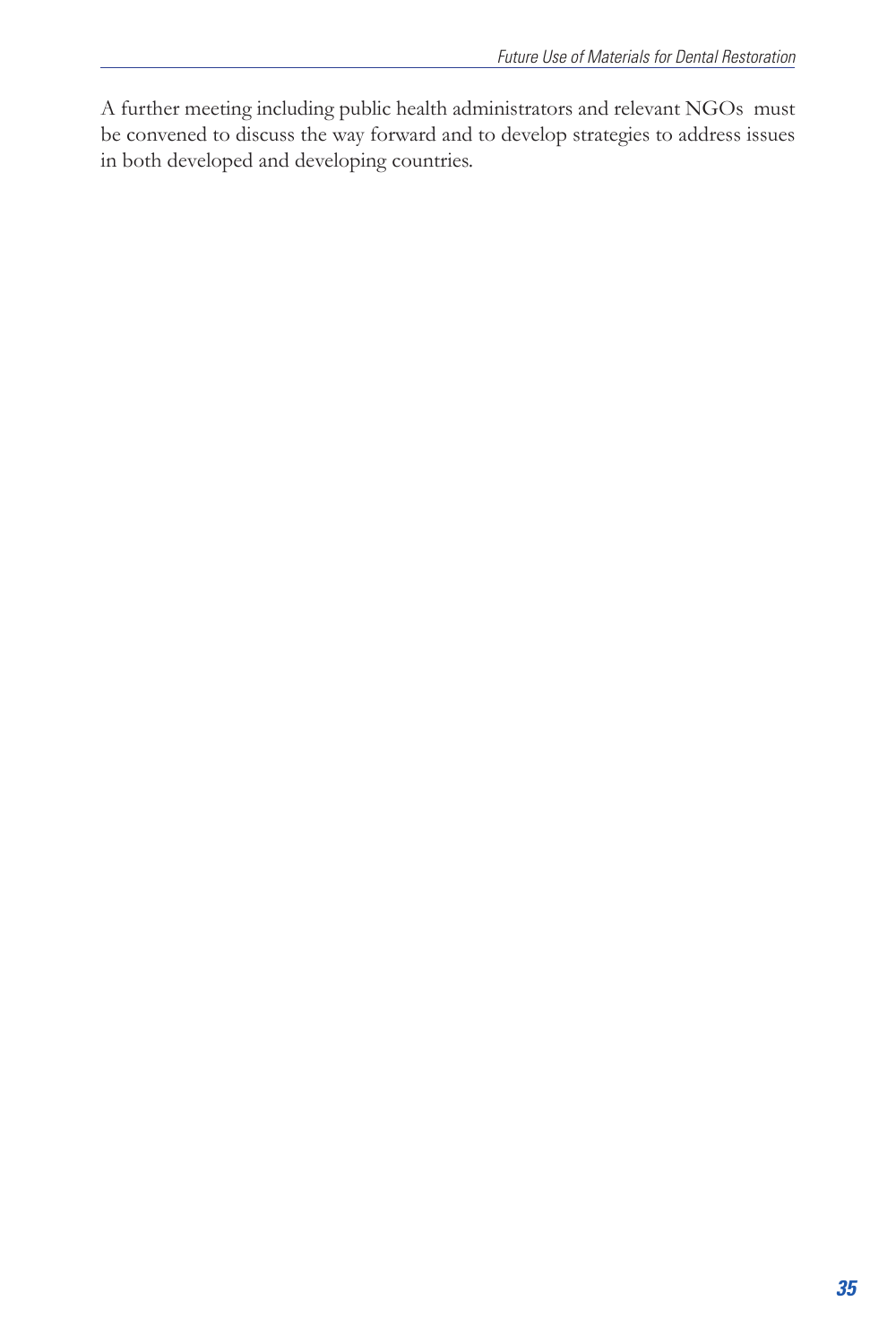A further meeting including public health administrators and relevant NGOs must be convened to discuss the way forward and to develop strategies to address issues in both developed and developing countries.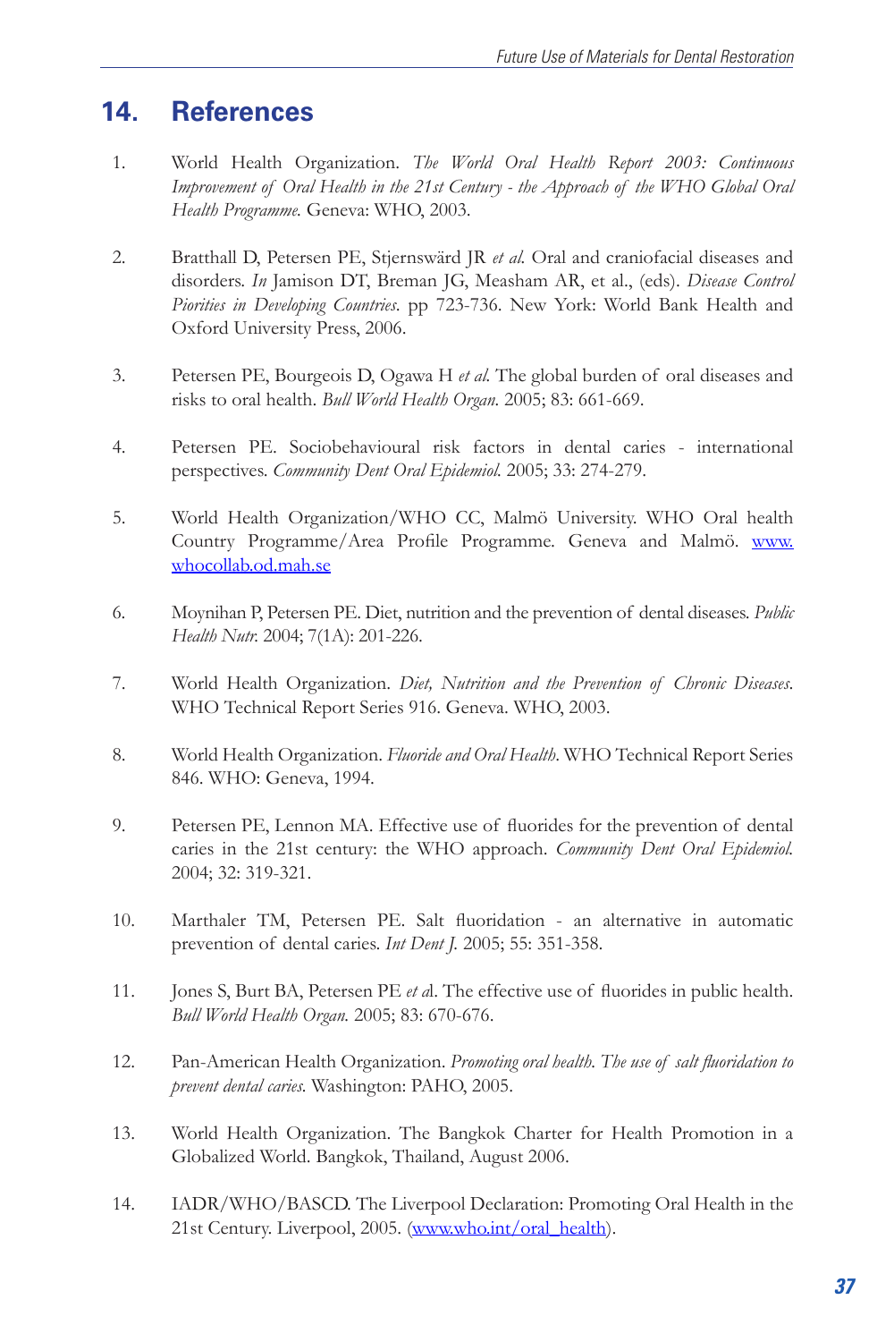## 14. References

1. World Health Organization. *The World Oral Health Report 2003: Continuous Improvement of Oral Health in the 21st Century - the Approach of the WHO Global Oral Health Programme.* Geneva: WHO, 2003.

2. Bratthall D, Petersen PE, Stjernswärd JR *et al.* Oral and craniofacial diseases and disorders. *In* Jamison DT, Breman JG, Measham AR, et al., (eds). *Disease Control Piorities in Developing Countries*. pp 723-736. New York: World Bank Health and Oxford University Press, 2006.

3. Petersen PE, Bourgeois D, Ogawa H *et al.* The global burden of oral diseases and risks to oral health. *Bull World Health Organ.* 2005; 83: 661-669.

4. Petersen PE. Sociobehavioural risk factors in dental caries - international perspectives. *Community Dent Oral Epidemiol.* 2005; 33: 274-279.

5. World Health Organization/WHO CC, Malmö University. WHO Oral health Country Programme/Area Profile Programme. Geneva and Malmö. [www.whocollab.od.mah.se](www.whocollab.od.mah.se)

6. Moynihan P, Petersen PE. Diet, nutrition and the prevention of dental diseases. *Public Health Nutr.* 2004; 7(1A): 201-226.

7. World Health Organization. *Diet, Nutrition and the Prevention of Chronic Diseases*. WHO Technical Report Series 916. Geneva. WHO, 2003.

8. World Health Organization. *Fluoride and Oral Health*. WHO Technical Report Series 846. WHO: Geneva, 1994.

9. Petersen PE, Lennon MA. Effective use of fluorides for the prevention of dental caries in the 21st century: the WHO approach. *Community Dent Oral Epidemiol.* 2004; 32: 319-321.

10. Marthaler TM, Petersen PE. Salt fluoridation - an alternative in automatic prevention of dental caries. *Int Dent J.* 2005; 55: 351-358.

11. Jones S, Burt BA, Petersen PE *et a*l. The effective use of fluorides in public health. *Bull World Health Organ.* 2005; 83: 670-676.

12. Pan-American Health Organization. *Promoting oral health. The use of salt fluoridation to prevent dental caries.* Washington: PAHO, 2005.

13. World Health Organization. The Bangkok Charter for Health Promotion in a Globalized World. Bangkok, Thailand, August 2006.

14. IADR/WHO/BASCD. The Liverpool Declaration: Promoting Oral Health in the 21st Century. Liverpool, 2005. ([www.who.int/oral_health](www.who.int/oral_health)).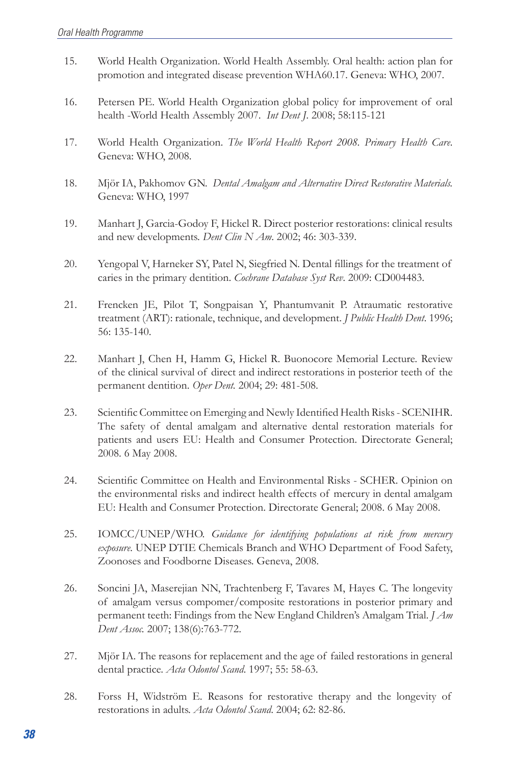15. World Health Organization. World Health Assembly. Oral health: action plan for promotion and integrated disease prevention WHA60.17. Geneva: WHO, 2007.

16. Petersen PE. World Health Organization global policy for improvement of oral health -World Health Assembly 2007. *Int Dent J*. 2008; 58:115-121

17. World Health Organization. *The World Health Report 2008. Primary Health Care*. Geneva: WHO, 2008.

18. Mjör IA, Pakhomov GN. *Dental Amalgam and Alternative Direct Restorative Materials*. Geneva: WHO, 1997

19. Manhart J, Garcia-Godoy F, Hickel R. Direct posterior restorations: clinical results and new developments. *Dent Clin N Am*. 2002; 46: 303-339.

20. Yengopal V, Harneker SY, Patel N, Siegfried N. Dental fillings for the treatment of caries in the primary dentition. *Cochrane Database Syst Rev*. 2009: CD004483.

21. Frencken JE, Pilot T, Songpaisan Y, Phantumvanit P. Atraumatic restorative treatment (ART): rationale, technique, and development. *J Public Health Dent*. 1996; 56: 135-140.

22. Manhart J, Chen H, Hamm G, Hickel R. Buonocore Memorial Lecture. Review of the clinical survival of direct and indirect restorations in posterior teeth of the permanent dentition. *Oper Dent*. 2004; 29: 481-508.

23. Scientific Committee on Emerging and Newly Identified Health Risks - SCENIHR. The safety of dental amalgam and alternative dental restoration materials for patients and users EU: Health and Consumer Protection. Directorate General; 2008. 6 May 2008.

24. Scientific Committee on Health and Environmental Risks - SCHER. Opinion on the environmental risks and indirect health effects of mercury in dental amalgam EU: Health and Consumer Protection. Directorate General; 2008. 6 May 2008.

25. IOMCC/UNEP/WHO. *Guidance for identifying populations at risk from mercury exposure*. UNEP DTIE Chemicals Branch and WHO Department of Food Safety, Zoonoses and Foodborne Diseases. Geneva, 2008.

26. Soncini JA, Maserejian NN, Trachtenberg F, Tavares M, Hayes C. The longevity of amalgam versus compomer/composite restorations in posterior primary and permanent teeth: Findings from the New England Children's Amalgam Trial. *J Am Dent Assoc*. 2007; 138(6):763-772.

27. Mjör IA. The reasons for replacement and the age of failed restorations in general dental practice. *Acta Odontol Scand*. 1997; 55: 58-63.

28. Forss H, Widström E. Reasons for restorative therapy and the longevity of restorations in adults. *Acta Odontol Scand*. 2004; 62: 82-86.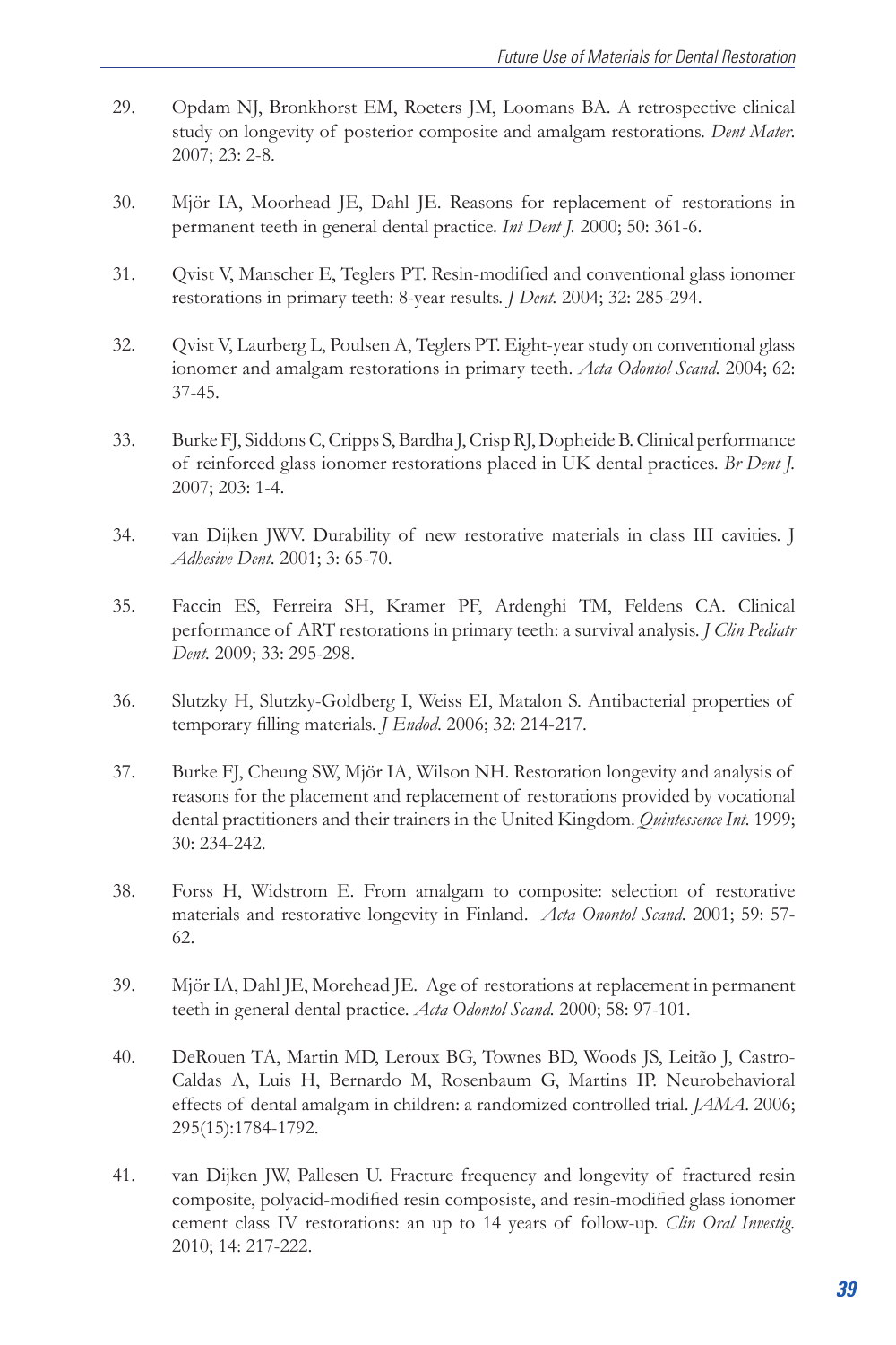29. Opdam NJ, Bronkhorst EM, Roeters JM, Loomans BA. A retrospective clinical study on longevity of posterior composite and amalgam restorations. *Dent Mater*. 2007; 23: 2-8.

30. Mjör IA, Moorhead JE, Dahl JE. Reasons for replacement of restorations in permanent teeth in general dental practice. *Int Dent J.* 2000; 50: 361-6.

31. Qvist V, Manscher E, Teglers PT. Resin-modified and conventional glass ionomer restorations in primary teeth: 8-year results. *J Dent.* 2004; 32: 285-294.

32. Qvist V, Laurberg L, Poulsen A, Teglers PT. Eight-year study on conventional glass ionomer and amalgam restorations in primary teeth. *Acta Odontol Scand.* 2004; 62: 37-45.

33. Burke FJ, Siddons C, Cripps S, Bardha J, Crisp RJ, Dopheide B. Clinical performance of reinforced glass ionomer restorations placed in UK dental practices. *Br Dent J.* 2007; 203: 1-4.

34. van Dijken JWV. Durability of new restorative materials in class III cavities. J *Adhesive Dent.* 2001; 3: 65-70.

35. Faccin ES, Ferreira SH, Kramer PF, Ardenghi TM, Feldens CA. Clinical performance of ART restorations in primary teeth: a survival analysis. *J Clin Pediatr Dent.* 2009; 33: 295-298.

36. Slutzky H, Slutzky-Goldberg I, Weiss EI, Matalon S. Antibacterial properties of temporary filling materials. *J Endod.* 2006; 32: 214-217.

37. Burke FJ, Cheung SW, Mjör IA, Wilson NH. Restoration longevity and analysis of reasons for the placement and replacement of restorations provided by vocational dental practitioners and their trainers in the United Kingdom. *Quintessence Int.* 1999; 30: 234-242.

38. Forss H, Widstrom E. From amalgam to composite: selection of restorative materials and restorative longevity in Finland. *Acta Onontol Scand.* 2001; 59: 57-62.

39. Mjör IA, Dahl JE, Morehead JE. Age of restorations at replacement in permanent teeth in general dental practice. *Acta Odontol Scand.* 2000; 58: 97-101.

40. DeRouen TA, Martin MD, Leroux BG, Townes BD, Woods JS, Leitão J, Castro-Caldas A, Luis H, Bernardo M, Rosenbaum G, Martins IP. Neurobehavioral effects of dental amalgam in children: a randomized controlled trial. *JAMA.* 2006; 295(15):1784-1792.

41. van Dijken JW, Pallesen U. Fracture frequency and longevity of fractured resin composite, polyacid-modified resin composiste, and resin-modified glass ionomer cement class IV restorations: an up to 14 years of follow-up. *Clin Oral Investig.* 2010; 14: 217-222.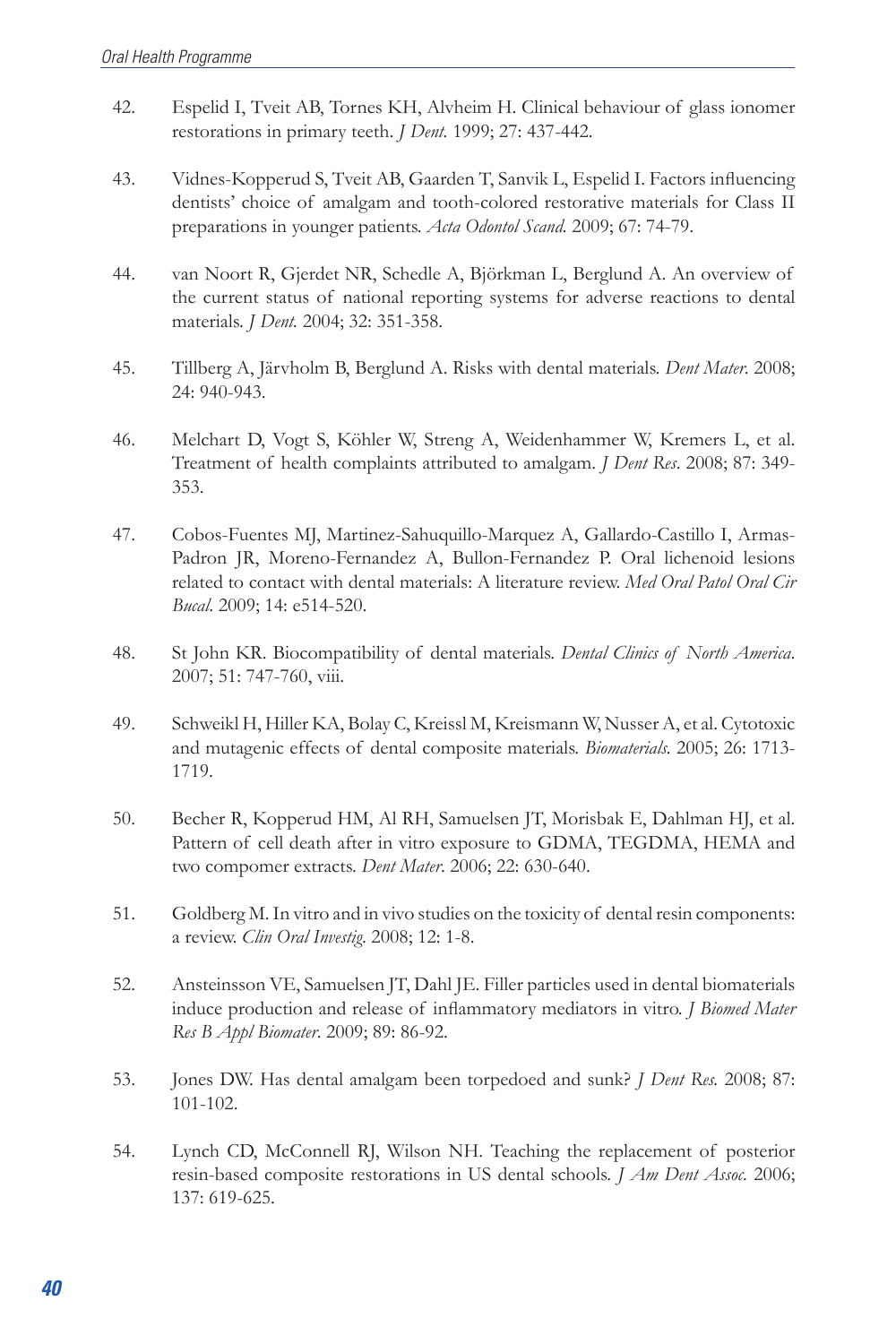42. Espelid I, Tveit AB, Tornes KH, Alvheim H. Clinical behaviour of glass ionomer restorations in primary teeth. *J Dent.* 1999; 27: 437-442.

43. Vidnes-Kopperud S, Tveit AB, Gaarden T, Sanvik L, Espelid I. Factors influencing dentists' choice of amalgam and tooth-colored restorative materials for Class II preparations in younger patients. *Acta Odontol Scand.* 2009; 67: 74-79.

44. van Noort R, Gjerdet NR, Schedle A, Björkman L, Berglund A. An overview of the current status of national reporting systems for adverse reactions to dental materials. *J Dent.* 2004; 32: 351-358.

45. Tillberg A, Järvholm B, Berglund A. Risks with dental materials. *Dent Mater.* 2008; 24: 940-943.

46. Melchart D, Vogt S, Köhler W, Streng A, Weidenhammer W, Kremers L, et al. Treatment of health complaints attributed to amalgam. *J Dent Res.* 2008; 87: 349-353.

47. Cobos-Fuentes MJ, Martinez-Sahuquillo-Marquez A, Gallardo-Castillo I, Armas-Padron JR, Moreno-Fernandez A, Bullon-Fernandez P. Oral lichenoid lesions related to contact with dental materials: A literature review. *Med Oral Patol Oral Cir Bucal.* 2009; 14: e514-520.

48. St John KR. Biocompatibility of dental materials. *Dental Clinics of North America.* 2007; 51: 747-760, viii.

49. Schweikl H, Hiller KA, Bolay C, Kreissl M, Kreismann W, Nusser A, et al. Cytotoxic and mutagenic effects of dental composite materials. *Biomaterials.* 2005; 26: 1713-1719.

50. Becher R, Kopperud HM, Al RH, Samuelsen JT, Morisbak E, Dahlman HJ, et al. Pattern of cell death after in vitro exposure to GDMA, TEGDMA, HEMA and two compomer extracts. *Dent Mater.* 2006; 22: 630-640.

51. Goldberg M. In vitro and in vivo studies on the toxicity of dental resin components: a review. *Clin Oral Investig.* 2008; 12: 1-8.

52. Ansteinsson VE, Samuelsen JT, Dahl JE. Filler particles used in dental biomaterials induce production and release of inflammatory mediators in vitro. *J Biomed Mater Res B Appl Biomater.* 2009; 89: 86-92.

53. Jones DW. Has dental amalgam been torpedoed and sunk? *J Dent Res.* 2008; 87: 101-102.

54. Lynch CD, McConnell RJ, Wilson NH. Teaching the replacement of posterior resin-based composite restorations in US dental schools. *J Am Dent Assoc.* 2006; 137: 619-625.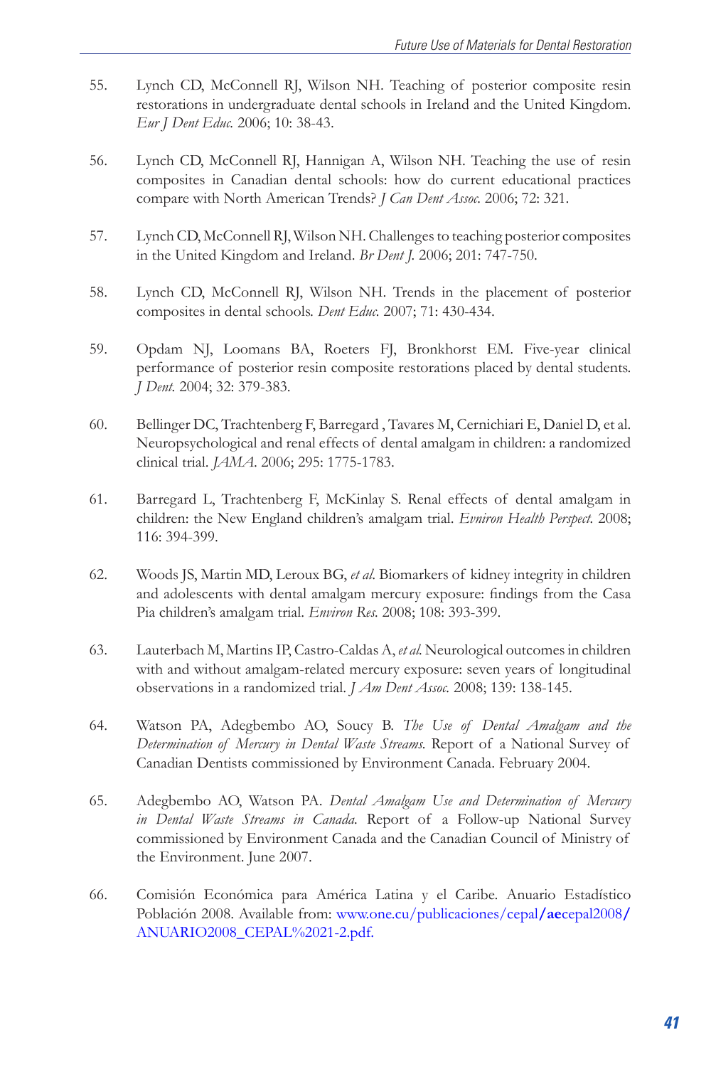55. Lynch CD, McConnell RJ, Wilson NH. Teaching of posterior composite resin restorations in undergraduate dental schools in Ireland and the United Kingdom. *Eur J Dent Educ.* 2006; 10: 38-43.

56. Lynch CD, McConnell RJ, Hannigan A, Wilson NH. Teaching the use of resin composites in Canadian dental schools: how do current educational practices compare with North American Trends? *J Can Dent Assoc.* 2006; 72: 321.

57. Lynch CD, McConnell RJ, Wilson NH. Challenges to teaching posterior composites in the United Kingdom and Ireland. *Br Dent J.* 2006; 201: 747-750.

58. Lynch CD, McConnell RJ, Wilson NH. Trends in the placement of posterior composites in dental schools. *Dent Educ.* 2007; 71: 430-434.

59. Opdam NJ, Loomans BA, Roeters FJ, Bronkhorst EM. Five-year clinical performance of posterior resin composite restorations placed by dental students. *J Dent.* 2004; 32: 379-383.

60. Bellinger DC, Trachtenberg F, Barregard , Tavares M, Cernichiari E, Daniel D, et al. Neuropsychological and renal effects of dental amalgam in children: a randomized clinical trial. *JAMA.* 2006; 295: 1775-1783.

61. Barregard L, Trachtenberg F, McKinlay S. Renal effects of dental amalgam in children: the New England children's amalgam trial. *Evniron Health Perspect.* 2008; 116: 394-399.

62. Woods JS, Martin MD, Leroux BG, *et al*. Biomarkers of kidney integrity in children and adolescents with dental amalgam mercury exposure: findings from the Casa Pia children's amalgam trial. *Environ Res.* 2008; 108: 393-399.

63. Lauterbach M, Martins IP, Castro-Caldas A, *et al.* Neurological outcomes in children with and without amalgam-related mercury exposure: seven years of longitudinal observations in a randomized trial. *J Am Dent Assoc.* 2008; 139: 138-145.

64. Watson PA, Adegbembo AO, Soucy B. *The Use of Dental Amalgam and the Determination of Mercury in Dental Waste Streams.* Report of a National Survey of Canadian Dentists commissioned by Environment Canada. February 2004.

65. Adegbembo AO, Watson PA. *Dental Amalgam Use and Determination of Mercury in Dental Waste Streams in Canada.* Report of a Follow-up National Survey commissioned by Environment Canada and the Canadian Council of Ministry of the Environment. June 2007.

66. Comisión Económica para América Latina y el Caribe. Anuario Estadístico Población 2008. Available from: www.one.cu/publicaciones/cepal/aecepal2008/ANUARIO2008_CEPAL%2021-2.pdf.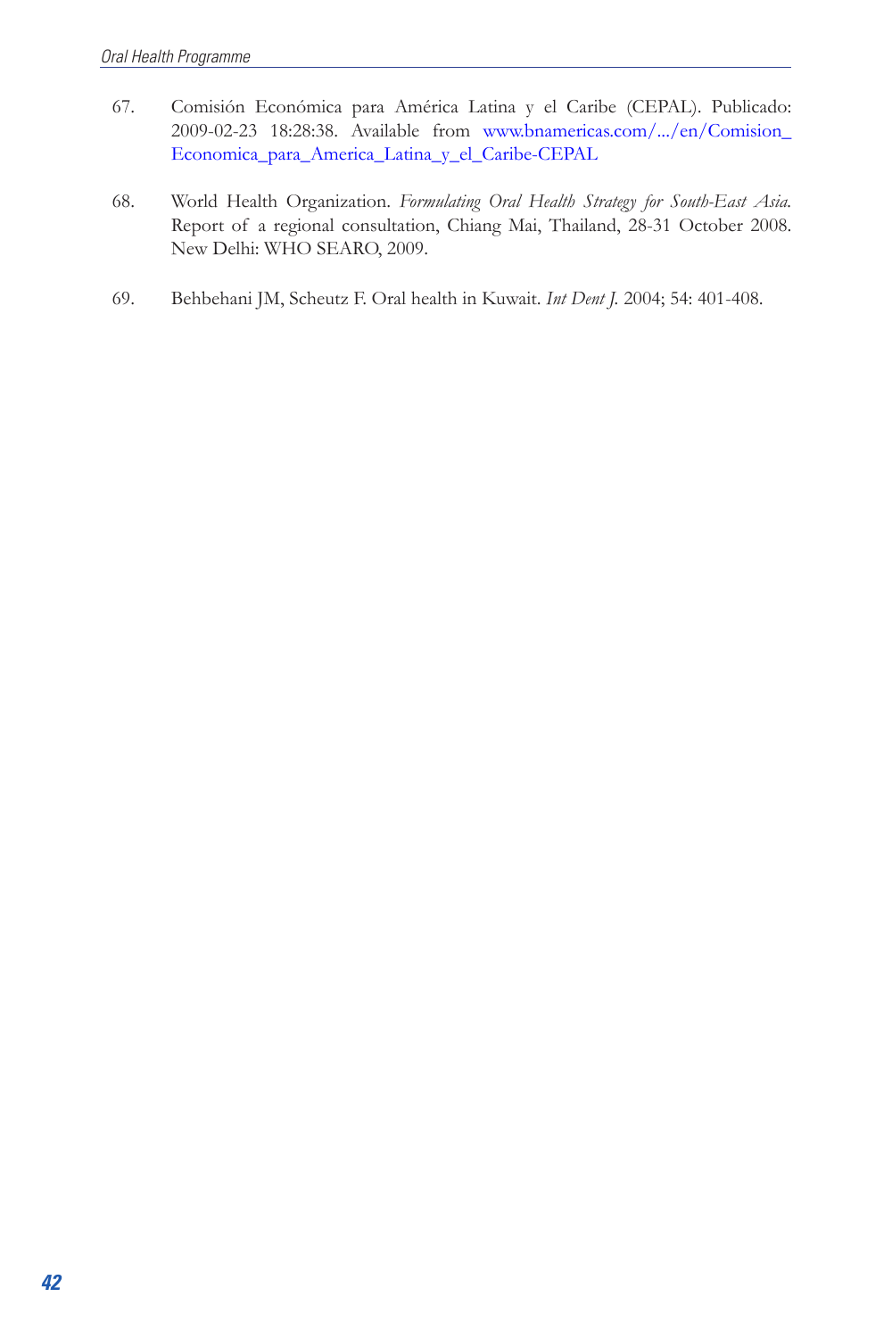67. Comisión Económica para América Latina y el Caribe (CEPAL). Publicado: 2009-02-23 18:28:38. Available from www.bnamericas.com/.../en/Comision_Economica_para_America_Latina_y_el_Caribe-CEPAL

68. World Health Organization. *Formulating Oral Health Strategy for South-East Asia*. Report of a regional consultation, Chiang Mai, Thailand, 28-31 October 2008. New Delhi: WHO SEARO, 2009.

69. Behbehani JM, Scheutz F. Oral health in Kuwait. *Int Dent J*. 2004; 54: 401-408.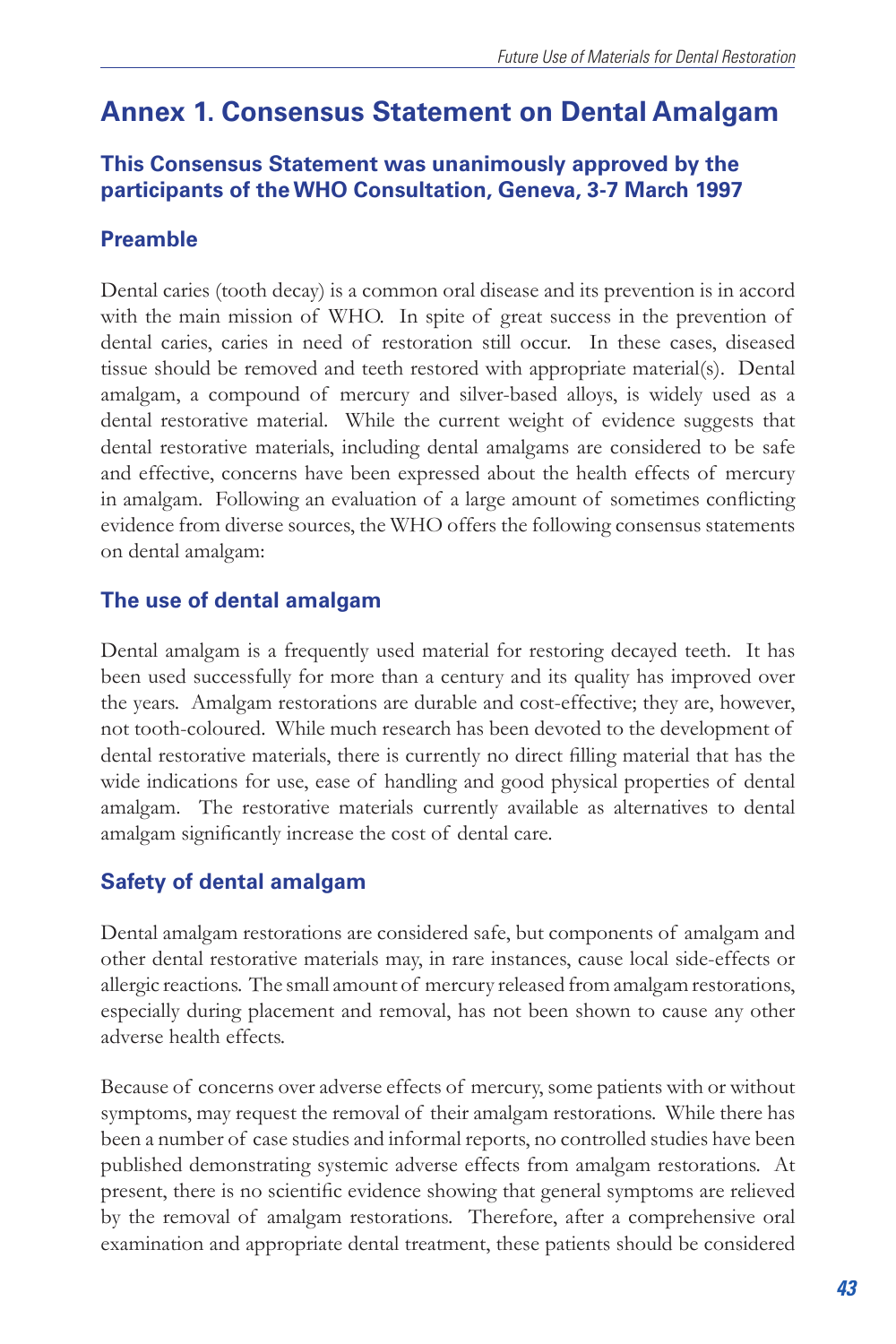# Annex 1. Consensus Statement on Dental Amalgam

### This Consensus Statement was unanimously approved by the participants of the WHO Consultation, Geneva, 3-7 March 1997

### Preamble

Dental caries (tooth decay) is a common oral disease and its prevention is in accord with the main mission of WHO. In spite of great success in the prevention of dental caries, caries in need of restoration still occur. In these cases, diseased tissue should be removed and teeth restored with appropriate material(s). Dental amalgam, a compound of mercury and silver-based alloys, is widely used as a dental restorative material. While the current weight of evidence suggests that dental restorative materials, including dental amalgams are considered to be safe and effective, concerns have been expressed about the health effects of mercury in amalgam. Following an evaluation of a large amount of sometimes conflicting evidence from diverse sources, the WHO offers the following consensus statements on dental amalgam:

### The use of dental amalgam

Dental amalgam is a frequently used material for restoring decayed teeth. It has been used successfully for more than a century and its quality has improved over the years. Amalgam restorations are durable and cost-effective; they are, however, not tooth-coloured. While much research has been devoted to the development of dental restorative materials, there is currently no direct filling material that has the wide indications for use, ease of handling and good physical properties of dental amalgam. The restorative materials currently available as alternatives to dental amalgam significantly increase the cost of dental care.

### Safety of dental amalgam

Dental amalgam restorations are considered safe, but components of amalgam and other dental restorative materials may, in rare instances, cause local side-effects or allergic reactions. The small amount of mercury released from amalgam restorations, especially during placement and removal, has not been shown to cause any other adverse health effects.

Because of concerns over adverse effects of mercury, some patients with or without symptoms, may request the removal of their amalgam restorations. While there has been a number of case studies and informal reports, no controlled studies have been published demonstrating systemic adverse effects from amalgam restorations. At present, there is no scientific evidence showing that general symptoms are relieved by the removal of amalgam restorations. Therefore, after a comprehensive oral examination and appropriate dental treatment, these patients should be considered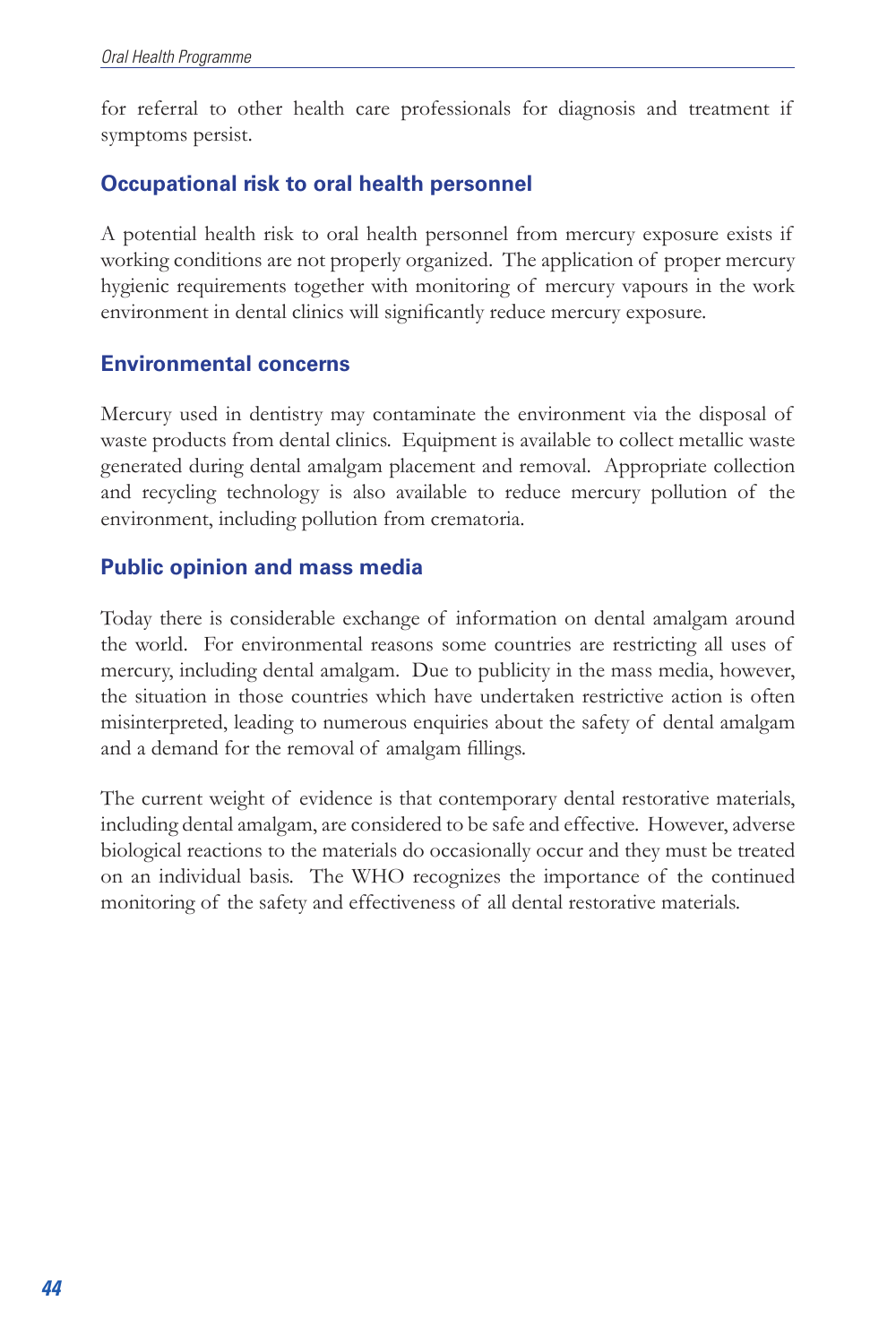for referral to other health care professionals for diagnosis and treatment if symptoms persist.

## Occupational risk to oral health personnel

A potential health risk to oral health personnel from mercury exposure exists if working conditions are not properly organized. The application of proper mercury hygienic requirements together with monitoring of mercury vapours in the work environment in dental clinics will significantly reduce mercury exposure.

## Environmental concerns

Mercury used in dentistry may contaminate the environment via the disposal of waste products from dental clinics. Equipment is available to collect metallic waste generated during dental amalgam placement and removal. Appropriate collection and recycling technology is also available to reduce mercury pollution of the environment, including pollution from crematoria.

## Public opinion and mass media

Today there is considerable exchange of information on dental amalgam around the world. For environmental reasons some countries are restricting all uses of mercury, including dental amalgam. Due to publicity in the mass media, however, the situation in those countries which have undertaken restrictive action is often misinterpreted, leading to numerous enquiries about the safety of dental amalgam and a demand for the removal of amalgam fillings.

The current weight of evidence is that contemporary dental restorative materials, including dental amalgam, are considered to be safe and effective. However, adverse biological reactions to the materials do occasionally occur and they must be treated on an individual basis. The WHO recognizes the importance of the continued monitoring of the safety and effectiveness of all dental restorative materials.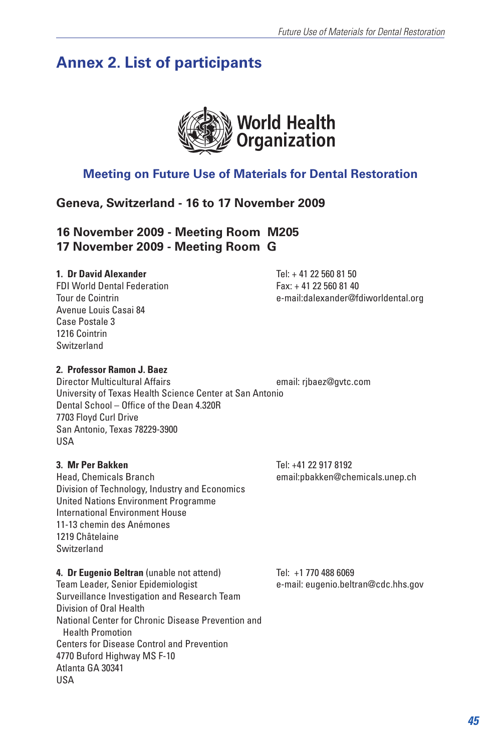# Annex 2. List of participants

World Health Organization

## Meeting on Future Use of Materials for Dental Restoration

### Geneva, Switzerland - 16 to 17 November 2009

### 16 November 2009 - Meeting Room M205
### 17 November 2009 - Meeting Room G

**1. Dr David Alexander**
FDI World Dental Federation
Tour de Cointrin
Avenue Louis Casai 84
Case Postale 3
1216 Cointrin
Switzerland

Tel: + 41 22 560 81 50
Fax: + 41 22 560 81 40
e-mail:dalexander@fdiworldental.org

**2. Professor Ramon J. Baez**
Director Multicultural Affairs
University of Texas Health Science Center at San Antonio
Dental School – Office of the Dean 4.320R
7703 Floyd Curl Drive
San Antonio, Texas 78229-3900
USA

email: rjbaez@gvtc.com

**3. Mr Per Bakken**
Head, Chemicals Branch
Division of Technology, Industry and Economics
United Nations Environment Programme
International Environment House
11-13 chemin des Anémones
1219 Châtelaine
Switzerland

Tel: +41 22 917 8192
email:pbakken@chemicals.unep.ch

**4. Dr Eugenio Beltran** (unable not attend)
Team Leader, Senior Epidemiologist
Surveillance Investigation and Research Team
Division of Oral Health
National Center for Chronic Disease Prevention and Health Promotion
Centers for Disease Control and Prevention
4770 Buford Highway MS F-10
Atlanta GA 30341
USA

Tel: +1 770 488 6069
e-mail: eugenio.beltran@cdc.hhs.gov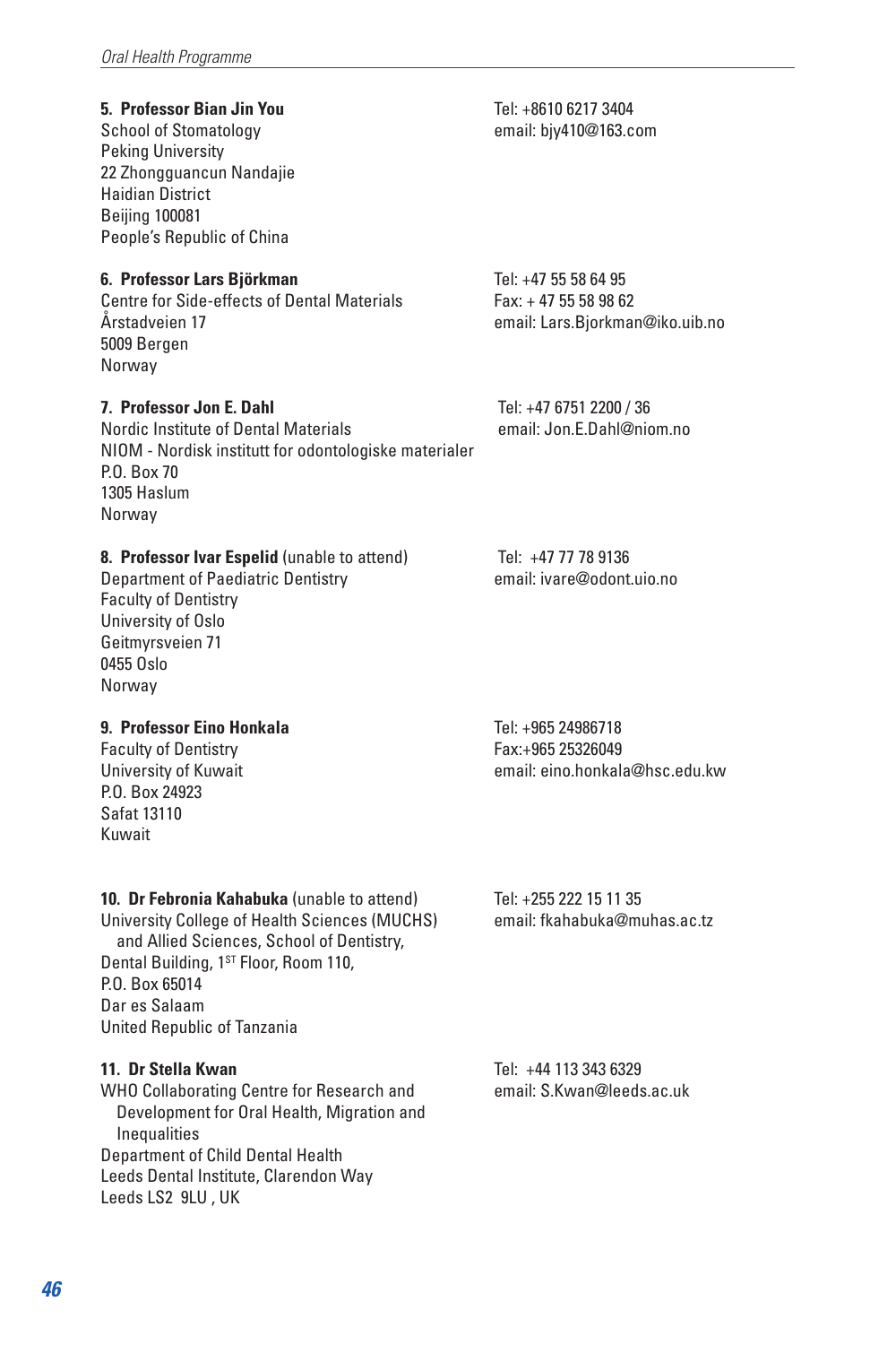**5. Professor Bian Jin You**
School of Stomatology
Peking University
22 Zhongguancun Nandajie
Haidian District
Beijing 100081
People's Republic of China

Tel: +8610 6217 3404
email: bjy410@163.com

**6. Professor Lars Björkman**
Centre for Side-effects of Dental Materials
Årstadveien 17
5009 Bergen
Norway

Tel: +47 55 58 64 95
Fax: + 47 55 58 98 62
email: Lars.Bjorkman@iko.uib.no

**7. Professor Jon E. Dahl**
Nordic Institute of Dental Materials
NIOM - Nordisk institutt for odontologiske materialer
P.O. Box 70
1305 Haslum
Norway

Tel: +47 6751 2200 / 36
email: Jon.E.Dahl@niom.no

**8. Professor Ivar Espelid** (unable to attend)
Department of Paediatric Dentistry
Faculty of Dentistry
University of Oslo
Geitmyrsveien 71
0455 Oslo
Norway

Tel: +47 77 78 9136
email: ivare@odont.uio.no

**9. Professor Eino Honkala**
Faculty of Dentistry
University of Kuwait
P.O. Box 24923
Safat 13110
Kuwait

Tel: +965 24986718
Fax:+965 25326049
email: eino.honkala@hsc.edu.kw

**10. Dr Febronia Kahabuka** (unable to attend)
University College of Health Sciences (MUCHS) and Allied Sciences, School of Dentistry,
Dental Building, 1ST Floor, Room 110,
P.O. Box 65014
Dar es Salaam
United Republic of Tanzania

Tel: +255 222 15 11 35
email: fkahabuka@muhas.ac.tz

**11. Dr Stella Kwan**
WHO Collaborating Centre for Research and Development for Oral Health, Migration and Inequalities
Department of Child Dental Health
Leeds Dental Institute, Clarendon Way
Leeds LS2 9LU , UK

Tel: +44 113 343 6329
email: S.Kwan@leeds.ac.uk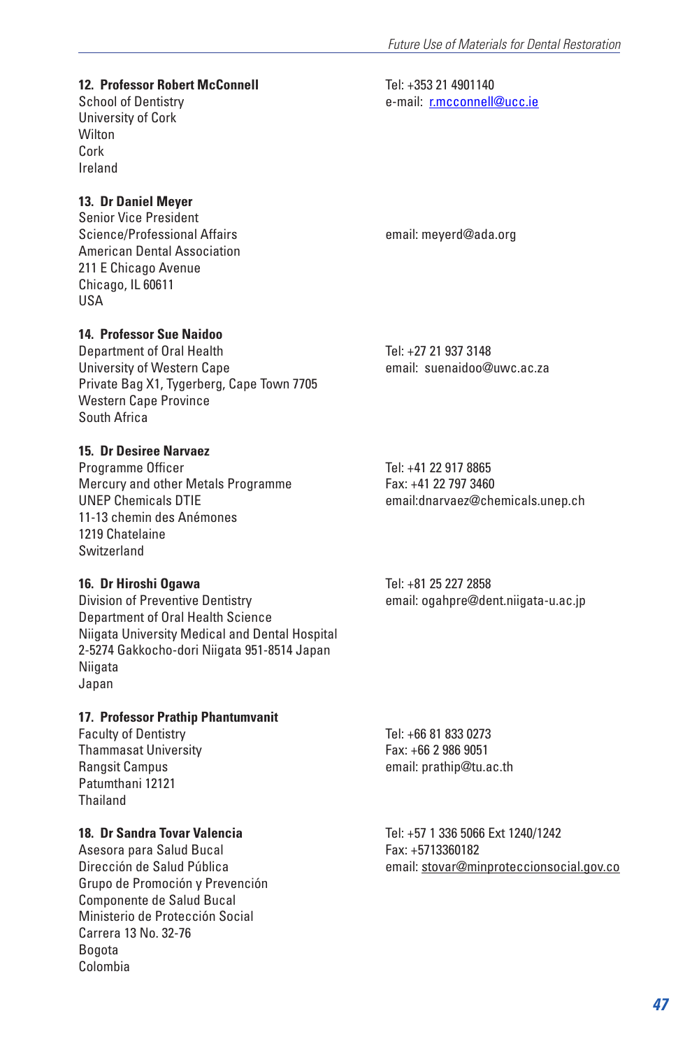**12. Professor Robert McConnell**
School of Dentistry
University of Cork
Wilton
Cork
Ireland

Tel: +353 21 4901140
e-mail: r.mcconnell@ucc.ie

**13. Dr Daniel Meyer**
Senior Vice President
Science/Professional Affairs
American Dental Association
211 E Chicago Avenue
Chicago, IL 60611
USA

email: meyerd@ada.org

**14. Professor Sue Naidoo**
Department of Oral Health
University of Western Cape
Private Bag X1, Tygerberg, Cape Town 7705
Western Cape Province
South Africa

Tel: +27 21 937 3148
email: suenaidoo@uwc.ac.za

**15. Dr Desiree Narvaez**
Programme Officer
Mercury and other Metals Programme
UNEP Chemicals DTIE
11-13 chemin des Anémones
1219 Chatelaine
Switzerland

Tel: +41 22 917 8865
Fax: +41 22 797 3460
email:dnarvaez@chemicals.unep.ch

**16. Dr Hiroshi Ogawa**
Division of Preventive Dentistry
Department of Oral Health Science
Niigata University Medical and Dental Hospital
2-5274 Gakkocho-dori Niigata 951-8514 Japan
Niigata
Japan

Tel: +81 25 227 2858
email: ogahpre@dent.niigata-u.ac.jp

**17. Professor Prathip Phantumvanit**
Faculty of Dentistry
Thammasat University
Rangsit Campus
Patumthani 12121
Thailand

Tel: +66 81 833 0273
Fax: +66 2 986 9051
email: prathip@tu.ac.th

**18. Dr Sandra Tovar Valencia**
Asesora para Salud Bucal
Dirección de Salud Pública
Grupo de Promoción y Prevención
Componente de Salud Bucal
Ministerio de Protección Social
Carrera 13 No. 32-76
Bogota
Colombia

Tel: +57 1 336 5066 Ext 1240/1242
Fax: +5713360182
email: stovar@minproteccionsocial.gov.co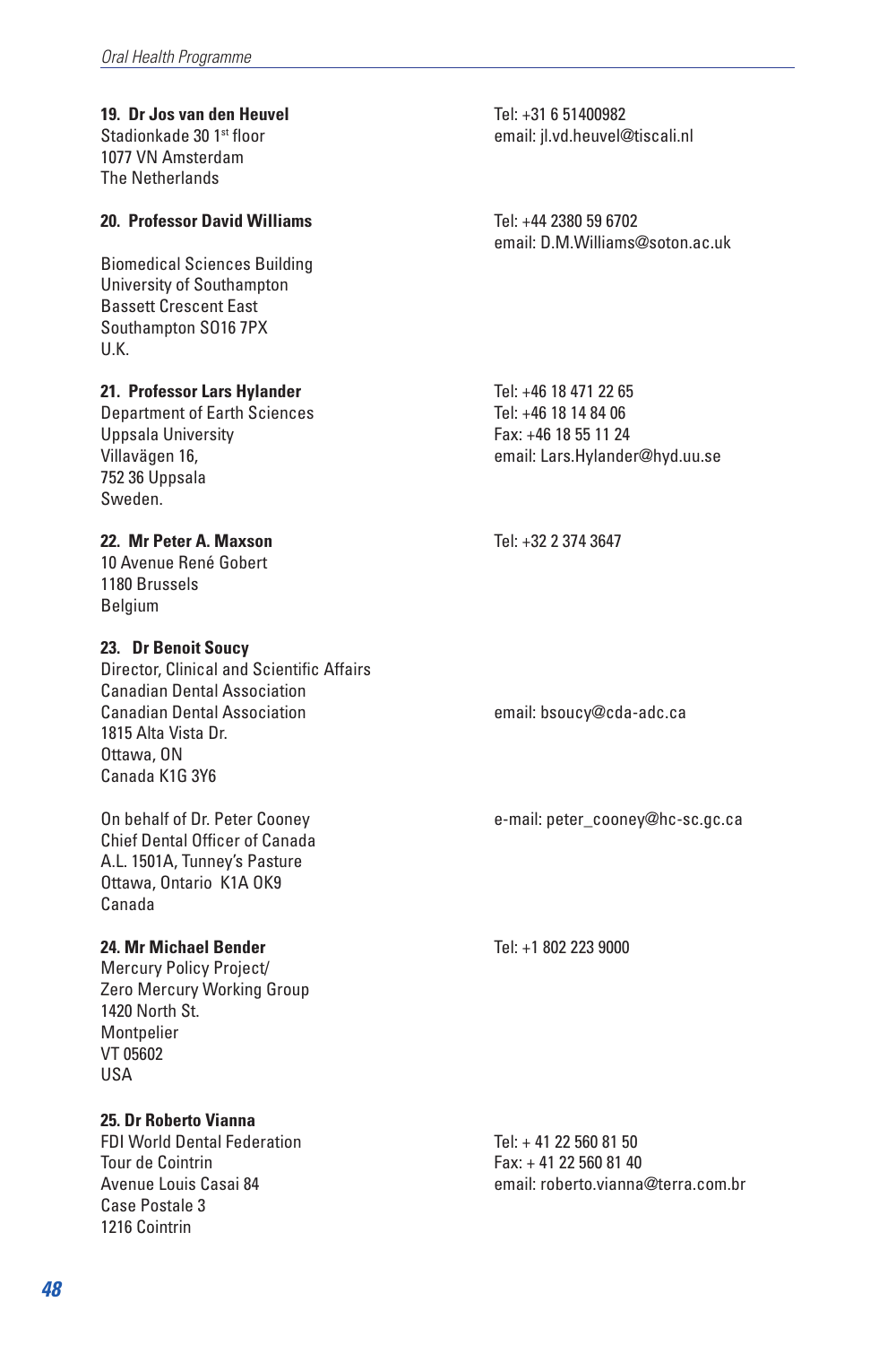**19. Dr Jos van den Heuvel**
Stadionkade 30 1st floor
1077 VN Amsterdam
The Netherlands

Tel: +31 6 51400982
email: jl.vd.heuvel@tiscali.nl

**20. Professor David Williams**

Biomedical Sciences Building
University of Southampton
Bassett Crescent East
Southampton SO16 7PX
U.K.

Tel: +44 2380 59 6702
email: D.M.Williams@soton.ac.uk

**21. Professor Lars Hylander**
Department of Earth Sciences
Uppsala University
Villavägen 16,
752 36 Uppsala
Sweden.

Tel: +46 18 471 22 65
Tel: +46 18 14 84 06
Fax: +46 18 55 11 24
email: Lars.Hylander@hyd.uu.se

**22. Mr Peter A. Maxson**
10 Avenue René Gobert
1180 Brussels
Belgium

Tel: +32 2 374 3647

**23. Dr Benoit Soucy**
Director, Clinical and Scientific Affairs
Canadian Dental Association
Canadian Dental Association
1815 Alta Vista Dr.
Ottawa, ON
Canada K1G 3Y6

email: bsoucy@cda-adc.ca

On behalf of Dr. Peter Cooney
Chief Dental Officer of Canada
A.L. 1501A, Tunney's Pasture
Ottawa, Ontario K1A 0K9
Canada

e-mail: peter_cooney@hc-sc.gc.ca

**24. Mr Michael Bender**
Mercury Policy Project/
Zero Mercury Working Group
1420 North St.
Montpelier
VT 05602
USA

Tel: +1 802 223 9000

**25. Dr Roberto Vianna**
FDI World Dental Federation
Tour de Cointrin
Avenue Louis Casai 84
Case Postale 3
1216 Cointrin

Tel: + 41 22 560 81 50
Fax: + 41 22 560 81 40
email: roberto.vianna@terra.com.br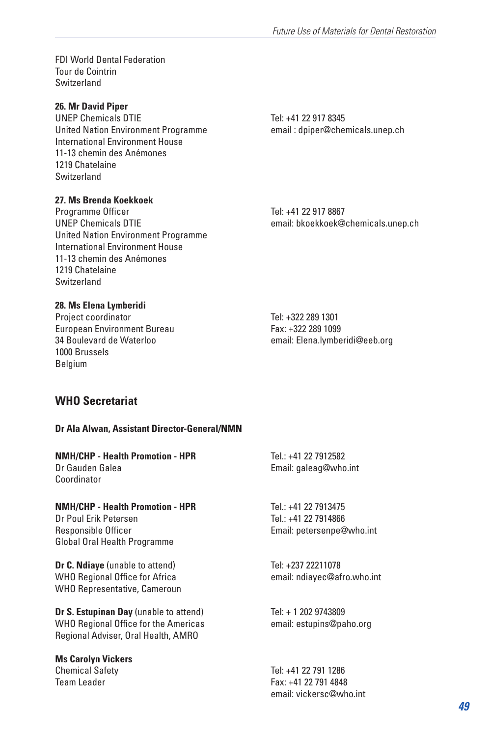FDI World Dental Federation
Tour de Cointrin
Switzerland

**26. Mr David Piper**
UNEP Chemicals DTIE
United Nation Environment Programme
International Environment House
11-13 chemin des Anémones
1219 Chatelaine
Switzerland

Tel: +41 22 917 8345
email : dpiper@chemicals.unep.ch

**27. Ms Brenda Koekkoek**
Programme Officer
UNEP Chemicals DTIE
United Nation Environment Programme
International Environment House
11-13 chemin des Anémones
1219 Chatelaine
Switzerland

Tel: +41 22 917 8867
email: bkoekkoek@chemicals.unep.ch

**28. Ms Elena Lymberidi**
Project coordinator
European Environment Bureau
34 Boulevard de Waterloo
1000 Brussels
Belgium

Tel: +322 289 1301
Fax: +322 289 1099
email: Elena.lymberidi@eeb.org

## WHO Secretariat

**Dr Ala Alwan, Assistant Director-General/NMN**

**NMH/CHP - Health Promotion - HPR**
Dr Gauden Galea
Coordinator

Tel.: +41 22 7912582
Email: galeag@who.int

**NMH/CHP - Health Promotion - HPR**
Dr Poul Erik Petersen
Responsible Officer
Global Oral Health Programme

Tel.: +41 22 7913475
Tel.: +41 22 7914866
Email: petersenpe@who.int

**Dr C. Ndiaye** (unable to attend)
WHO Regional Office for Africa
WHO Representative, Cameroun

Tel: +237 22211078
email: ndiayec@afro.who.int

**Dr S. Estupinan Day** (unable to attend)
WHO Regional Office for the Americas
Regional Adviser, Oral Health, AMRO

Tel: + 1 202 9743809
email: estupins@paho.org

**Ms Carolyn Vickers**
Chemical Safety
Team Leader

Tel: +41 22 791 1286
Fax: +41 22 791 4848
email: vickersc@who.int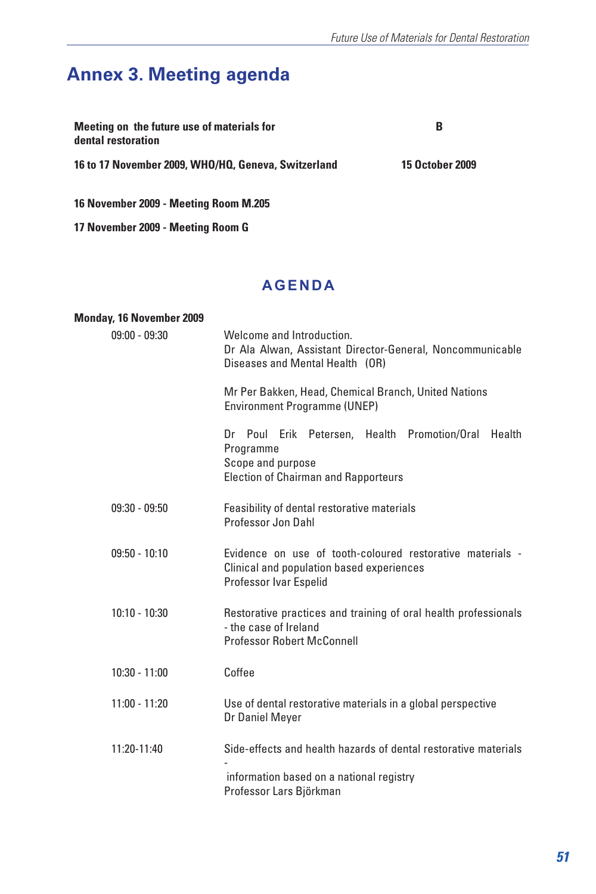# Annex 3. Meeting agenda

**Meeting on the future use of materials for dental restoration** **B**

**16 to 17 November 2009, WHO/HQ, Geneva, Switzerland** **15 October 2009**

**16 November 2009 - Meeting Room M.205**

**17 November 2009 - Meeting Room G**

## AGENDA

**Monday, 16 November 2009**

| | |
|---|---|
| 09:00 - 09:30 | Welcome and Introduction.<br>Dr Ala Alwan, Assistant Director-General, Noncommunicable Diseases and Mental Health (OR)<br><br>Mr Per Bakken, Head, Chemical Branch, United Nations Environment Programme (UNEP)<br><br>Dr Poul Erik Petersen, Health Promotion/Oral Health Programme<br>Scope and purpose<br>Election of Chairman and Rapporteurs |
| 09:30 - 09:50 | Feasibility of dental restorative materials<br>Professor Jon Dahl |
| 09:50 - 10:10 | Evidence on use of tooth-coloured restorative materials - Clinical and population based experiences<br>Professor Ivar Espelid |
| 10:10 - 10:30 | Restorative practices and training of oral health professionals - the case of Ireland<br>Professor Robert McConnell |
| 10:30 - 11:00 | Coffee |
| 11:00 - 11:20 | Use of dental restorative materials in a global perspective<br>Dr Daniel Meyer |
| 11:20-11:40 | Side-effects and health hazards of dental restorative materials -<br>information based on a national registry<br>Professor Lars Björkman |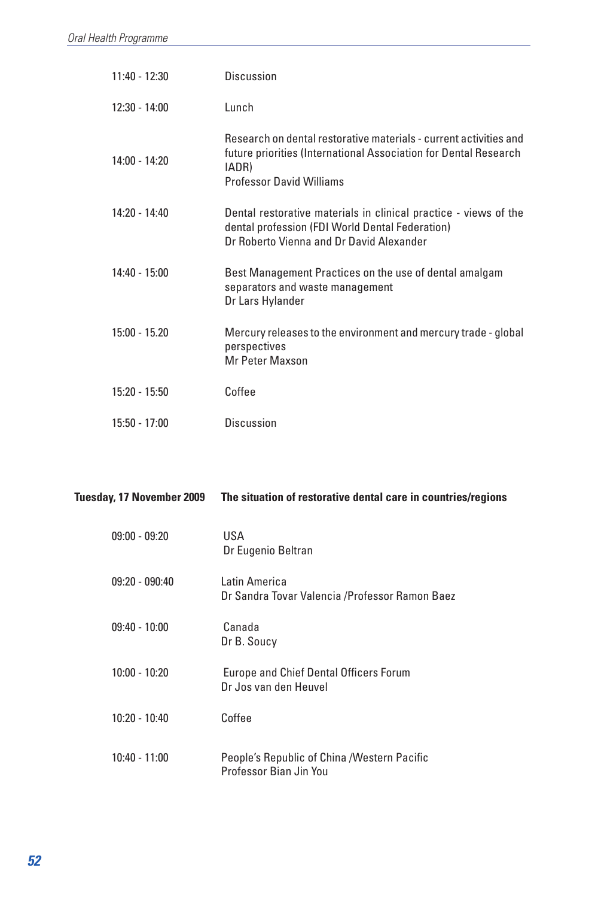| | |
|---|---|
| 11:40 - 12:30 | Discussion |
| 12:30 - 14:00 | Lunch |
| 14:00 - 14:20 | Research on dental restorative materials - current activities and future priorities (International Association for Dental Research IADR)<br>Professor David Williams |
| 14:20 - 14:40 | Dental restorative materials in clinical practice - views of the dental profession (FDI World Dental Federation)<br>Dr Roberto Vienna and Dr David Alexander |
| 14:40 - 15:00 | Best Management Practices on the use of dental amalgam separators and waste management<br>Dr Lars Hylander |
| 15:00 - 15.20 | Mercury releases to the environment and mercury trade - global perspectives<br>Mr Peter Maxson |
| 15:20 - 15:50 | Coffee |
| 15:50 - 17:00 | Discussion |

**Tuesday, 17 November 2009** **The situation of restorative dental care in countries/regions**

| | |
|---|---|
| 09:00 - 09:20 | USA<br>Dr Eugenio Beltran |
| 09:20 - 090:40 | Latin America<br>Dr Sandra Tovar Valencia /Professor Ramon Baez |
| 09:40 - 10:00 | Canada<br>Dr B. Soucy |
| 10:00 - 10:20 | Europe and Chief Dental Officers Forum<br>Dr Jos van den Heuvel |
| 10:20 - 10:40 | Coffee |
| 10:40 - 11:00 | People's Republic of China /Western Pacific<br>Professor Bian Jin You |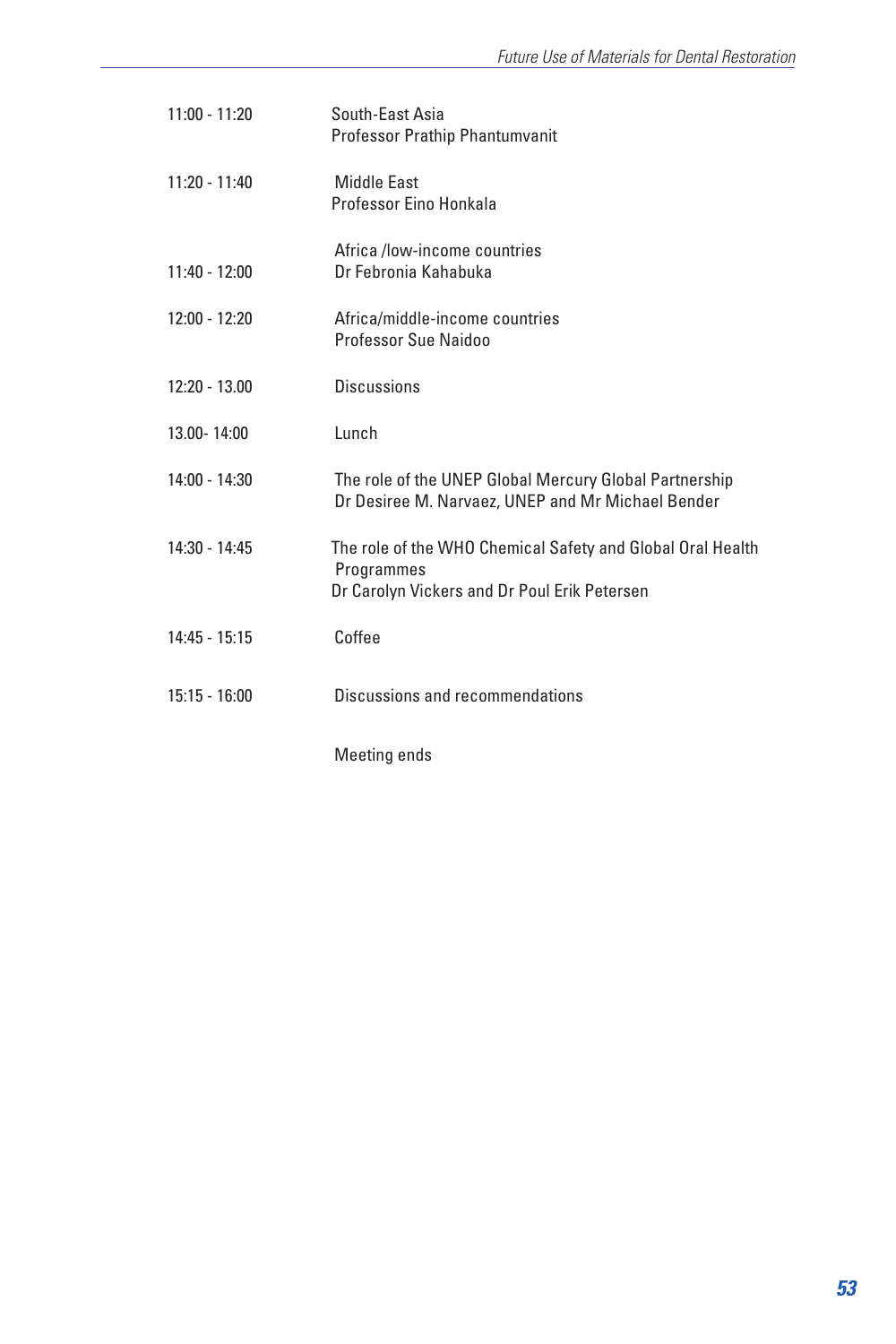| | |
|---|---|
| 11:00 - 11:20 | South-East Asia<br>Professor Prathip Phantumvanit |
| 11:20 - 11:40 | Middle East<br>Professor Eino Honkala |
| 11:40 - 12:00 | Africa /low-income countries<br>Dr Febronia Kahabuka |
| 12:00 - 12:20 | Africa/middle-income countries<br>Professor Sue Naidoo |
| 12:20 - 13.00 | Discussions |
| 13.00- 14:00 | Lunch |
| 14:00 - 14:30 | The role of the UNEP Global Mercury Global Partnership<br>Dr Desiree M. Narvaez, UNEP and Mr Michael Bender |
| 14:30 - 14:45 | The role of the WHO Chemical Safety and Global Oral Health Programmes<br>Dr Carolyn Vickers and Dr Poul Erik Petersen |
| 14:45 - 15:15 | Coffee |
| 15:15 - 16:00 | Discussions and recommendations |
| | Meeting ends |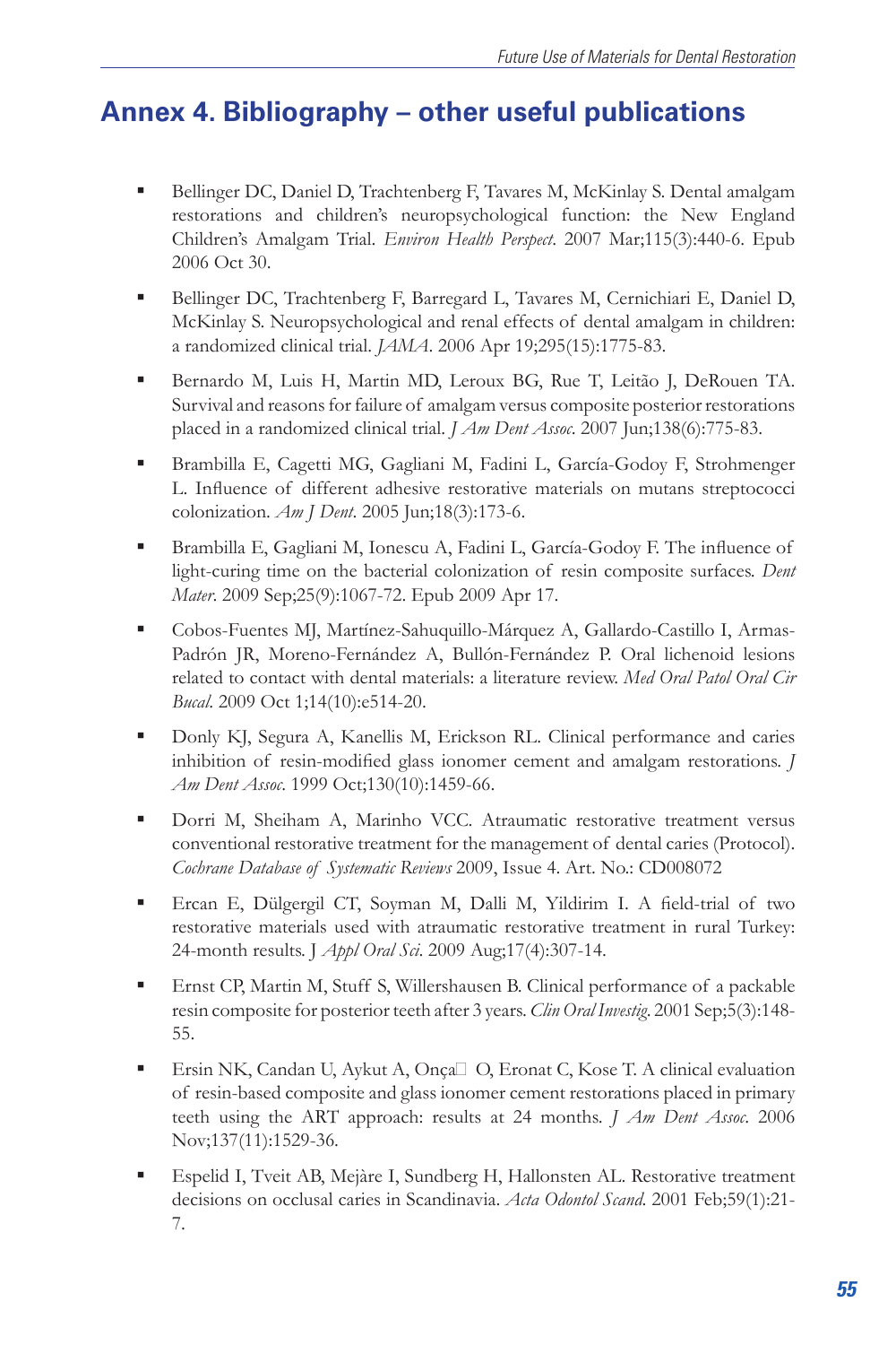# Annex 4. Bibliography – other useful publications

- Bellinger DC, Daniel D, Trachtenberg F, Tavares M, McKinlay S. Dental amalgam restorations and children's neuropsychological function: the New England Children's Amalgam Trial. *Environ Health Perspect*. 2007 Mar;115(3):440-6. Epub 2006 Oct 30.
- Bellinger DC, Trachtenberg F, Barregard L, Tavares M, Cernichiari E, Daniel D, McKinlay S. Neuropsychological and renal effects of dental amalgam in children: a randomized clinical trial. *JAMA*. 2006 Apr 19;295(15):1775-83.
- Bernardo M, Luis H, Martin MD, Leroux BG, Rue T, Leitão J, DeRouen TA. Survival and reasons for failure of amalgam versus composite posterior restorations placed in a randomized clinical trial. *J Am Dent Assoc*. 2007 Jun;138(6):775-83.
- Brambilla E, Cagetti MG, Gagliani M, Fadini L, García-Godoy F, Strohmenger L. Influence of different adhesive restorative materials on mutans streptococci colonization. *Am J Dent*. 2005 Jun;18(3):173-6.
- Brambilla E, Gagliani M, Ionescu A, Fadini L, García-Godoy F. The influence of light-curing time on the bacterial colonization of resin composite surfaces. *Dent Mater*. 2009 Sep;25(9):1067-72. Epub 2009 Apr 17.
- Cobos-Fuentes MJ, Martínez-Sahuquillo-Márquez A, Gallardo-Castillo I, Armas-Padrón JR, Moreno-Fernández A, Bullón-Fernández P. Oral lichenoid lesions related to contact with dental materials: a literature review. *Med Oral Patol Oral Cir Bucal*. 2009 Oct 1;14(10):e514-20.
- Donly KJ, Segura A, Kanellis M, Erickson RL. Clinical performance and caries inhibition of resin-modified glass ionomer cement and amalgam restorations. *J Am Dent Assoc*. 1999 Oct;130(10):1459-66.
- Dorri M, Sheiham A, Marinho VCC. Atraumatic restorative treatment versus conventional restorative treatment for the management of dental caries (Protocol). *Cochrane Database of Systematic Reviews* 2009, Issue 4. Art. No.: CD008072
- Ercan E, Dülgergil CT, Soyman M, Dalli M, Yildirim I. A field-trial of two restorative materials used with atraumatic restorative treatment in rural Turkey: 24-month results. J *Appl Oral Sci*. 2009 Aug;17(4):307-14.
- Ernst CP, Martin M, Stuff S, Willershausen B. Clinical performance of a packable resin composite for posterior teeth after 3 years. *Clin Oral Investig*. 2001 Sep;5(3):148-55.
- Ersin NK, Candan U, Aykut A, Onça O, Eronat C, Kose T. A clinical evaluation of resin-based composite and glass ionomer cement restorations placed in primary teeth using the ART approach: results at 24 months. *J Am Dent Assoc*. 2006 Nov;137(11):1529-36.
- Espelid I, Tveit AB, Mejàre I, Sundberg H, Hallonsten AL. Restorative treatment decisions on occlusal caries in Scandinavia. *Acta Odontol Scand*. 2001 Feb;59(1):21-7.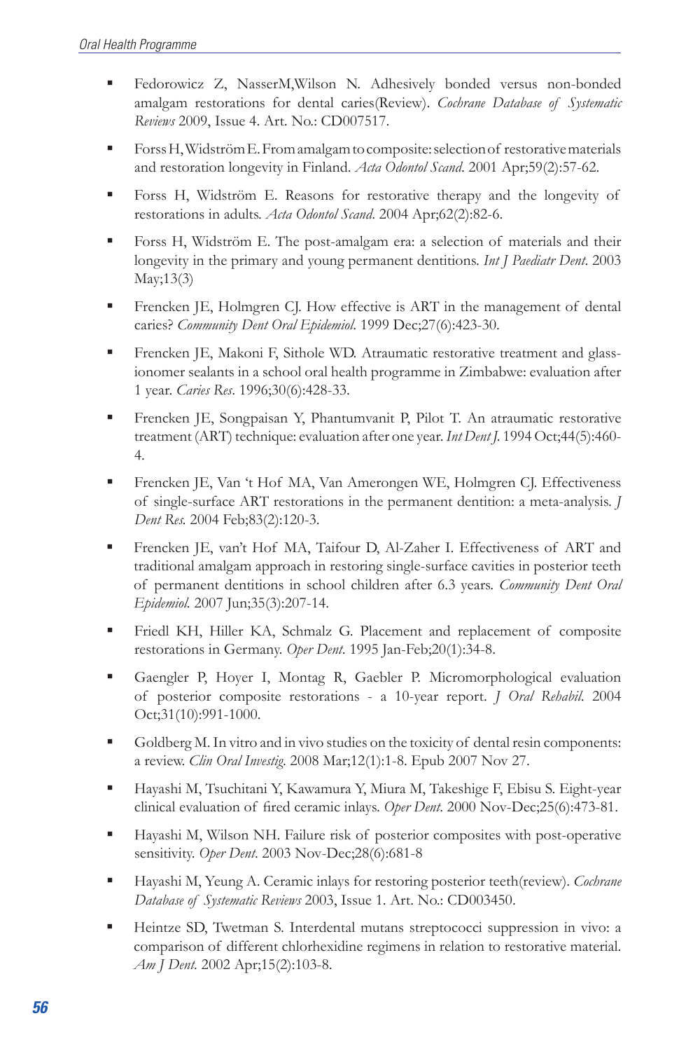- Fedorowicz Z, NasserM,Wilson N. Adhesively bonded versus non-bonded amalgam restorations for dental caries(Review). *Cochrane Database of Systematic Reviews* 2009, Issue 4. Art. No.: CD007517.

- Forss H, Widström E. From amalgam to composite: selection of restorative materials and restoration longevity in Finland. *Acta Odontol Scand*. 2001 Apr;59(2):57-62.

- Forss H, Widström E. Reasons for restorative therapy and the longevity of restorations in adults. *Acta Odontol Scand*. 2004 Apr;62(2):82-6.

- Forss H, Widström E. The post-amalgam era: a selection of materials and their longevity in the primary and young permanent dentitions. *Int J Paediatr Dent*. 2003 May;13(3)

- Frencken JE, Holmgren CJ. How effective is ART in the management of dental caries? *Community Dent Oral Epidemiol*. 1999 Dec;27(6):423-30.

- Frencken JE, Makoni F, Sithole WD. Atraumatic restorative treatment and glass-ionomer sealants in a school oral health programme in Zimbabwe: evaluation after 1 year. *Caries Res*. 1996;30(6):428-33.

- Frencken JE, Songpaisan Y, Phantumvanit P, Pilot T. An atraumatic restorative treatment (ART) technique: evaluation after one year. *Int Dent J*. 1994 Oct;44(5):460-4.

- Frencken JE, Van 't Hof MA, Van Amerongen WE, Holmgren CJ. Effectiveness of single-surface ART restorations in the permanent dentition: a meta-analysis. *J Dent Res*. 2004 Feb;83(2):120-3.

- Frencken JE, van't Hof MA, Taifour D, Al-Zaher I. Effectiveness of ART and traditional amalgam approach in restoring single-surface cavities in posterior teeth of permanent dentitions in school children after 6.3 years. *Community Dent Oral Epidemiol*. 2007 Jun;35(3):207-14.

- Friedl KH, Hiller KA, Schmalz G. Placement and replacement of composite restorations in Germany. *Oper Dent*. 1995 Jan-Feb;20(1):34-8.

- Gaengler P, Hoyer I, Montag R, Gaebler P. Micromorphological evaluation of posterior composite restorations - a 10-year report. *J Oral Rehabil*. 2004 Oct;31(10):991-1000.

- Goldberg M. In vitro and in vivo studies on the toxicity of dental resin components: a review. *Clin Oral Investig*. 2008 Mar;12(1):1-8. Epub 2007 Nov 27.

- Hayashi M, Tsuchitani Y, Kawamura Y, Miura M, Takeshige F, Ebisu S. Eight-year clinical evaluation of fired ceramic inlays. *Oper Dent*. 2000 Nov-Dec;25(6):473-81.

- Hayashi M, Wilson NH. Failure risk of posterior composites with post-operative sensitivity. *Oper Dent*. 2003 Nov-Dec;28(6):681-8

- Hayashi M, Yeung A. Ceramic inlays for restoring posterior teeth(review). *Cochrane Database of Systematic Reviews* 2003, Issue 1. Art. No.: CD003450.

- Heintze SD, Twetman S. Interdental mutans streptococci suppression in vivo: a comparison of different chlorhexidine regimens in relation to restorative material. *Am J Dent*. 2002 Apr;15(2):103-8.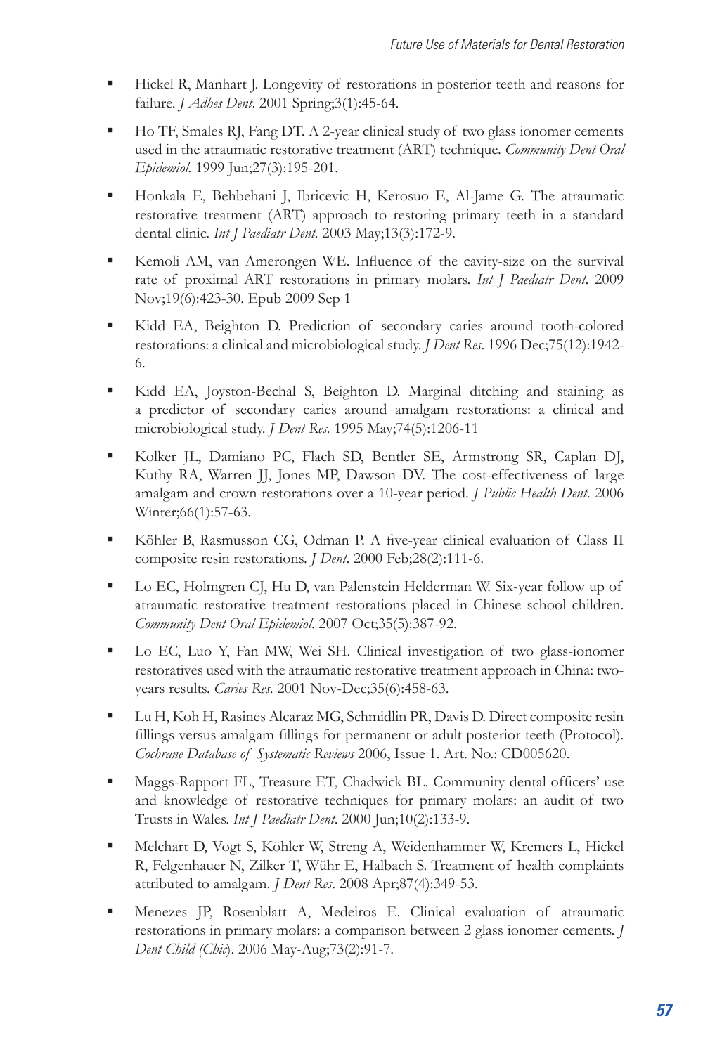- Hickel R, Manhart J. Longevity of restorations in posterior teeth and reasons for failure. *J Adhes Dent*. 2001 Spring;3(1):45-64.
- Ho TF, Smales RJ, Fang DT. A 2-year clinical study of two glass ionomer cements used in the atraumatic restorative treatment (ART) technique. *Community Dent Oral Epidemiol.* 1999 Jun;27(3):195-201.
- Honkala E, Behbehani J, Ibricevic H, Kerosuo E, Al-Jame G. The atraumatic restorative treatment (ART) approach to restoring primary teeth in a standard dental clinic. *Int J Paediatr Dent.* 2003 May;13(3):172-9.
- Kemoli AM, van Amerongen WE. Influence of the cavity-size on the survival rate of proximal ART restorations in primary molars. *Int J Paediatr Dent*. 2009 Nov;19(6):423-30. Epub 2009 Sep 1
- Kidd EA, Beighton D. Prediction of secondary caries around tooth-colored restorations: a clinical and microbiological study. *J Dent Res*. 1996 Dec;75(12):1942-6.
- Kidd EA, Joyston-Bechal S, Beighton D. Marginal ditching and staining as a predictor of secondary caries around amalgam restorations: a clinical and microbiological study. *J Dent Res.* 1995 May;74(5):1206-11
- Kolker JL, Damiano PC, Flach SD, Bentler SE, Armstrong SR, Caplan DJ, Kuthy RA, Warren JJ, Jones MP, Dawson DV. The cost-effectiveness of large amalgam and crown restorations over a 10-year period. *J Public Health Dent*. 2006 Winter;66(1):57-63.
- Köhler B, Rasmusson CG, Odman P. A five-year clinical evaluation of Class II composite resin restorations. *J Dent*. 2000 Feb;28(2):111-6.
- Lo EC, Holmgren CJ, Hu D, van Palenstein Helderman W. Six-year follow up of atraumatic restorative treatment restorations placed in Chinese school children. *Community Dent Oral Epidemiol*. 2007 Oct;35(5):387-92.
- Lo EC, Luo Y, Fan MW, Wei SH. Clinical investigation of two glass-ionomer restoratives used with the atraumatic restorative treatment approach in China: two-years results. *Caries Res*. 2001 Nov-Dec;35(6):458-63.
- Lu H, Koh H, Rasines Alcaraz MG, Schmidlin PR, Davis D. Direct composite resin fillings versus amalgam fillings for permanent or adult posterior teeth (Protocol). *Cochrane Database of Systematic Reviews* 2006, Issue 1. Art. No.: CD005620.
- Maggs-Rapport FL, Treasure ET, Chadwick BL. Community dental officers' use and knowledge of restorative techniques for primary molars: an audit of two Trusts in Wales. *Int J Paediatr Dent*. 2000 Jun;10(2):133-9.
- Melchart D, Vogt S, Köhler W, Streng A, Weidenhammer W, Kremers L, Hickel R, Felgenhauer N, Zilker T, Wühr E, Halbach S. Treatment of health complaints attributed to amalgam. *J Dent Res*. 2008 Apr;87(4):349-53.
- Menezes JP, Rosenblatt A, Medeiros E. Clinical evaluation of atraumatic restorations in primary molars: a comparison between 2 glass ionomer cements. *J Dent Child (Chic)*. 2006 May-Aug;73(2):91-7.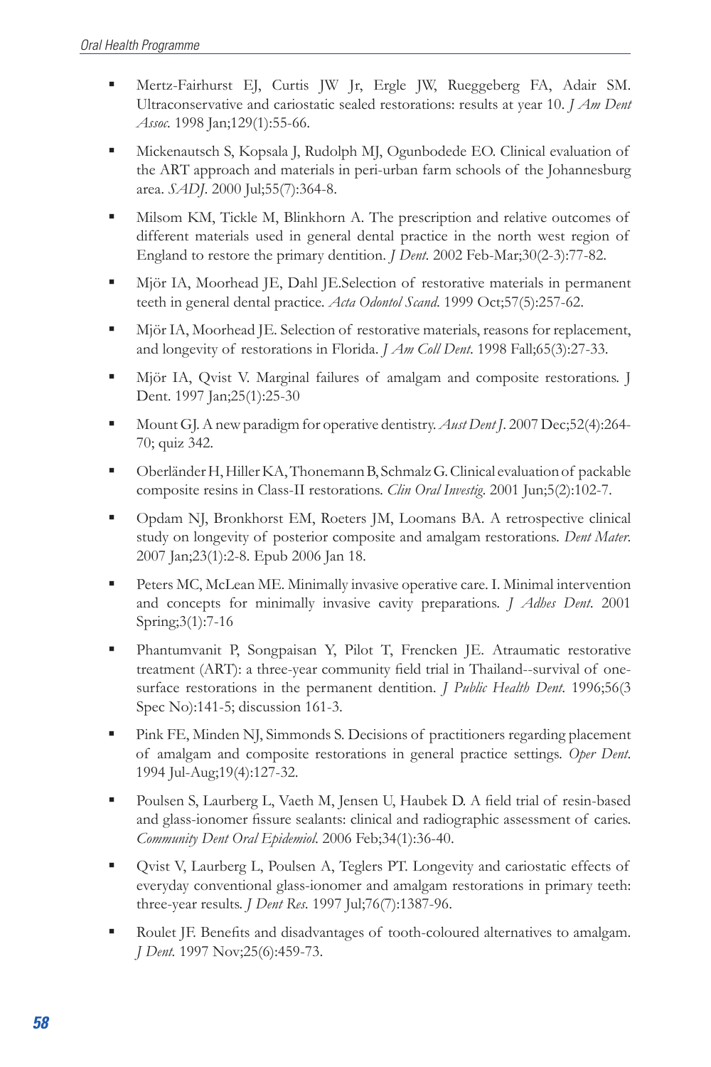- Mertz-Fairhurst EJ, Curtis JW Jr, Ergle JW, Rueggeberg FA, Adair SM. Ultraconservative and cariostatic sealed restorations: results at year 10. *J Am Dent Assoc.* 1998 Jan;129(1):55-66.

- Mickenautsch S, Kopsala J, Rudolph MJ, Ogunbodede EO. Clinical evaluation of the ART approach and materials in peri-urban farm schools of the Johannesburg area. *SADJ.* 2000 Jul;55(7):364-8.

- Milsom KM, Tickle M, Blinkhorn A. The prescription and relative outcomes of different materials used in general dental practice in the north west region of England to restore the primary dentition. *J Dent.* 2002 Feb-Mar;30(2-3):77-82.

- Mjör IA, Moorhead JE, Dahl JE.Selection of restorative materials in permanent teeth in general dental practice. *Acta Odontol Scand.* 1999 Oct;57(5):257-62.

- Mjör IA, Moorhead JE. Selection of restorative materials, reasons for replacement, and longevity of restorations in Florida. *J Am Coll Dent.* 1998 Fall;65(3):27-33.

- Mjör IA, Qvist V. Marginal failures of amalgam and composite restorations. J Dent. 1997 Jan;25(1):25-30

- Mount GJ. A new paradigm for operative dentistry. *Aust Dent J.* 2007 Dec;52(4):264-70; quiz 342.

- Oberländer H, Hiller KA, Thonemann B, Schmalz G. Clinical evaluation of packable composite resins in Class-II restorations. *Clin Oral Investig.* 2001 Jun;5(2):102-7.

- Opdam NJ, Bronkhorst EM, Roeters JM, Loomans BA. A retrospective clinical study on longevity of posterior composite and amalgam restorations. *Dent Mater.* 2007 Jan;23(1):2-8. Epub 2006 Jan 18.

- Peters MC, McLean ME. Minimally invasive operative care. I. Minimal intervention and concepts for minimally invasive cavity preparations. *J Adhes Dent.* 2001 Spring;3(1):7-16

- Phantumvanit P, Songpaisan Y, Pilot T, Frencken JE. Atraumatic restorative treatment (ART): a three-year community field trial in Thailand--survival of one-surface restorations in the permanent dentition. *J Public Health Dent.* 1996;56(3 Spec No):141-5; discussion 161-3.

- Pink FE, Minden NJ, Simmonds S. Decisions of practitioners regarding placement of amalgam and composite restorations in general practice settings. *Oper Dent.* 1994 Jul-Aug;19(4):127-32.

- Poulsen S, Laurberg L, Vaeth M, Jensen U, Haubek D. A field trial of resin-based and glass-ionomer fissure sealants: clinical and radiographic assessment of caries. *Community Dent Oral Epidemiol.* 2006 Feb;34(1):36-40.

- Qvist V, Laurberg L, Poulsen A, Teglers PT. Longevity and cariostatic effects of everyday conventional glass-ionomer and amalgam restorations in primary teeth: three-year results. *J Dent Res.* 1997 Jul;76(7):1387-96.

- Roulet JF. Benefits and disadvantages of tooth-coloured alternatives to amalgam. *J Dent.* 1997 Nov;25(6):459-73.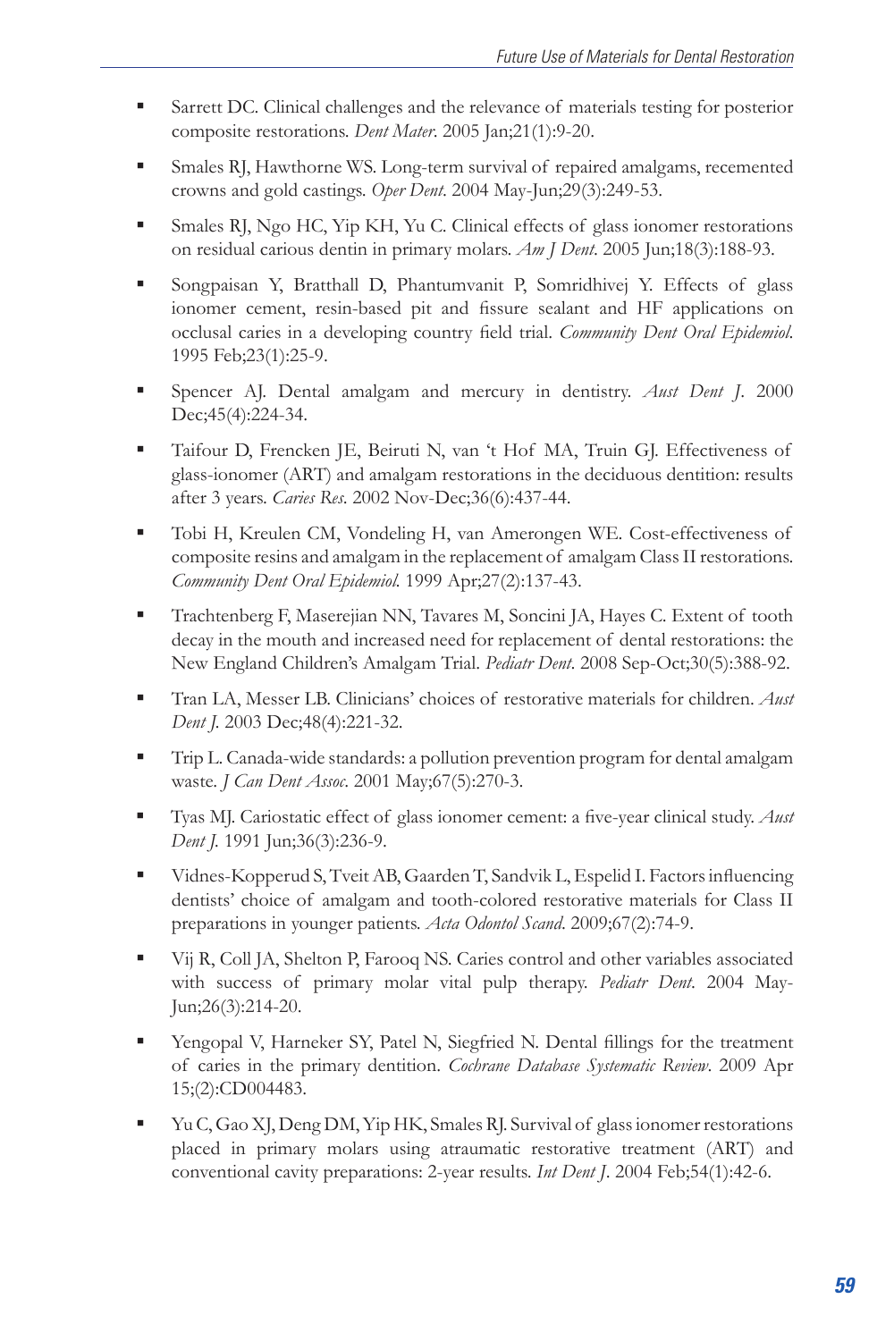- Sarrett DC. Clinical challenges and the relevance of materials testing for posterior composite restorations. *Dent Mater*. 2005 Jan;21(1):9-20.
- Smales RJ, Hawthorne WS. Long-term survival of repaired amalgams, recemented crowns and gold castings. *Oper Dent*. 2004 May-Jun;29(3):249-53.
- Smales RJ, Ngo HC, Yip KH, Yu C. Clinical effects of glass ionomer restorations on residual carious dentin in primary molars. *Am J Dent*. 2005 Jun;18(3):188-93.
- Songpaisan Y, Bratthall D, Phantumvanit P, Somridhivej Y. Effects of glass ionomer cement, resin-based pit and fissure sealant and HF applications on occlusal caries in a developing country field trial. *Community Dent Oral Epidemiol*. 1995 Feb;23(1):25-9.
- Spencer AJ. Dental amalgam and mercury in dentistry. *Aust Dent J*. 2000 Dec;45(4):224-34.
- Taifour D, Frencken JE, Beiruti N, van 't Hof MA, Truin GJ. Effectiveness of glass-ionomer (ART) and amalgam restorations in the deciduous dentition: results after 3 years. *Caries Res*. 2002 Nov-Dec;36(6):437-44.
- Tobi H, Kreulen CM, Vondeling H, van Amerongen WE. Cost-effectiveness of composite resins and amalgam in the replacement of amalgam Class II restorations. *Community Dent Oral Epidemiol*. 1999 Apr;27(2):137-43.
- Trachtenberg F, Maserejian NN, Tavares M, Soncini JA, Hayes C. Extent of tooth decay in the mouth and increased need for replacement of dental restorations: the New England Children's Amalgam Trial. *Pediatr Dent*. 2008 Sep-Oct;30(5):388-92.
- Tran LA, Messer LB. Clinicians' choices of restorative materials for children. *Aust Dent J*. 2003 Dec;48(4):221-32.
- Trip L. Canada-wide standards: a pollution prevention program for dental amalgam waste. *J Can Dent Assoc*. 2001 May;67(5):270-3.
- Tyas MJ. Cariostatic effect of glass ionomer cement: a five-year clinical study. *Aust Dent J*. 1991 Jun;36(3):236-9.
- Vidnes-Kopperud S, Tveit AB, Gaarden T, Sandvik L, Espelid I. Factors influencing dentists' choice of amalgam and tooth-colored restorative materials for Class II preparations in younger patients. *Acta Odontol Scand*. 2009;67(2):74-9.
- Vij R, Coll JA, Shelton P, Farooq NS. Caries control and other variables associated with success of primary molar vital pulp therapy. *Pediatr Dent*. 2004 May-Jun;26(3):214-20.
- Yengopal V, Harneker SY, Patel N, Siegfried N. Dental fillings for the treatment of caries in the primary dentition. *Cochrane Database Systematic Review*. 2009 Apr 15;(2):CD004483.
- Yu C, Gao XJ, Deng DM, Yip HK, Smales RJ. Survival of glass ionomer restorations placed in primary molars using atraumatic restorative treatment (ART) and conventional cavity preparations: 2-year results. *Int Dent J*. 2004 Feb;54(1):42-6.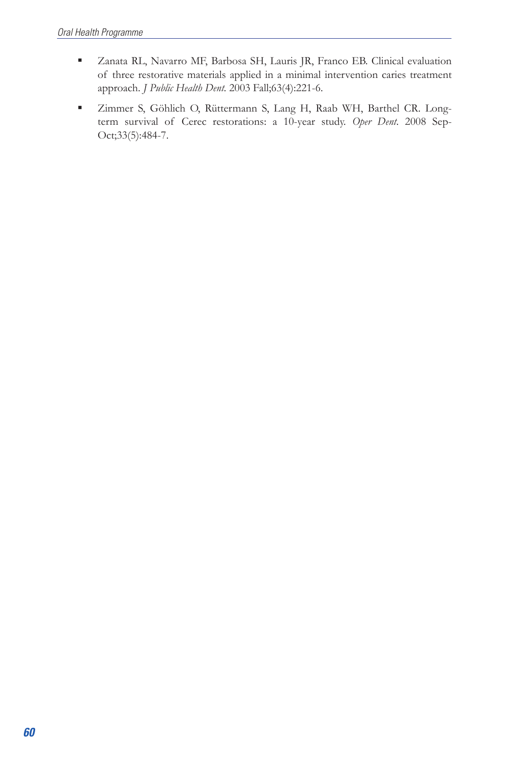- Zanata RL, Navarro MF, Barbosa SH, Lauris JR, Franco EB. Clinical evaluation of three restorative materials applied in a minimal intervention caries treatment approach. *J Public Health Dent*. 2003 Fall;63(4):221-6.
- Zimmer S, Göhlich O, Rüttermann S, Lang H, Raab WH, Barthel CR. Long-term survival of Cerec restorations: a 10-year study. *Oper Dent*. 2008 Sep-Oct;33(5):484-7.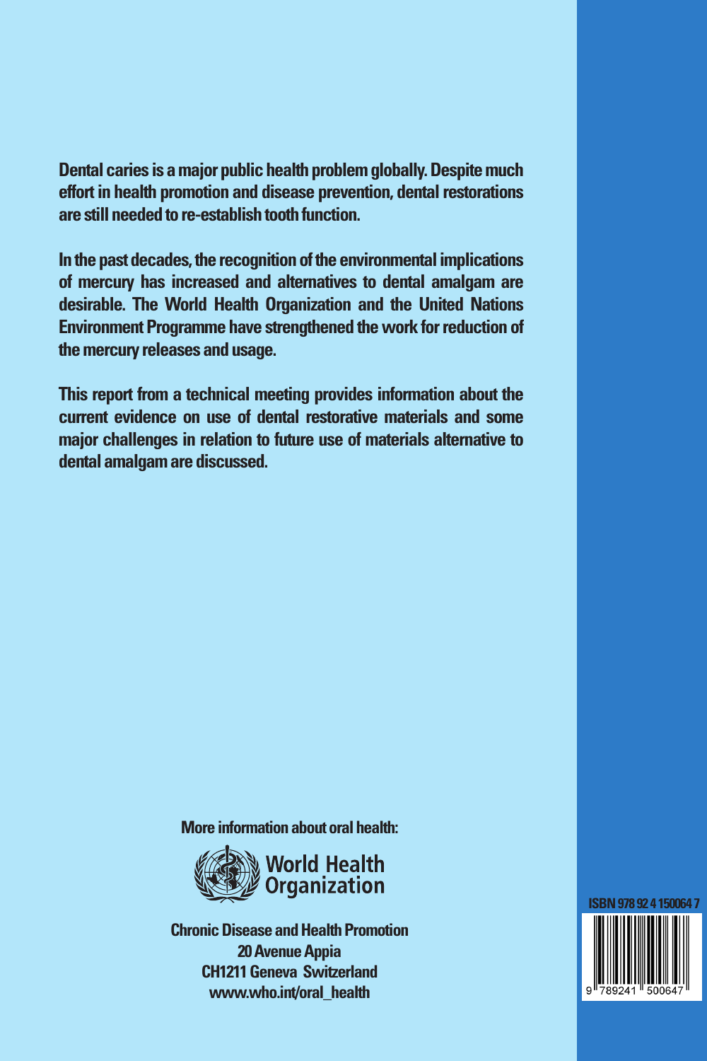**Dental caries is a major public health problem globally. Despite much effort in health promotion and disease prevention, dental restorations are still needed to re-establish tooth function.**

**In the past decades, the recognition of the environmental implications of mercury has increased and alternatives to dental amalgam are desirable. The World Health Organization and the United Nations Environment Programme have strengthened the work for reduction of the mercury releases and usage.**

**This report from a technical meeting provides information about the current evidence on use of dental restorative materials and some major challenges in relation to future use of materials alternative to dental amalgam are discussed.**

**More information about oral health:**

World Health Organization

**Chronic Disease and Health Promotion**
**20 Avenue Appia**
**CH1211 Geneva Switzerland**
**www.who.int/oral_health**

ISBN 978 92 4 150064 7

9 789241 500647